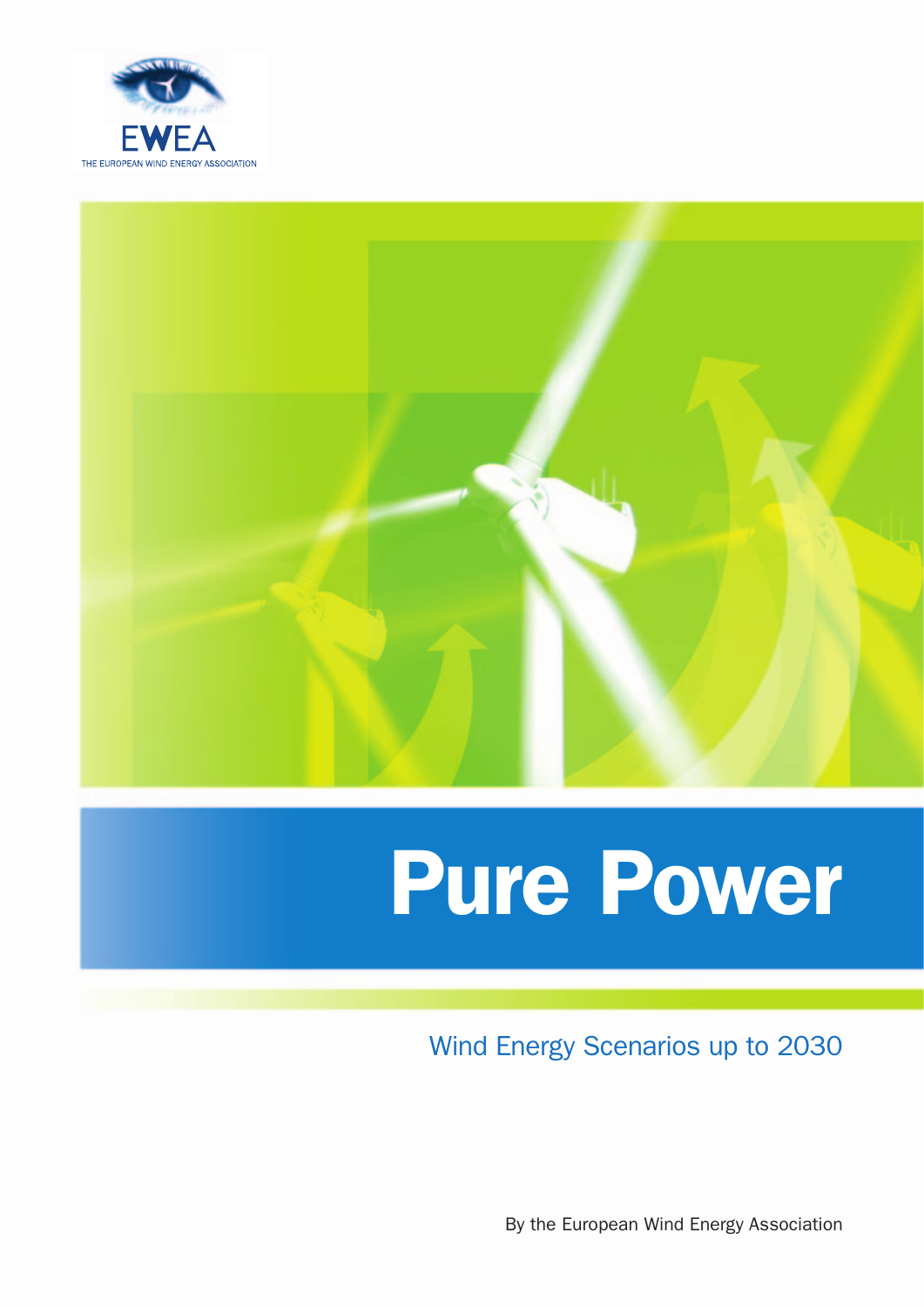EWEA

THE EUROPEAN WIND ENERGY ASSOCIATION

# Pure Power

## Wind Energy Scenarios up to 2030

By the European Wind Energy Association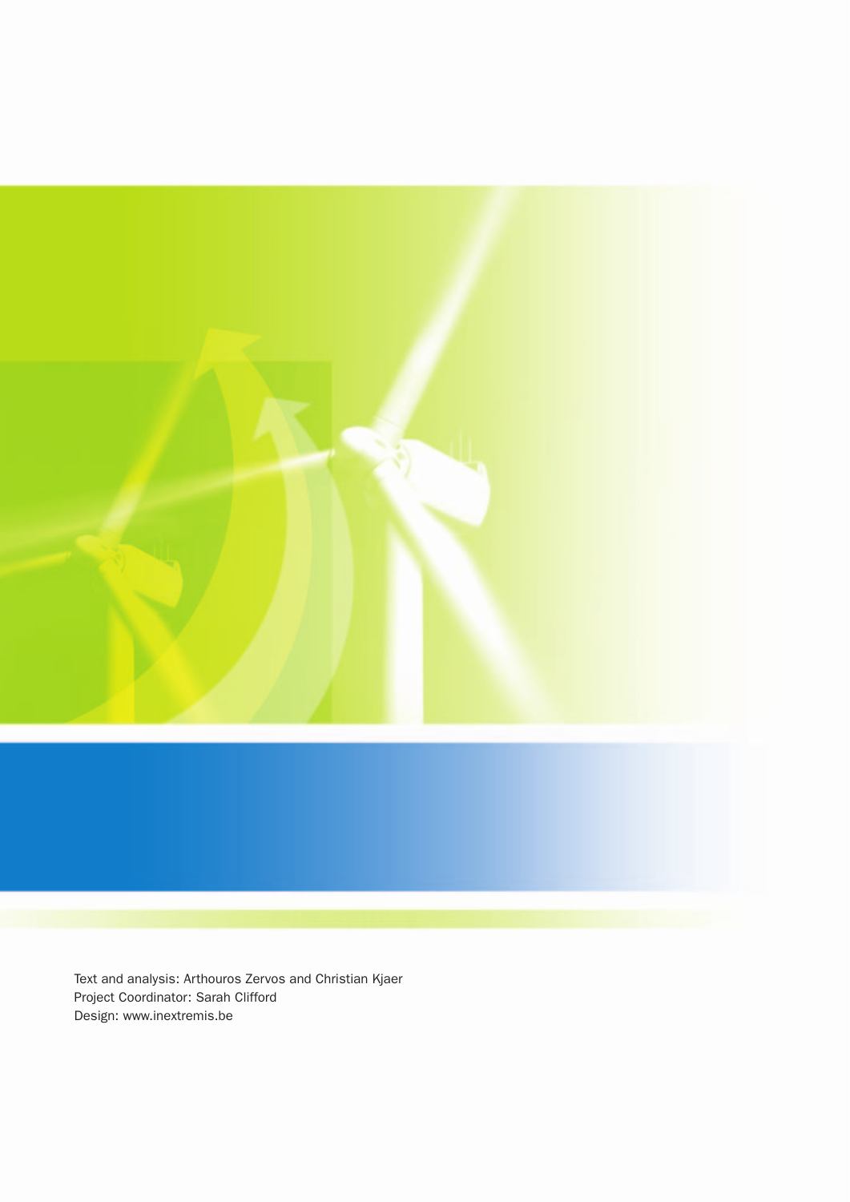Text and analysis: Arthouros Zervos and Christian Kjaer
Project Coordinator: Sarah Clifford
Design: www.inextremis.be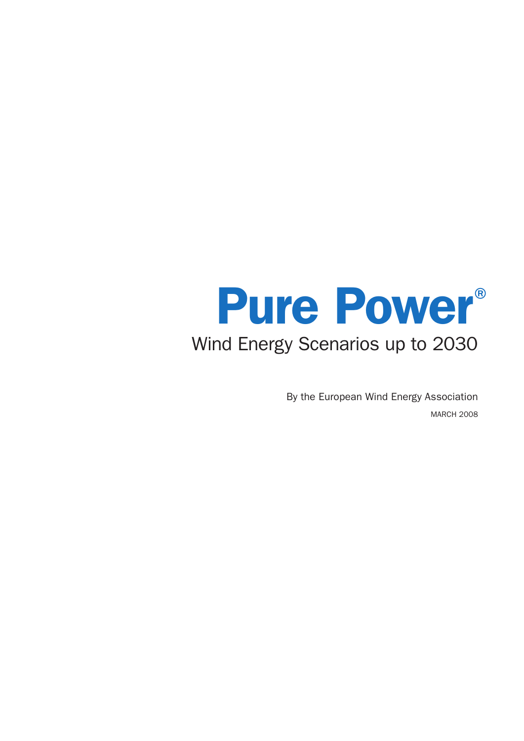# Pure Power®

## Wind Energy Scenarios up to 2030

By the European Wind Energy Association

MARCH 2008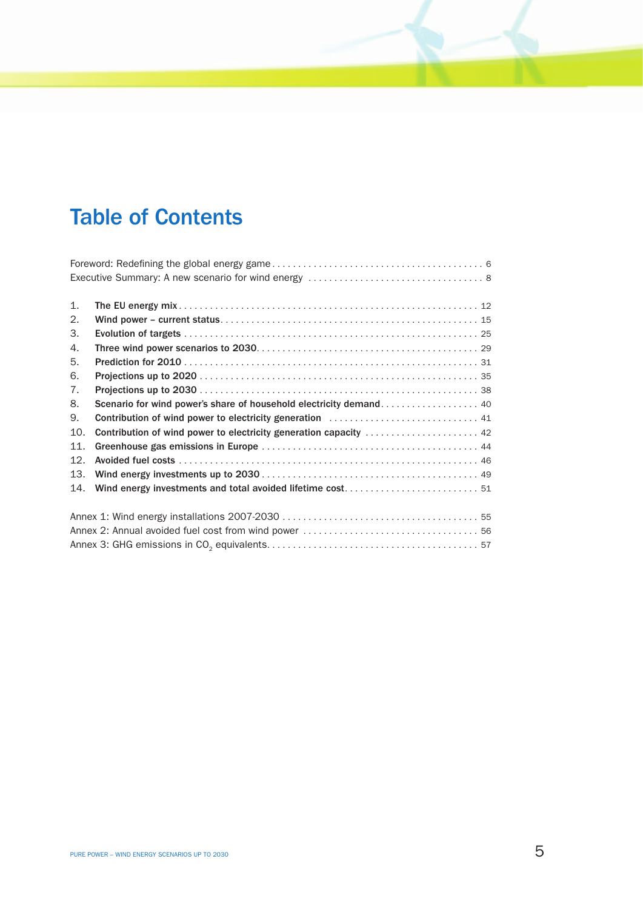# Table of Contents

Foreword: Redefining the global energy game . . . . . . . . . . . . . . . . . . . . . . . . . . . . . . . . . . . . . . . . . 6
Executive Summary: A new scenario for wind energy . . . . . . . . . . . . . . . . . . . . . . . . . . . . . . . . . . 8

1. **The EU energy mix** . . . . . . . . . . . . . . . . . . . . . . . . . . . . . . . . . . . . . . . . . . . . . . . . . . . . . . . . . 12
2. **Wind power – current status** . . . . . . . . . . . . . . . . . . . . . . . . . . . . . . . . . . . . . . . . . . . . . . . . . 15
3. **Evolution of targets** . . . . . . . . . . . . . . . . . . . . . . . . . . . . . . . . . . . . . . . . . . . . . . . . . . . . . . . 25
4. **Three wind power scenarios to 2030** . . . . . . . . . . . . . . . . . . . . . . . . . . . . . . . . . . . . . . . . . . 29
5. **Prediction for 2010** . . . . . . . . . . . . . . . . . . . . . . . . . . . . . . . . . . . . . . . . . . . . . . . . . . . . . . . . 31
6. **Projections up to 2020** . . . . . . . . . . . . . . . . . . . . . . . . . . . . . . . . . . . . . . . . . . . . . . . . . . . . . 35
7. **Projections up to 2030** . . . . . . . . . . . . . . . . . . . . . . . . . . . . . . . . . . . . . . . . . . . . . . . . . . . . . 38
8. **Scenario for wind power's share of household electricity demand** . . . . . . . . . . . . . . . . . . . 40
9. **Contribution of wind power to electricity generation** . . . . . . . . . . . . . . . . . . . . . . . . . . . . . 41
10. **Contribution of wind power to electricity generation capacity** . . . . . . . . . . . . . . . . . . . . . . 42
11. **Greenhouse gas emissions in Europe** . . . . . . . . . . . . . . . . . . . . . . . . . . . . . . . . . . . . . . . . . 44
12. **Avoided fuel costs** . . . . . . . . . . . . . . . . . . . . . . . . . . . . . . . . . . . . . . . . . . . . . . . . . . . . . . . . . 46
13. **Wind energy investments up to 2030** . . . . . . . . . . . . . . . . . . . . . . . . . . . . . . . . . . . . . . . . . . 49
14. **Wind energy investments and total avoided lifetime cost** . . . . . . . . . . . . . . . . . . . . . . . . . . 51

Annex 1: Wind energy installations 2007-2030 . . . . . . . . . . . . . . . . . . . . . . . . . . . . . . . . . . . . . . 55
Annex 2: Annual avoided fuel cost from wind power . . . . . . . . . . . . . . . . . . . . . . . . . . . . . . . . . . 56
Annex 3: GHG emissions in $CO_2$ equivalents. . . . . . . . . . . . . . . . . . . . . . . . . . . . . . . . . . . . . . . . 57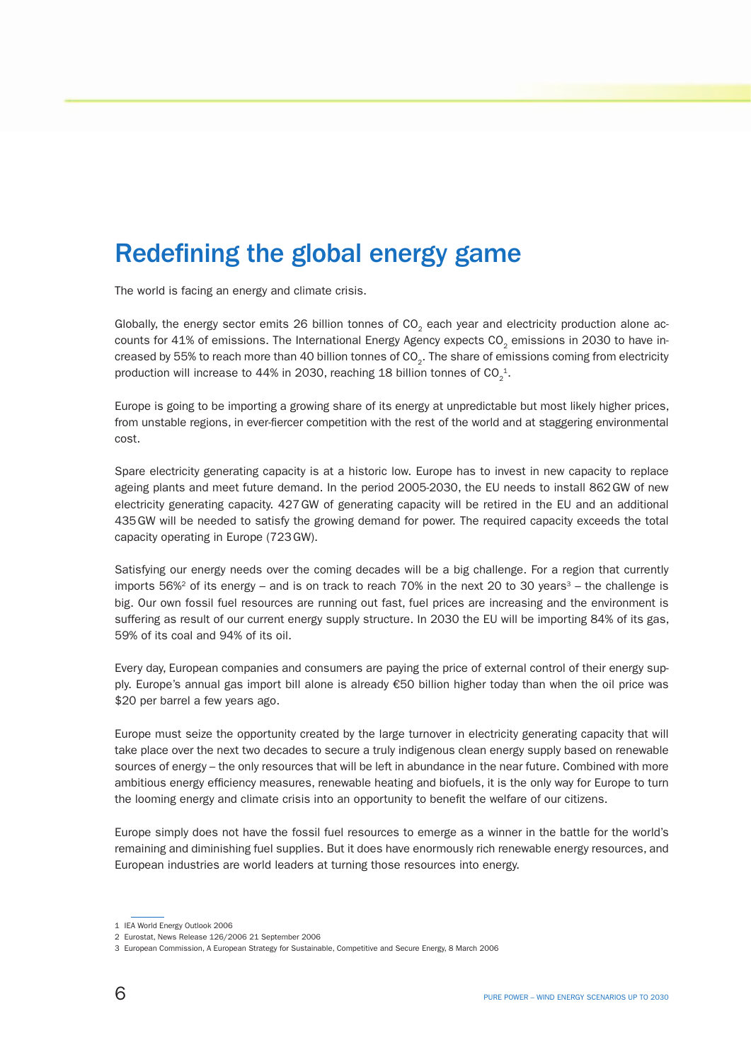# Redefining the global energy game

The world is facing an energy and climate crisis.

Globally, the energy sector emits 26 billion tonnes of $CO_2$ each year and electricity production alone accounts for 41% of emissions. The International Energy Agency expects $CO_2$ emissions in 2030 to have increased by 55% to reach more than 40 billion tonnes of $CO_2$. The share of emissions coming from electricity production will increase to 44% in 2030, reaching 18 billion tonnes of $CO_2$[1].

Europe is going to be importing a growing share of its energy at unpredictable but most likely higher prices, from unstable regions, in ever-fiercer competition with the rest of the world and at staggering environmental cost.

Spare electricity generating capacity is at a historic low. Europe has to invest in new capacity to replace ageing plants and meet future demand. In the period 2005-2030, the EU needs to install 862 GW of new electricity generating capacity. 427 GW of generating capacity will be retired in the EU and an additional 435 GW will be needed to satisfy the growing demand for power. The required capacity exceeds the total capacity operating in Europe (723 GW).

Satisfying our energy needs over the coming decades will be a big challenge. For a region that currently imports 56%[2] of its energy – and is on track to reach 70% in the next 20 to 30 years[3] – the challenge is big. Our own fossil fuel resources are running out fast, fuel prices are increasing and the environment is suffering as result of our current energy supply structure. In 2030 the EU will be importing 84% of its gas, 59% of its coal and 94% of its oil.

Every day, European companies and consumers are paying the price of external control of their energy supply. Europe's annual gas import bill alone is already €50 billion higher today than when the oil price was $20 per barrel a few years ago.

Europe must seize the opportunity created by the large turnover in electricity generating capacity that will take place over the next two decades to secure a truly indigenous clean energy supply based on renewable sources of energy – the only resources that will be left in abundance in the near future. Combined with more ambitious energy efficiency measures, renewable heating and biofuels, it is the only way for Europe to turn the looming energy and climate crisis into an opportunity to benefit the welfare of our citizens.

Europe simply does not have the fossil fuel resources to emerge as a winner in the battle for the world's remaining and diminishing fuel supplies. But it does have enormously rich renewable energy resources, and European industries are world leaders at turning those resources into energy.

---

1 IEA World Energy Outlook 2006

2 Eurostat, News Release 126/2006 21 September 2006

3 European Commission, A European Strategy for Sustainable, Competitive and Secure Energy, 8 March 2006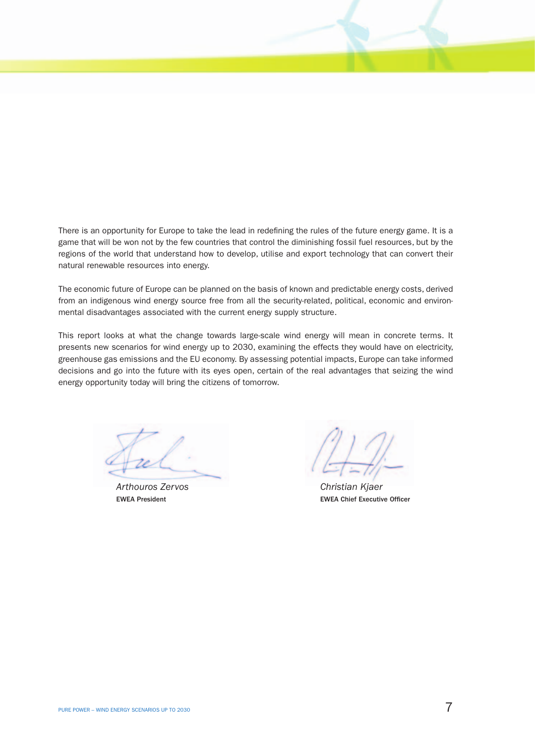There is an opportunity for Europe to take the lead in redefining the rules of the future energy game. It is a game that will be won not by the few countries that control the diminishing fossil fuel resources, but by the regions of the world that understand how to develop, utilise and export technology that can convert their natural renewable resources into energy.

The economic future of Europe can be planned on the basis of known and predictable energy costs, derived from an indigenous wind energy source free from all the security-related, political, economic and environmental disadvantages associated with the current energy supply structure.

This report looks at what the change towards large-scale wind energy will mean in concrete terms. It presents new scenarios for wind energy up to 2030, examining the effects they would have on electricity, greenhouse gas emissions and the EU economy. By assessing potential impacts, Europe can take informed decisions and go into the future with its eyes open, certain of the real advantages that seizing the wind energy opportunity today will bring the citizens of tomorrow.

*Arthouros Zervos*
**EWEA President**

*Christian Kjaer*
**EWEA Chief Executive Officer**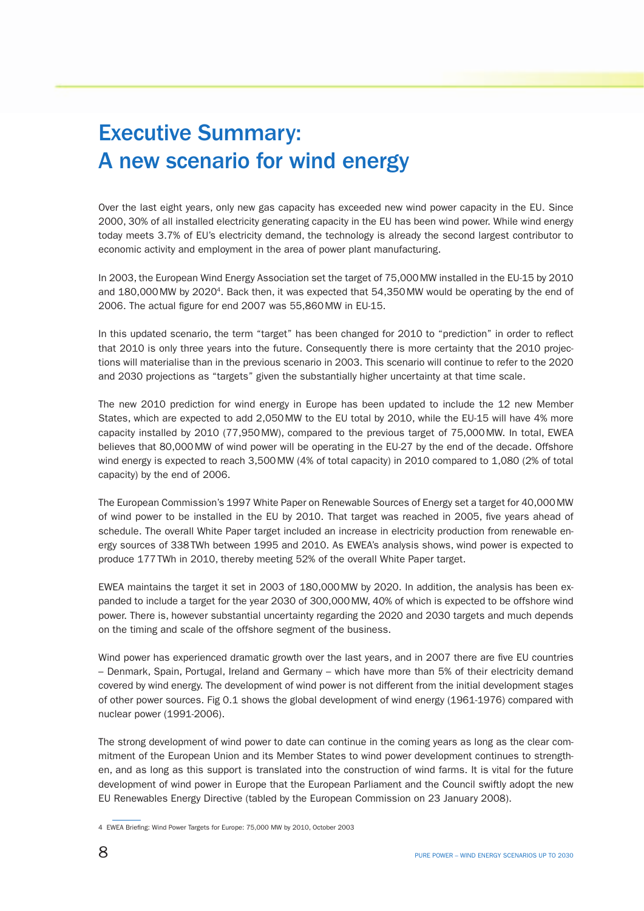# Executive Summary: A new scenario for wind energy

Over the last eight years, only new gas capacity has exceeded new wind power capacity in the EU. Since 2000, 30% of all installed electricity generating capacity in the EU has been wind power. While wind energy today meets 3.7% of EU's electricity demand, the technology is already the second largest contributor to economic activity and employment in the area of power plant manufacturing.

In 2003, the European Wind Energy Association set the target of 75,000 MW installed in the EU-15 by 2010 and 180,000 MW by 2020[4]. Back then, it was expected that 54,350 MW would be operating by the end of 2006. The actual figure for end 2007 was 55,860 MW in EU-15.

In this updated scenario, the term "target" has been changed for 2010 to "prediction" in order to reflect that 2010 is only three years into the future. Consequently there is more certainty that the 2010 projections will materialise than in the previous scenario in 2003. This scenario will continue to refer to the 2020 and 2030 projections as "targets" given the substantially higher uncertainty at that time scale.

The new 2010 prediction for wind energy in Europe has been updated to include the 12 new Member States, which are expected to add 2,050 MW to the EU total by 2010, while the EU-15 will have 4% more capacity installed by 2010 (77,950 MW), compared to the previous target of 75,000 MW. In total, EWEA believes that 80,000 MW of wind power will be operating in the EU-27 by the end of the decade. Offshore wind energy is expected to reach 3,500 MW (4% of total capacity) in 2010 compared to 1,080 (2% of total capacity) by the end of 2006.

The European Commission's 1997 White Paper on Renewable Sources of Energy set a target for 40,000 MW of wind power to be installed in the EU by 2010. That target was reached in 2005, five years ahead of schedule. The overall White Paper target included an increase in electricity production from renewable energy sources of 338 TWh between 1995 and 2010. As EWEA's analysis shows, wind power is expected to produce 177 TWh in 2010, thereby meeting 52% of the overall White Paper target.

EWEA maintains the target it set in 2003 of 180,000 MW by 2020. In addition, the analysis has been expanded to include a target for the year 2030 of 300,000 MW, 40% of which is expected to be offshore wind power. There is, however substantial uncertainty regarding the 2020 and 2030 targets and much depends on the timing and scale of the offshore segment of the business.

Wind power has experienced dramatic growth over the last years, and in 2007 there are five EU countries – Denmark, Spain, Portugal, Ireland and Germany – which have more than 5% of their electricity demand covered by wind energy. The development of wind power is not different from the initial development stages of other power sources. Fig 0.1 shows the global development of wind energy (1961-1976) compared with nuclear power (1991-2006).

The strong development of wind power to date can continue in the coming years as long as the clear commitment of the European Union and its Member States to wind power development continues to strengthen, and as long as this support is translated into the construction of wind farms. It is vital for the future development of wind power in Europe that the European Parliament and the Council swiftly adopt the new EU Renewables Energy Directive (tabled by the European Commission on 23 January 2008).

---

4 EWEA Briefing: Wind Power Targets for Europe: 75,000 MW by 2010, October 2003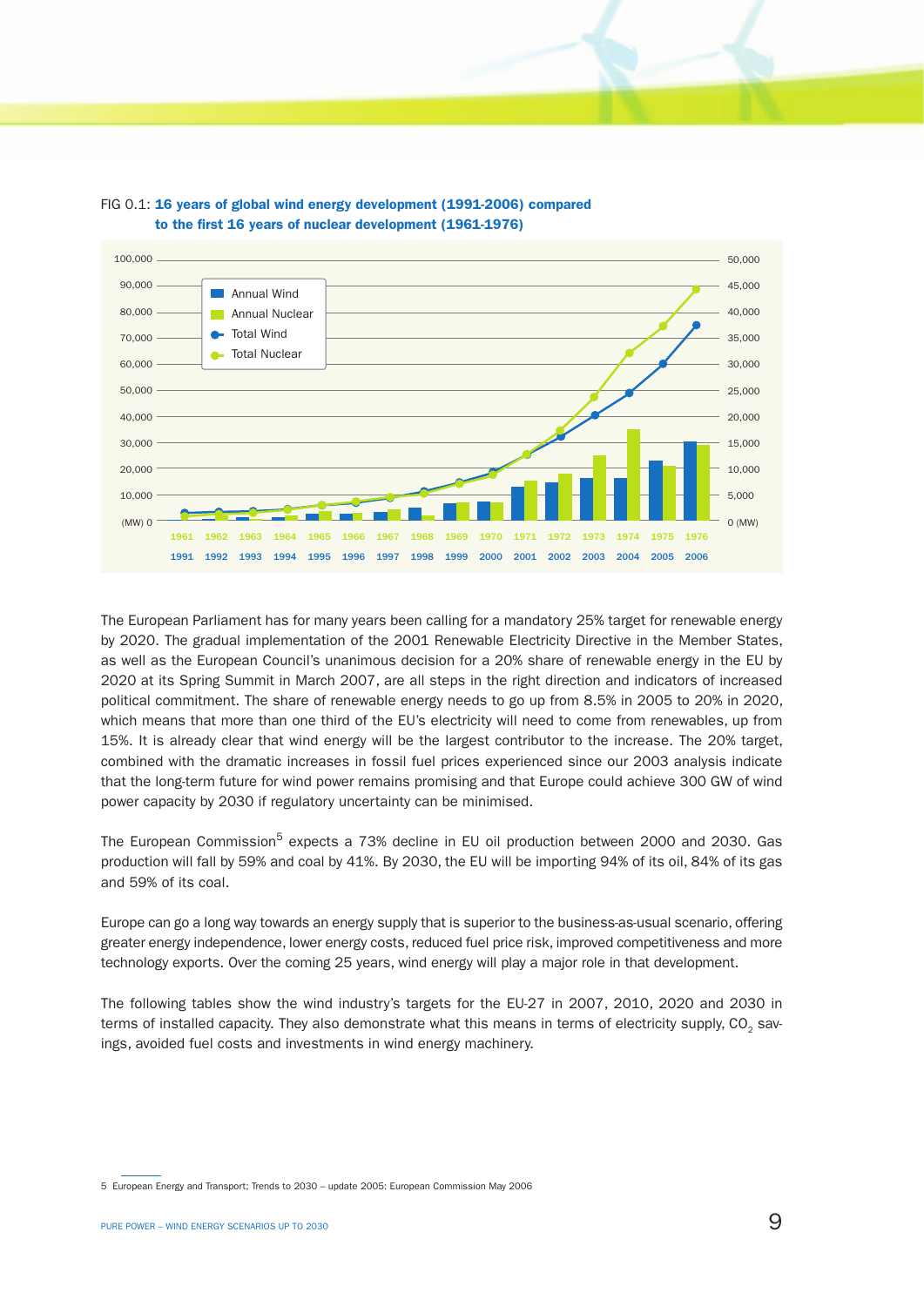FIG 0.1: **16 years of global wind energy development (1991-2006) compared to the first 16 years of nuclear development (1961-1976)**

The European Parliament has for many years been calling for a mandatory 25% target for renewable energy by 2020. The gradual implementation of the 2001 Renewable Electricity Directive in the Member States, as well as the European Council's unanimous decision for a 20% share of renewable energy in the EU by 2020 at its Spring Summit in March 2007, are all steps in the right direction and indicators of increased political commitment. The share of renewable energy needs to go up from 8.5% in 2005 to 20% in 2020, which means that more than one third of the EU's electricity will need to come from renewables, up from 15%. It is already clear that wind energy will be the largest contributor to the increase. The 20% target, combined with the dramatic increases in fossil fuel prices experienced since our 2003 analysis indicate that the long-term future for wind power remains promising and that Europe could achieve 300 GW of wind power capacity by 2030 if regulatory uncertainty can be minimised.

The European Commission[5] expects a 73% decline in EU oil production between 2000 and 2030. Gas production will fall by 59% and coal by 41%. By 2030, the EU will be importing 94% of its oil, 84% of its gas and 59% of its coal.

Europe can go a long way towards an energy supply that is superior to the business-as-usual scenario, offering greater energy independence, lower energy costs, reduced fuel price risk, improved competitiveness and more technology exports. Over the coming 25 years, wind energy will play a major role in that development.

The following tables show the wind industry's targets for the EU-27 in 2007, 2010, 2020 and 2030 in terms of installed capacity. They also demonstrate what this means in terms of electricity supply, $CO_2$ savings, avoided fuel costs and investments in wind energy machinery.

5 European Energy and Transport; Trends to 2030 – update 2005: European Commission May 2006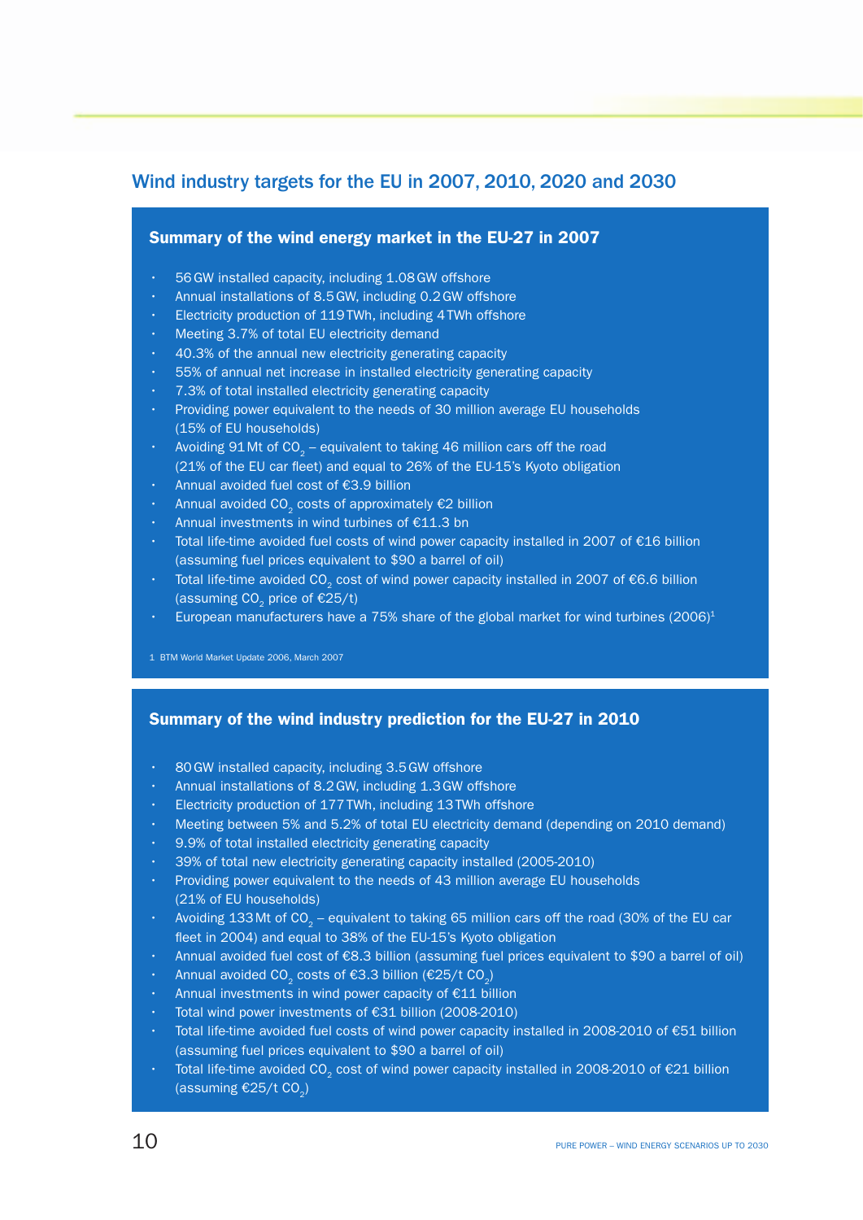## Wind industry targets for the EU in 2007, 2010, 2020 and 2030

### Summary of the wind energy market in the EU-27 in 2007

- 56 GW installed capacity, including 1.08 GW offshore
- Annual installations of 8.5 GW, including 0.2 GW offshore
- Electricity production of 119 TWh, including 4 TWh offshore
- Meeting 3.7% of total EU electricity demand
- 40.3% of the annual new electricity generating capacity
- 55% of annual net increase in installed electricity generating capacity
- 7.3% of total installed electricity generating capacity
- Providing power equivalent to the needs of 30 million average EU households (15% of EU households)
- Avoiding 91 Mt of $CO_2$ – equivalent to taking 46 million cars off the road (21% of the EU car fleet) and equal to 26% of the EU-15's Kyoto obligation
- Annual avoided fuel cost of €3.9 billion
- Annual avoided $CO_2$ costs of approximately €2 billion
- Annual investments in wind turbines of €11.3 bn
- Total life-time avoided fuel costs of wind power capacity installed in 2007 of €16 billion (assuming fuel prices equivalent to $90 a barrel of oil)
- Total life-time avoided $CO_2$ cost of wind power capacity installed in 2007 of €6.6 billion (assuming $CO_2$ price of €25/t)
- European manufacturers have a 75% share of the global market for wind turbines (2006)[1]

1 BTM World Market Update 2006, March 2007

### Summary of the wind industry prediction for the EU-27 in 2010

- 80 GW installed capacity, including 3.5 GW offshore
- Annual installations of 8.2 GW, including 1.3 GW offshore
- Electricity production of 177 TWh, including 13 TWh offshore
- Meeting between 5% and 5.2% of total EU electricity demand (depending on 2010 demand)
- 9.9% of total installed electricity generating capacity
- 39% of total new electricity generating capacity installed (2005-2010)
- Providing power equivalent to the needs of 43 million average EU households (21% of EU households)
- Avoiding 133 Mt of $CO_2$ – equivalent to taking 65 million cars off the road (30% of the EU car fleet in 2004) and equal to 38% of the EU-15's Kyoto obligation
- Annual avoided fuel cost of €8.3 billion (assuming fuel prices equivalent to $90 a barrel of oil)
- Annual avoided $CO_2$ costs of €3.3 billion (€25/t $CO_2$)
- Annual investments in wind power capacity of €11 billion
- Total wind power investments of €31 billion (2008-2010)
- Total life-time avoided fuel costs of wind power capacity installed in 2008-2010 of €51 billion (assuming fuel prices equivalent to $90 a barrel of oil)
- Total life-time avoided $CO_2$ cost of wind power capacity installed in 2008-2010 of €21 billion (assuming €25/t $CO_2$)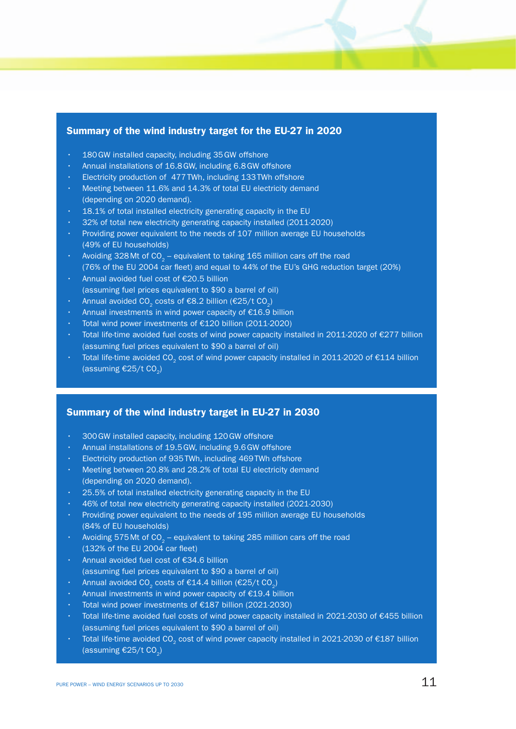## Summary of the wind industry target for the EU-27 in 2020

- 180 GW installed capacity, including 35 GW offshore
- Annual installations of 16.8 GW, including 6.8 GW offshore
- Electricity production of 477 TWh, including 133 TWh offshore
- Meeting between 11.6% and 14.3% of total EU electricity demand (depending on 2020 demand).
- 18.1% of total installed electricity generating capacity in the EU
- 32% of total new electricity generating capacity installed (2011-2020)
- Providing power equivalent to the needs of 107 million average EU households (49% of EU households)
- Avoiding 328 Mt of $CO_2$ – equivalent to taking 165 million cars off the road (76% of the EU 2004 car fleet) and equal to 44% of the EU's GHG reduction target (20%)
- Annual avoided fuel cost of €20.5 billion (assuming fuel prices equivalent to $90 a barrel of oil)
- Annual avoided $CO_2$ costs of €8.2 billion (€25/t $CO_2$)
- Annual investments in wind power capacity of €16.9 billion
- Total wind power investments of €120 billion (2011-2020)
- Total life-time avoided fuel costs of wind power capacity installed in 2011-2020 of €277 billion (assuming fuel prices equivalent to $90 a barrel of oil)
- Total life-time avoided $CO_2$ cost of wind power capacity installed in 2011-2020 of €114 billion (assuming €25/t $CO_2$)

## Summary of the wind industry target in EU-27 in 2030

- 300 GW installed capacity, including 120 GW offshore
- Annual installations of 19.5 GW, including 9.6 GW offshore
- Electricity production of 935 TWh, including 469 TWh offshore
- Meeting between 20.8% and 28.2% of total EU electricity demand (depending on 2020 demand).
- 25.5% of total installed electricity generating capacity in the EU
- 46% of total new electricity generating capacity installed (2021-2030)
- Providing power equivalent to the needs of 195 million average EU households (84% of EU households)
- Avoiding 575 Mt of $CO_2$ – equivalent to taking 285 million cars off the road (132% of the EU 2004 car fleet)
- Annual avoided fuel cost of €34.6 billion (assuming fuel prices equivalent to $90 a barrel of oil)
- Annual avoided $CO_2$ costs of €14.4 billion (€25/t $CO_2$)
- Annual investments in wind power capacity of €19.4 billion
- Total wind power investments of €187 billion (2021-2030)
- Total life-time avoided fuel costs of wind power capacity installed in 2021-2030 of €455 billion (assuming fuel prices equivalent to $90 a barrel of oil)
- Total life-time avoided $CO_2$ cost of wind power capacity installed in 2021-2030 of €187 billion (assuming €25/t $CO_2$)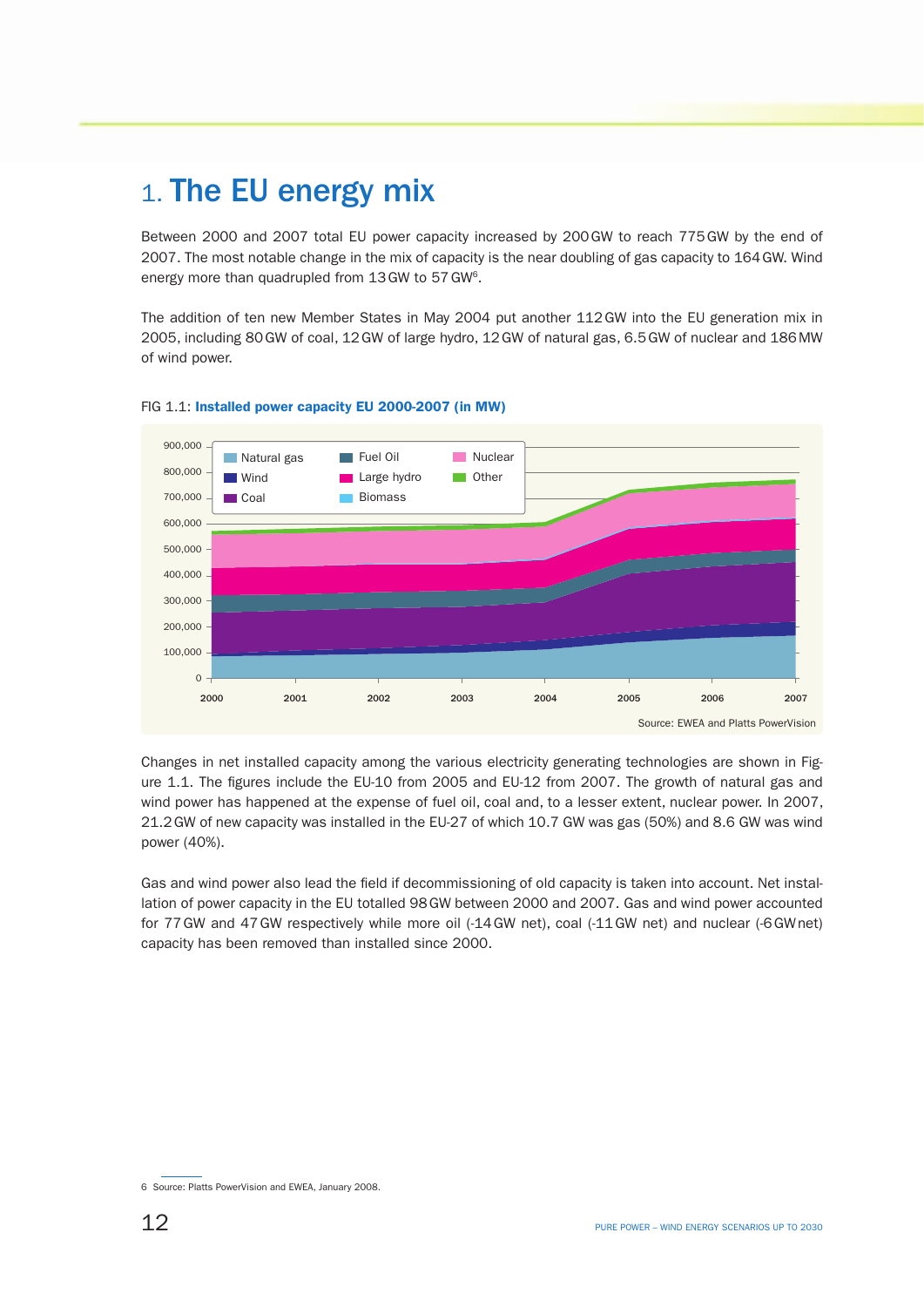# 1. The EU energy mix

Between 2000 and 2007 total EU power capacity increased by 200 GW to reach 775 GW by the end of 2007. The most notable change in the mix of capacity is the near doubling of gas capacity to 164 GW. Wind energy more than quadrupled from 13 GW to 57 GW[6].

The addition of ten new Member States in May 2004 put another 112 GW into the EU generation mix in 2005, including 80 GW of coal, 12 GW of large hydro, 12 GW of natural gas, 6.5 GW of nuclear and 186 MW of wind power.

FIG 1.1: **Installed power capacity EU 2000-2007 (in MW)**

Source: EWEA and Platts PowerVision

Changes in net installed capacity among the various electricity generating technologies are shown in Figure 1.1. The figures include the EU-10 from 2005 and EU-12 from 2007. The growth of natural gas and wind power has happened at the expense of fuel oil, coal and, to a lesser extent, nuclear power. In 2007, 21.2 GW of new capacity was installed in the EU-27 of which 10.7 GW was gas (50%) and 8.6 GW was wind power (40%).

Gas and wind power also lead the field if decommissioning of old capacity is taken into account. Net installation of power capacity in the EU totalled 98 GW between 2000 and 2007. Gas and wind power accounted for 77 GW and 47 GW respectively while more oil (-14 GW net), coal (-11 GW net) and nuclear (-6 GW net) capacity has been removed than installed since 2000.

6 Source: Platts PowerVision and EWEA, January 2008.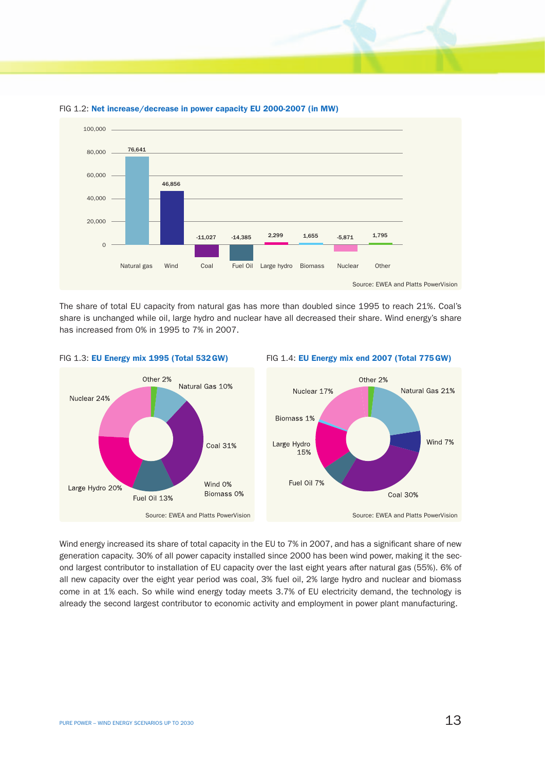FIG 1.2: **Net increase/decrease in power capacity EU 2000-2007 (in MW)**

| Natural gas | Wind | Coal | Fuel Oil | Large hydro | Biomass | Nuclear | Other |
|---|---|---|---|---|---|---|---|
| 76,641 | 46,856 | -11,027 | -14,385 | 2,299 | 1,655 | -5,871 | 1,795 |

Source: EWEA and Platts PowerVision

The share of total EU capacity from natural gas has more than doubled since 1995 to reach 21%. Coal's share is unchanged while oil, large hydro and nuclear have all decreased their share. Wind energy's share has increased from 0% in 1995 to 7% in 2007.

FIG 1.3: **EU Energy mix 1995 (Total 532 GW)**

| Source | Share |
|---|---|
| Other | 2% |
| Natural Gas | 10% |
| Coal | 31% |
| Wind | 0% |
| Biomass | 0% |
| Fuel Oil | 13% |
| Large Hydro | 20% |
| Nuclear | 24% |

Source: EWEA and Platts PowerVision

FIG 1.4: **EU Energy mix end 2007 (Total 775 GW)**

| Source | Share |
|---|---|
| Other | 2% |
| Natural Gas | 21% |
| Wind | 7% |
| Coal | 30% |
| Fuel Oil | 7% |
| Large Hydro | 15% |
| Biomass | 1% |
| Nuclear | 17% |

Source: EWEA and Platts PowerVision

Wind energy increased its share of total capacity in the EU to 7% in 2007, and has a significant share of new generation capacity. 30% of all power capacity installed since 2000 has been wind power, making it the second largest contributor to installation of EU capacity over the last eight years after natural gas (55%). 6% of all new capacity over the eight year period was coal, 3% fuel oil, 2% large hydro and nuclear and biomass come in at 1% each. So while wind energy today meets 3.7% of EU electricity demand, the technology is already the second largest contributor to economic activity and employment in power plant manufacturing.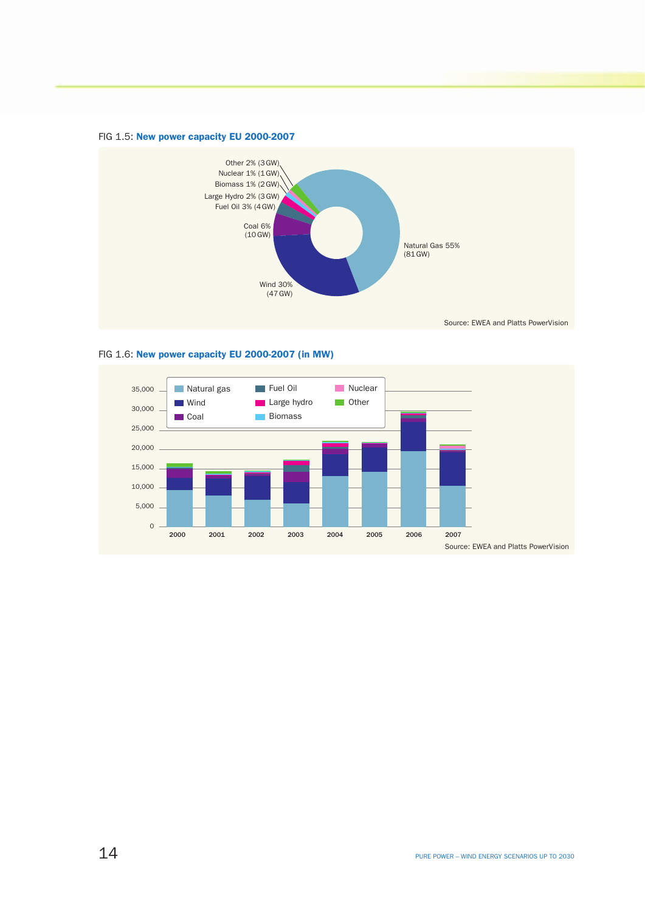FIG 1.5: **New power capacity EU 2000-2007**

Other 2% (3 GW)
Nuclear 1% (1 GW)
Biomass 1% (2 GW)
Large Hydro 2% (3 GW)
Fuel Oil 3% (4 GW)
Coal 6% (10 GW)
Wind 30% (47 GW)
Natural Gas 55% (81 GW)

Source: EWEA and Platts PowerVision

FIG 1.6: **New power capacity EU 2000-2007 (in MW)**

Legend: Natural gas, Wind, Coal, Fuel Oil, Large hydro, Biomass, Nuclear, Other

Y-axis: 0, 5,000, 10,000, 15,000, 20,000, 25,000, 30,000, 35,000

X-axis: 2000, 2001, 2002, 2003, 2004, 2005, 2006, 2007

Source: EWEA and Platts PowerVision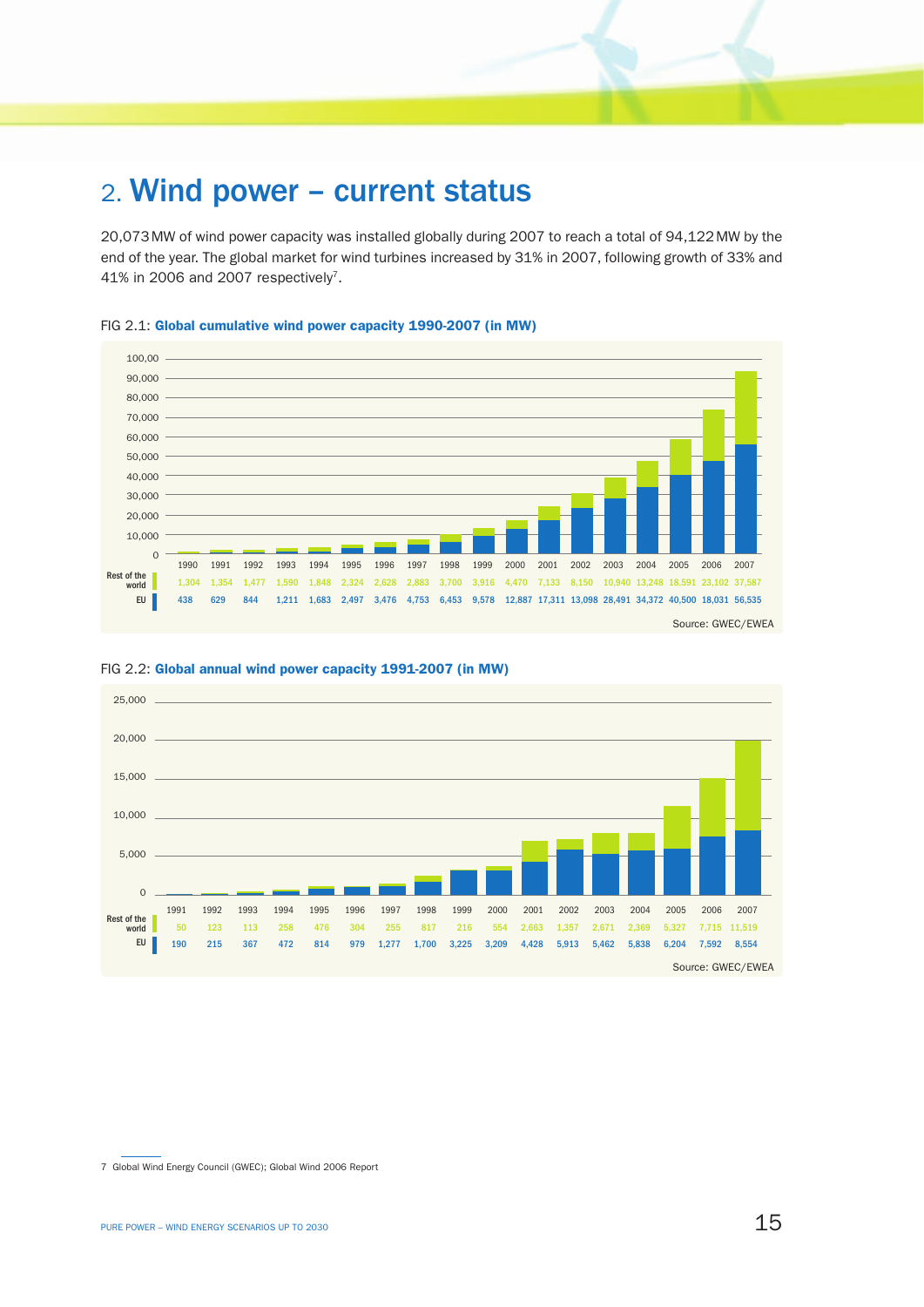# 2. Wind power – current status

20,073 MW of wind power capacity was installed globally during 2007 to reach a total of 94,122 MW by the end of the year. The global market for wind turbines increased by 31% in 2007, following growth of 33% and 41% in 2006 and 2007 respectively[7].

FIG 2.1: **Global cumulative wind power capacity 1990-2007 (in MW)**

| | 1990 | 1991 | 1992 | 1993 | 1994 | 1995 | 1996 | 1997 | 1998 | 1999 | 2000 | 2001 | 2002 | 2003 | 2004 | 2005 | 2006 | 2007 |
|---|---|---|---|---|---|---|---|---|---|---|---|---|---|---|---|---|---|---|
| Rest of the world | 1,304 | 1,354 | 1,477 | 1,590 | 1,848 | 2,324 | 2,628 | 2,883 | 3,700 | 3,916 | 4,470 | 7,133 | 8,150 | 10,940 | 13,248 | 18,591 | 23,102 | 37,587 |
| EU | 438 | 629 | 844 | 1,211 | 1,683 | 2,497 | 3,476 | 4,753 | 6,453 | 9,578 | 12,887 | 17,311 | 13,098 | 28,491 | 34,372 | 40,500 | 18,031 | 56,535 |

Source: GWEC/EWEA

FIG 2.2: **Global annual wind power capacity 1991-2007 (in MW)**

| | 1991 | 1992 | 1993 | 1994 | 1995 | 1996 | 1997 | 1998 | 1999 | 2000 | 2001 | 2002 | 2003 | 2004 | 2005 | 2006 | 2007 |
|---|---|---|---|---|---|---|---|---|---|---|---|---|---|---|---|---|---|
| Rest of the world | 50 | 123 | 113 | 258 | 476 | 304 | 255 | 817 | 216 | 554 | 2,663 | 1,357 | 2,671 | 2,369 | 5,327 | 7,715 | 11,519 |
| EU | 190 | 215 | 367 | 472 | 814 | 979 | 1,277 | 1,700 | 3,225 | 3,209 | 4,428 | 5,913 | 5,462 | 5,838 | 6,204 | 7,592 | 8,554 |

Source: GWEC/EWEA

7 Global Wind Energy Council (GWEC); Global Wind 2006 Report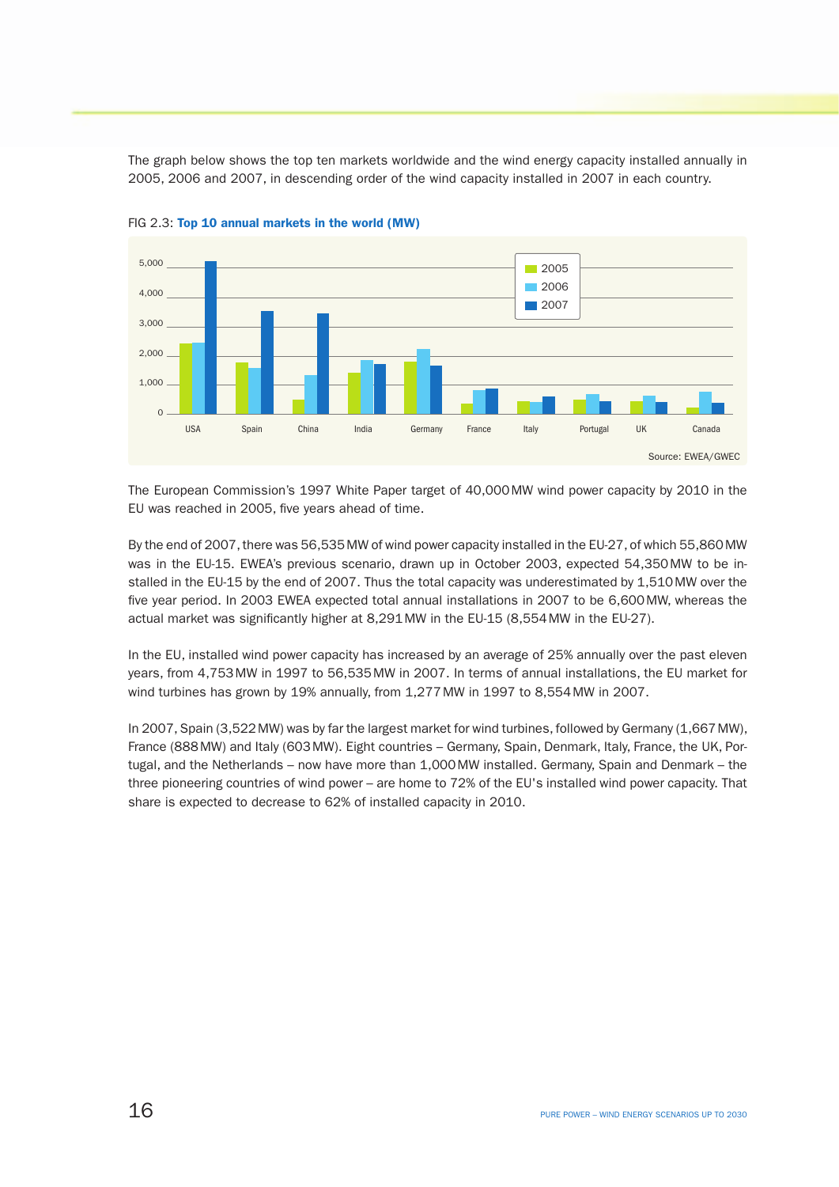The graph below shows the top ten markets worldwide and the wind energy capacity installed annually in 2005, 2006 and 2007, in descending order of the wind capacity installed in 2007 in each country.

FIG 2.3: **Top 10 annual markets in the world (MW)**

Source: EWEA/GWEC

The European Commission's 1997 White Paper target of 40,000 MW wind power capacity by 2010 in the EU was reached in 2005, five years ahead of time.

By the end of 2007, there was 56,535 MW of wind power capacity installed in the EU-27, of which 55,860 MW was in the EU-15. EWEA's previous scenario, drawn up in October 2003, expected 54,350 MW to be installed in the EU-15 by the end of 2007. Thus the total capacity was underestimated by 1,510 MW over the five year period. In 2003 EWEA expected total annual installations in 2007 to be 6,600 MW, whereas the actual market was significantly higher at 8,291 MW in the EU-15 (8,554 MW in the EU-27).

In the EU, installed wind power capacity has increased by an average of 25% annually over the past eleven years, from 4,753 MW in 1997 to 56,535 MW in 2007. In terms of annual installations, the EU market for wind turbines has grown by 19% annually, from 1,277 MW in 1997 to 8,554 MW in 2007.

In 2007, Spain (3,522 MW) was by far the largest market for wind turbines, followed by Germany (1,667 MW), France (888 MW) and Italy (603 MW). Eight countries – Germany, Spain, Denmark, Italy, France, the UK, Portugal, and the Netherlands – now have more than 1,000 MW installed. Germany, Spain and Denmark – the three pioneering countries of wind power – are home to 72% of the EU's installed wind power capacity. That share is expected to decrease to 62% of installed capacity in 2010.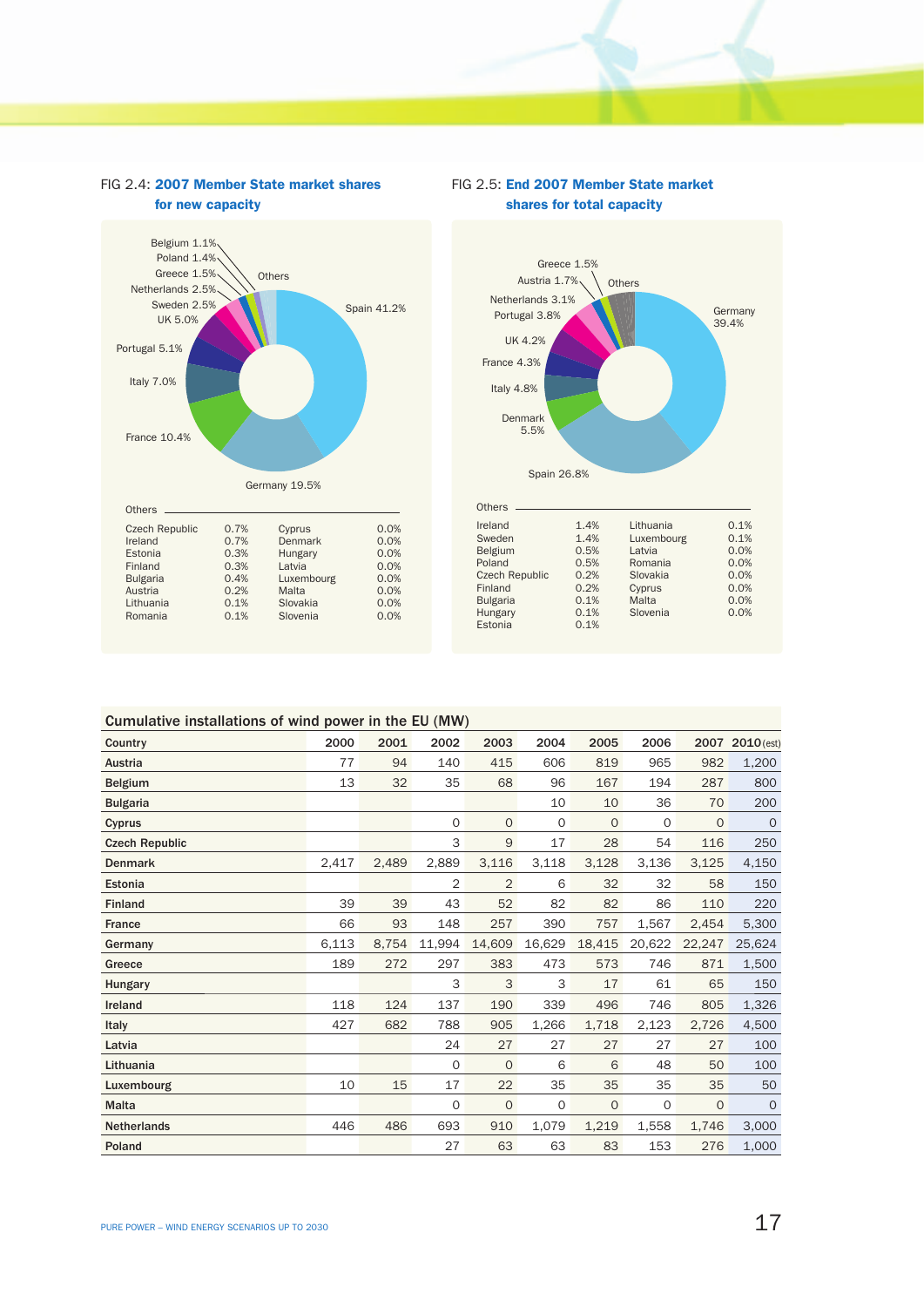FIG 2.4: **2007 Member State market shares for new capacity**

Spain 41.2%, Germany 19.5%, France 10.4%, Italy 7.0%, Portugal 5.1%, UK 5.0%, Sweden 2.5%, Netherlands 2.5%, Greece 1.5%, Poland 1.4%, Belgium 1.1%, Others

Others

| | | | |
|---|---|---|---|
| Czech Republic | 0.7% | Cyprus | 0.0% |
| Ireland | 0.7% | Denmark | 0.0% |
| Estonia | 0.3% | Hungary | 0.0% |
| Finland | 0.3% | Latvia | 0.0% |
| Bulgaria | 0.4% | Luxembourg | 0.0% |
| Austria | 0.2% | Malta | 0.0% |
| Lithuania | 0.1% | Slovakia | 0.0% |
| Romania | 0.1% | Slovenia | 0.0% |

FIG 2.5: **End 2007 Member State market shares for total capacity**

Germany 39.4%, Spain 26.8%, Denmark 5.5%, Italy 4.8%, France 4.3%, UK 4.2%, Portugal 3.8%, Netherlands 3.1%, Austria 1.7%, Greece 1.5%, Others

Others

| | | | |
|---|---|---|---|
| Ireland | 1.4% | Lithuania | 0.1% |
| Sweden | 1.4% | Luxembourg | 0.1% |
| Belgium | 0.5% | Latvia | 0.0% |
| Poland | 0.5% | Romania | 0.0% |
| Czech Republic | 0.2% | Slovakia | 0.0% |
| Finland | 0.2% | Cyprus | 0.0% |
| Bulgaria | 0.1% | Malta | 0.0% |
| Hungary | 0.1% | Slovenia | 0.0% |
| Estonia | 0.1% | | |

**Cumulative installations of wind power in the EU (MW)**

| Country | 2000 | 2001 | 2002 | 2003 | 2004 | 2005 | 2006 | 2007 | 2010 (est) |
|---|---|---|---|---|---|---|---|---|---|
| Austria | 77 | 94 | 140 | 415 | 606 | 819 | 965 | 982 | 1,200 |
| Belgium | 13 | 32 | 35 | 68 | 96 | 167 | 194 | 287 | 800 |
| Bulgaria | | | | | 10 | 10 | 36 | 70 | 200 |
| Cyprus | | | 0 | 0 | 0 | 0 | 0 | 0 | 0 |
| Czech Republic | | | 3 | 9 | 17 | 28 | 54 | 116 | 250 |
| Denmark | 2,417 | 2,489 | 2,889 | 3,116 | 3,118 | 3,128 | 3,136 | 3,125 | 4,150 |
| Estonia | | | 2 | 2 | 6 | 32 | 32 | 58 | 150 |
| Finland | 39 | 39 | 43 | 52 | 82 | 82 | 86 | 110 | 220 |
| France | 66 | 93 | 148 | 257 | 390 | 757 | 1,567 | 2,454 | 5,300 |
| Germany | 6,113 | 8,754 | 11,994 | 14,609 | 16,629 | 18,415 | 20,622 | 22,247 | 25,624 |
| Greece | 189 | 272 | 297 | 383 | 473 | 573 | 746 | 871 | 1,500 |
| Hungary | | | 3 | 3 | 3 | 17 | 61 | 65 | 150 |
| Ireland | 118 | 124 | 137 | 190 | 339 | 496 | 746 | 805 | 1,326 |
| Italy | 427 | 682 | 788 | 905 | 1,266 | 1,718 | 2,123 | 2,726 | 4,500 |
| Latvia | | | 24 | 27 | 27 | 27 | 27 | 27 | 100 |
| Lithuania | | | 0 | 0 | 6 | 6 | 48 | 50 | 100 |
| Luxembourg | 10 | 15 | 17 | 22 | 35 | 35 | 35 | 35 | 50 |
| Malta | | | 0 | 0 | 0 | 0 | 0 | 0 | 0 |
| Netherlands | 446 | 486 | 693 | 910 | 1,079 | 1,219 | 1,558 | 1,746 | 3,000 |
| Poland | | | 27 | 63 | 63 | 83 | 153 | 276 | 1,000 |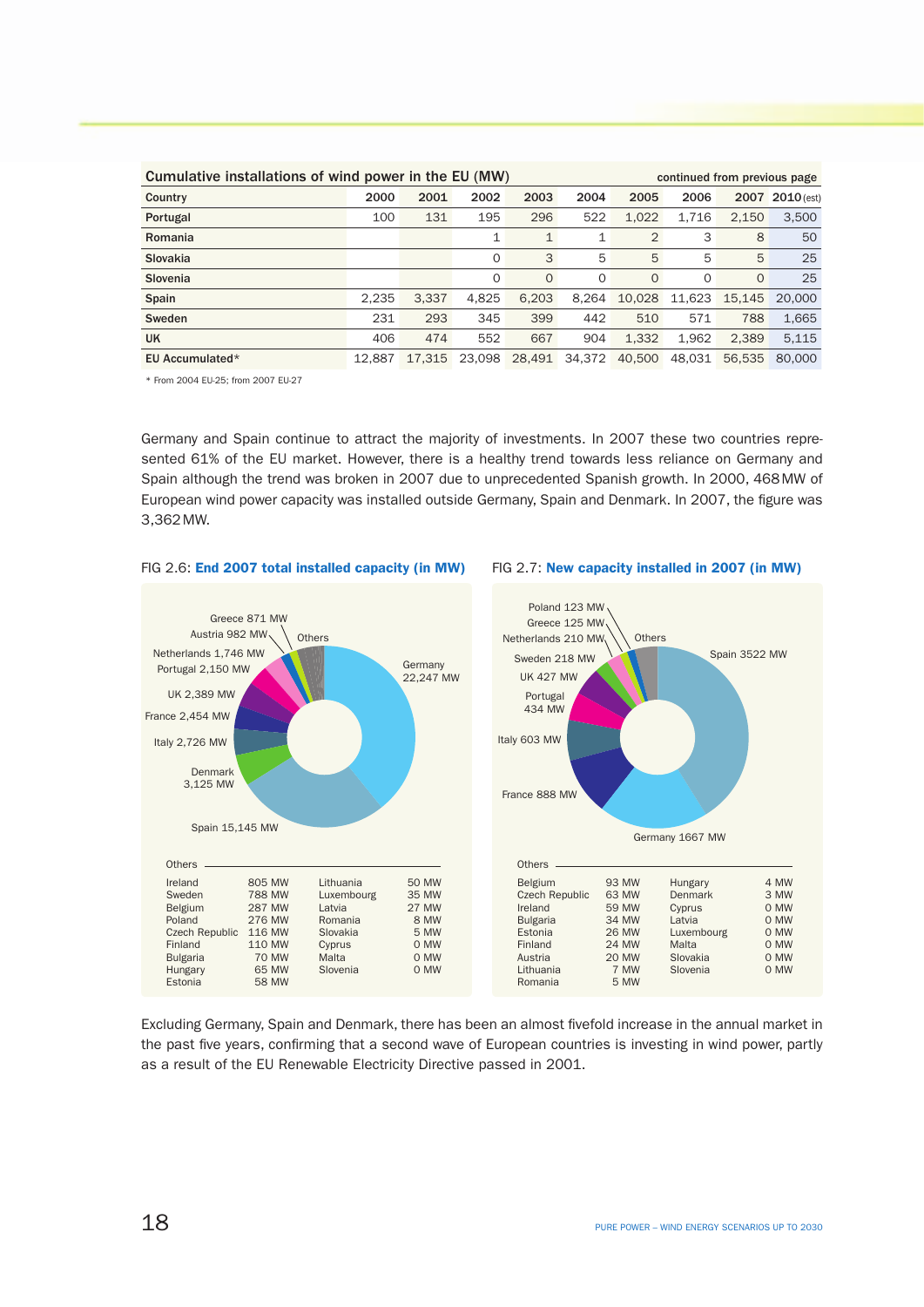**Cumulative installations of wind power in the EU (MW)** — continued from previous page

| Country | 2000 | 2001 | 2002 | 2003 | 2004 | 2005 | 2006 | 2007 | 2010 (est) |
|---|---|---|---|---|---|---|---|---|---|
| Portugal | 100 | 131 | 195 | 296 | 522 | 1,022 | 1,716 | 2,150 | 3,500 |
| Romania | | | 1 | 1 | 1 | 2 | 3 | 8 | 50 |
| Slovakia | | | 0 | 3 | 5 | 5 | 5 | 5 | 25 |
| Slovenia | | | 0 | 0 | 0 | 0 | 0 | 0 | 25 |
| Spain | 2,235 | 3,337 | 4,825 | 6,203 | 8,264 | 10,028 | 11,623 | 15,145 | 20,000 |
| Sweden | 231 | 293 | 345 | 399 | 442 | 510 | 571 | 788 | 1,665 |
| UK | 406 | 474 | 552 | 667 | 904 | 1,332 | 1,962 | 2,389 | 5,115 |
| EU Accumulated* | 12,887 | 17,315 | 23,098 | 28,491 | 34,372 | 40,500 | 48,031 | 56,535 | 80,000 |

\* From 2004 EU-25; from 2007 EU-27

Germany and Spain continue to attract the majority of investments. In 2007 these two countries represented 61% of the EU market. However, there is a healthy trend towards less reliance on Germany and Spain although the trend was broken in 2007 due to unprecedented Spanish growth. In 2000, 468 MW of European wind power capacity was installed outside Germany, Spain and Denmark. In 2007, the figure was 3,362 MW.

FIG 2.6: **End 2007 total installed capacity (in MW)**

Germany 22,247 MW; Spain 15,145 MW; Denmark 3,125 MW; Italy 2,726 MW; France 2,454 MW; UK 2,389 MW; Portugal 2,150 MW; Netherlands 1,746 MW; Austria 982 MW; Greece 871 MW; Others

Others

| | | | |
|---|---|---|---|
| Ireland | 805 MW | Lithuania | 50 MW |
| Sweden | 788 MW | Luxembourg | 35 MW |
| Belgium | 287 MW | Latvia | 27 MW |
| Poland | 276 MW | Romania | 8 MW |
| Czech Republic | 116 MW | Slovakia | 5 MW |
| Finland | 110 MW | Cyprus | 0 MW |
| Bulgaria | 70 MW | Malta | 0 MW |
| Hungary | 65 MW | Slovenia | 0 MW |
| Estonia | 58 MW | | |

FIG 2.7: **New capacity installed in 2007 (in MW)**

Spain 3522 MW; Germany 1667 MW; France 888 MW; Italy 603 MW; Portugal 434 MW; UK 427 MW; Sweden 218 MW; Netherlands 210 MW; Greece 125 MW; Poland 123 MW; Others

Others

| | | | |
|---|---|---|---|
| Belgium | 93 MW | Hungary | 4 MW |
| Czech Republic | 63 MW | Denmark | 3 MW |
| Ireland | 59 MW | Cyprus | 0 MW |
| Bulgaria | 34 MW | Latvia | 0 MW |
| Estonia | 26 MW | Luxembourg | 0 MW |
| Finland | 24 MW | Malta | 0 MW |
| Austria | 20 MW | Slovakia | 0 MW |
| Lithuania | 7 MW | Slovenia | 0 MW |
| Romania | 5 MW | | |

Excluding Germany, Spain and Denmark, there has been an almost fivefold increase in the annual market in the past five years, confirming that a second wave of European countries is investing in wind power, partly as a result of the EU Renewable Electricity Directive passed in 2001.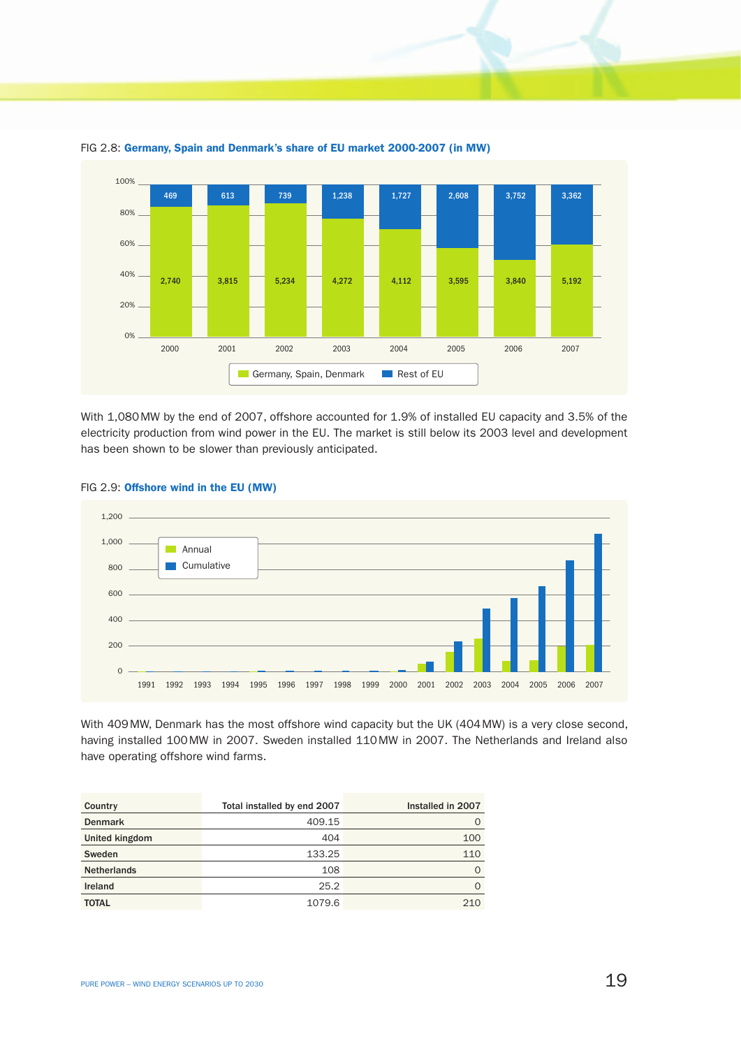FIG 2.8: **Germany, Spain and Denmark's share of EU market 2000-2007 (in MW)**

| Year | Germany, Spain, Denmark | Rest of EU |
|---|---|---|
| 2000 | 2,740 | 469 |
| 2001 | 3,815 | 613 |
| 2002 | 5,234 | 739 |
| 2003 | 4,272 | 1,238 |
| 2004 | 4,112 | 1,727 |
| 2005 | 3,595 | 2,608 |
| 2006 | 3,840 | 3,752 |
| 2007 | 5,192 | 3,362 |

With 1,080 MW by the end of 2007, offshore accounted for 1.9% of installed EU capacity and 3.5% of the electricity production from wind power in the EU. The market is still below its 2003 level and development has been shown to be slower than previously anticipated.

FIG 2.9: **Offshore wind in the EU (MW)**

With 409 MW, Denmark has the most offshore wind capacity but the UK (404 MW) is a very close second, having installed 100 MW in 2007. Sweden installed 110 MW in 2007. The Netherlands and Ireland also have operating offshore wind farms.

| Country | Total installed by end 2007 | Installed in 2007 |
|---|---|---|
| **Denmark** | 409.15 | 0 |
| **United kingdom** | 404 | 100 |
| **Sweden** | 133.25 | 110 |
| **Netherlands** | 108 | 0 |
| **Ireland** | 25.2 | 0 |
| **TOTAL** | 1079.6 | 210 |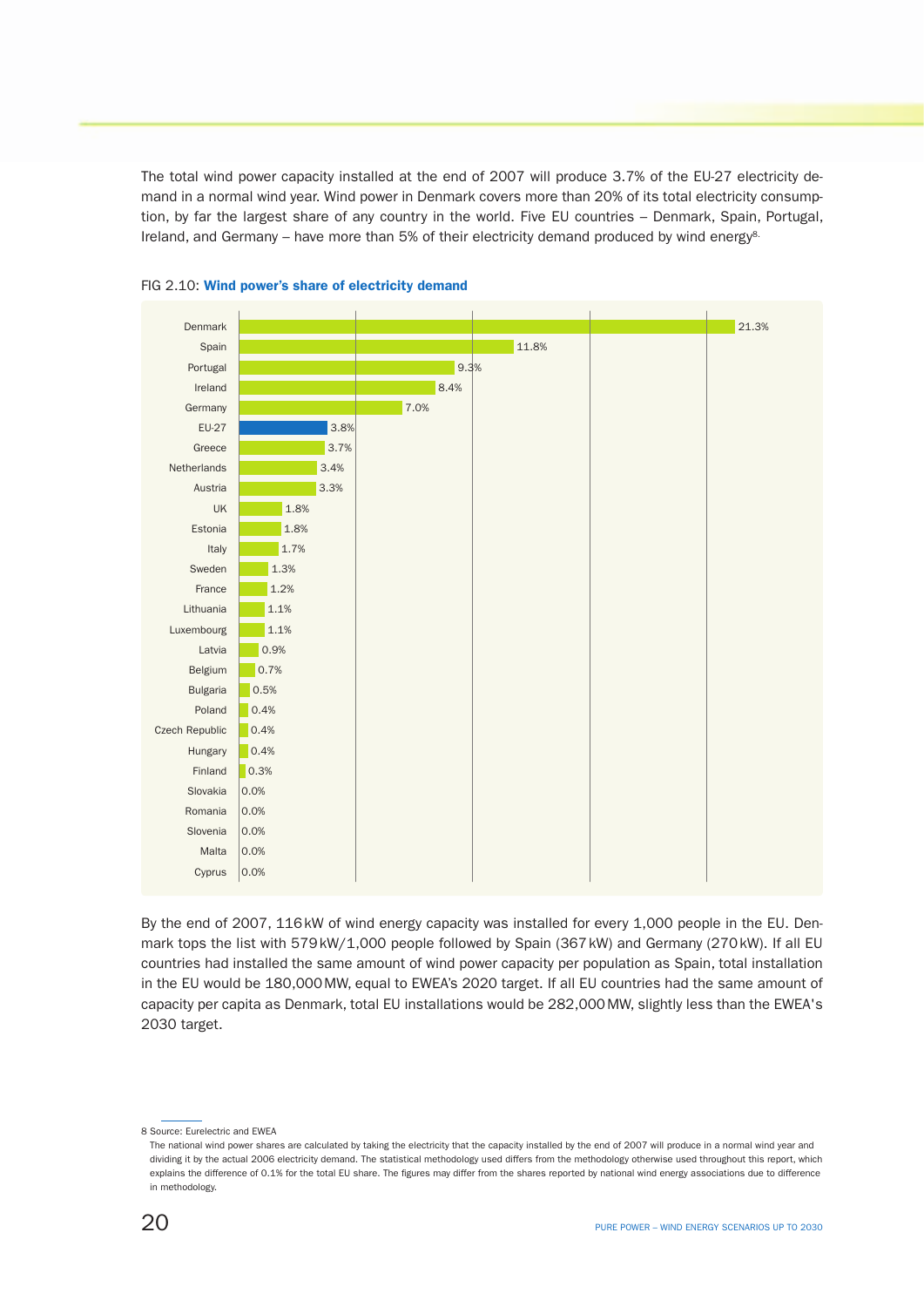The total wind power capacity installed at the end of 2007 will produce 3.7% of the EU-27 electricity demand in a normal wind year. Wind power in Denmark covers more than 20% of its total electricity consumption, by far the largest share of any country in the world. Five EU countries – Denmark, Spain, Portugal, Ireland, and Germany – have more than 5% of their electricity demand produced by wind energy[8].

FIG 2.10: **Wind power's share of electricity demand**

| Country | Share |
|---|---|
| Denmark | 21.3% |
| Spain | 11.8% |
| Portugal | 9.3% |
| Ireland | 8.4% |
| Germany | 7.0% |
| EU-27 | 3.8% |
| Greece | 3.7% |
| Netherlands | 3.4% |
| Austria | 3.3% |
| UK | 1.8% |
| Estonia | 1.8% |
| Italy | 1.7% |
| Sweden | 1.3% |
| France | 1.2% |
| Lithuania | 1.1% |
| Luxembourg | 1.1% |
| Latvia | 0.9% |
| Belgium | 0.7% |
| Bulgaria | 0.5% |
| Poland | 0.4% |
| Czech Republic | 0.4% |
| Hungary | 0.4% |
| Finland | 0.3% |
| Slovakia | 0.0% |
| Romania | 0.0% |
| Slovenia | 0.0% |
| Malta | 0.0% |
| Cyprus | 0.0% |

By the end of 2007, 116 kW of wind energy capacity was installed for every 1,000 people in the EU. Denmark tops the list with 579 kW/1,000 people followed by Spain (367 kW) and Germany (270 kW). If all EU countries had installed the same amount of wind power capacity per population as Spain, total installation in the EU would be 180,000 MW, equal to EWEA's 2020 target. If all EU countries had the same amount of capacity per capita as Denmark, total EU installations would be 282,000 MW, slightly less than the EWEA's 2030 target.

8 Source: Eurelectric and EWEA
The national wind power shares are calculated by taking the electricity that the capacity installed by the end of 2007 will produce in a normal wind year and dividing it by the actual 2006 electricity demand. The statistical methodology used differs from the methodology otherwise used throughout this report, which explains the difference of 0.1% for the total EU share. The figures may differ from the shares reported by national wind energy associations due to difference in methodology.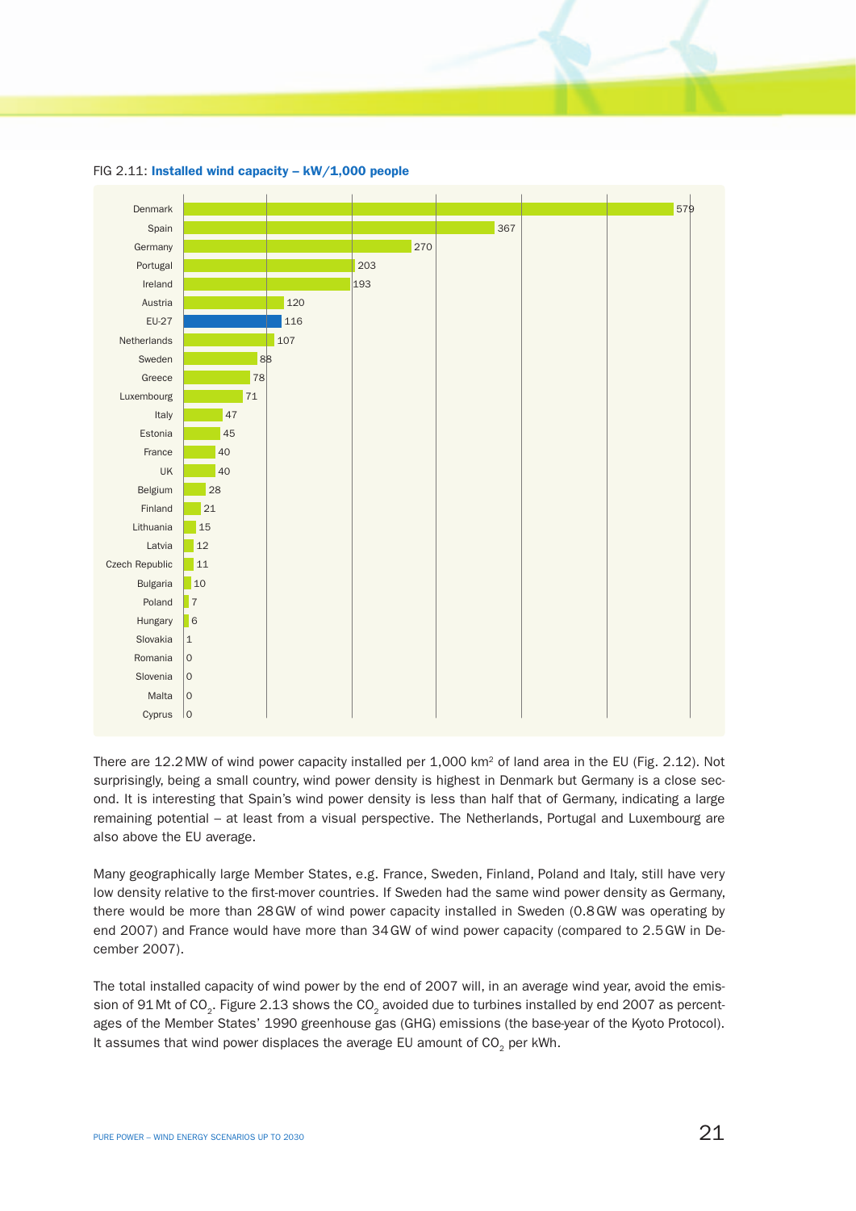FIG 2.11: **Installed wind capacity – kW/1,000 people**

| Country | kW/1,000 people |
|---|---|
| Denmark | 579 |
| Spain | 367 |
| Germany | 270 |
| Portugal | 203 |
| Ireland | 193 |
| Austria | 120 |
| EU-27 | 116 |
| Netherlands | 107 |
| Sweden | 88 |
| Greece | 78 |
| Luxembourg | 71 |
| Italy | 47 |
| Estonia | 45 |
| France | 40 |
| UK | 40 |
| Belgium | 28 |
| Finland | 21 |
| Lithuania | 15 |
| Latvia | 12 |
| Czech Republic | 11 |
| Bulgaria | 10 |
| Poland | 7 |
| Hungary | 6 |
| Slovakia | 1 |
| Romania | 0 |
| Slovenia | 0 |
| Malta | 0 |
| Cyprus | 0 |

There are 12.2 MW of wind power capacity installed per 1,000 km² of land area in the EU (Fig. 2.12). Not surprisingly, being a small country, wind power density is highest in Denmark but Germany is a close second. It is interesting that Spain's wind power density is less than half that of Germany, indicating a large remaining potential – at least from a visual perspective. The Netherlands, Portugal and Luxembourg are also above the EU average.

Many geographically large Member States, e.g. France, Sweden, Finland, Poland and Italy, still have very low density relative to the first-mover countries. If Sweden had the same wind power density as Germany, there would be more than 28 GW of wind power capacity installed in Sweden (0.8 GW was operating by end 2007) and France would have more than 34 GW of wind power capacity (compared to 2.5 GW in December 2007).

The total installed capacity of wind power by the end of 2007 will, in an average wind year, avoid the emission of 91 Mt of $CO_2$. Figure 2.13 shows the $CO_2$ avoided due to turbines installed by end 2007 as percentages of the Member States' 1990 greenhouse gas (GHG) emissions (the base-year of the Kyoto Protocol). It assumes that wind power displaces the average EU amount of $CO_2$ per kWh.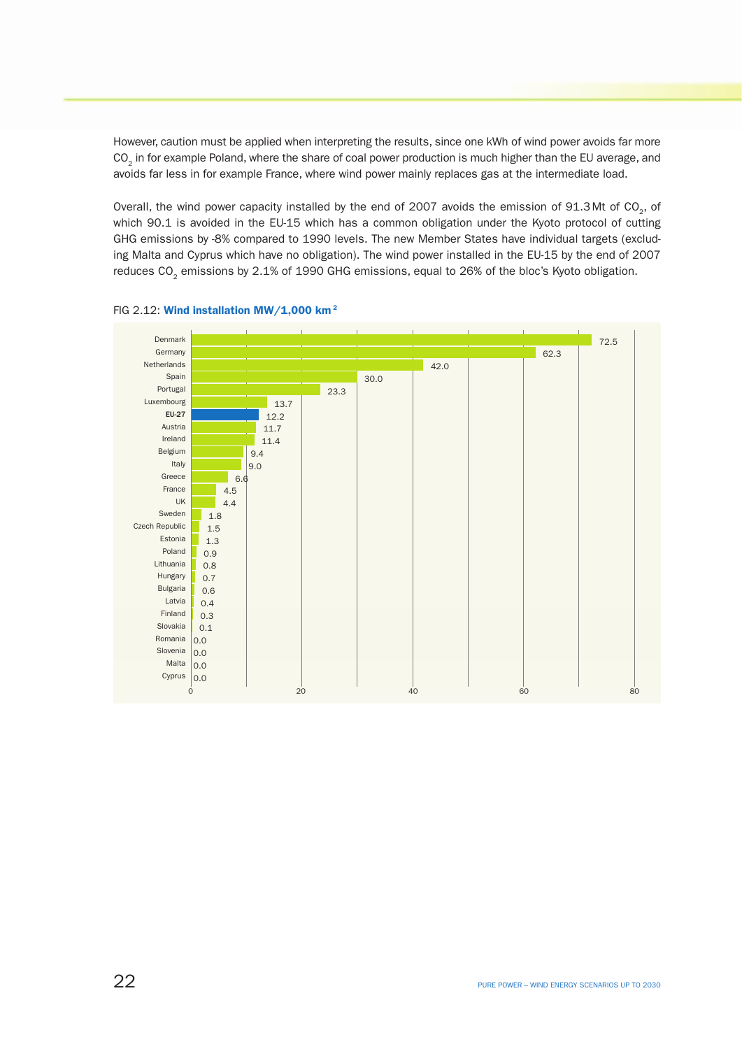However, caution must be applied when interpreting the results, since one kWh of wind power avoids far more $CO_2$ in for example Poland, where the share of coal power production is much higher than the EU average, and avoids far less in for example France, where wind power mainly replaces gas at the intermediate load.

Overall, the wind power capacity installed by the end of 2007 avoids the emission of 91.3 Mt of $CO_2$, of which 90.1 is avoided in the EU-15 which has a common obligation under the Kyoto protocol of cutting GHG emissions by -8% compared to 1990 levels. The new Member States have individual targets (excluding Malta and Cyprus which have no obligation). The wind power installed in the EU-15 by the end of 2007 reduces $CO_2$ emissions by 2.1% of 1990 GHG emissions, equal to 26% of the bloc's Kyoto obligation.

FIG 2.12: **Wind installation MW/1,000 km²**

| Country | MW/1,000 km² |
|---|---|
| Denmark | 72.5 |
| Germany | 62.3 |
| Netherlands | 42.0 |
| Spain | 30.0 |
| Portugal | 23.3 |
| Luxembourg | 13.7 |
| EU-27 | 12.2 |
| Austria | 11.7 |
| Ireland | 11.4 |
| Belgium | 9.4 |
| Italy | 9.0 |
| Greece | 6.6 |
| France | 4.5 |
| UK | 4.4 |
| Sweden | 1.8 |
| Czech Republic | 1.5 |
| Estonia | 1.3 |
| Poland | 0.9 |
| Lithuania | 0.8 |
| Hungary | 0.7 |
| Bulgaria | 0.6 |
| Latvia | 0.4 |
| Finland | 0.3 |
| Slovakia | 0.1 |
| Romania | 0.0 |
| Slovenia | 0.0 |
| Malta | 0.0 |
| Cyprus | 0.0 |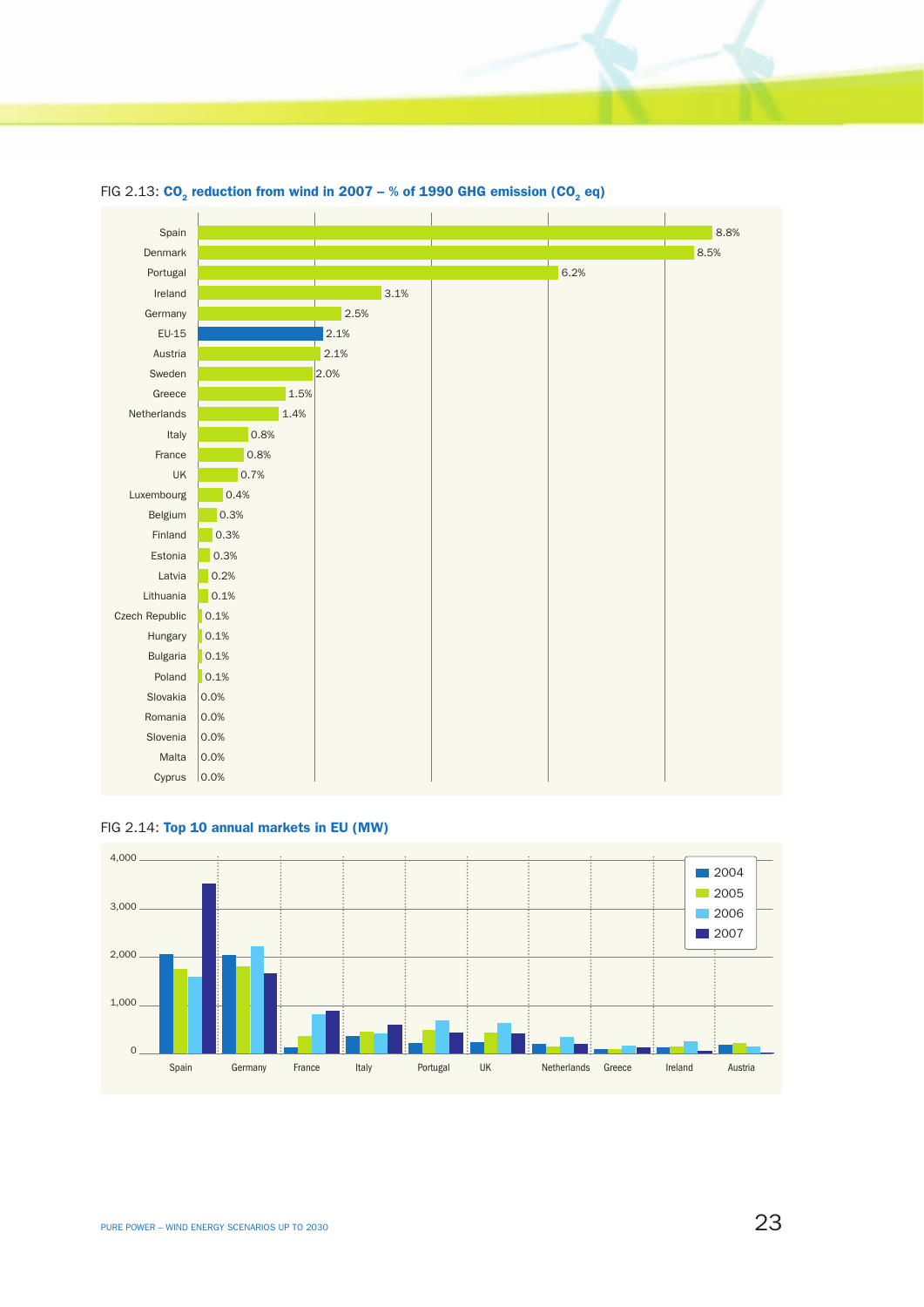FIG 2.13: $CO_2$ reduction from wind in 2007 – % of 1990 GHG emission ($CO_2$ eq)

| Country | % |
|---|---|
| Spain | 8.8% |
| Denmark | 8.5% |
| Portugal | 6.2% |
| Ireland | 3.1% |
| Germany | 2.5% |
| EU-15 | 2.1% |
| Austria | 2.1% |
| Sweden | 2.0% |
| Greece | 1.5% |
| Netherlands | 1.4% |
| Italy | 0.8% |
| France | 0.8% |
| UK | 0.7% |
| Luxembourg | 0.4% |
| Belgium | 0.3% |
| Finland | 0.3% |
| Estonia | 0.3% |
| Latvia | 0.2% |
| Lithuania | 0.1% |
| Czech Republic | 0.1% |
| Hungary | 0.1% |
| Bulgaria | 0.1% |
| Poland | 0.1% |
| Slovakia | 0.0% |
| Romania | 0.0% |
| Slovenia | 0.0% |
| Malta | 0.0% |
| Cyprus | 0.0% |

FIG 2.14: Top 10 annual markets in EU (MW)

Bar chart with y-axis 0 to 4,000 MW; series: 2004, 2005, 2006, 2007; countries: Spain, Germany, France, Italy, Portugal, UK, Netherlands, Greece, Ireland, Austria.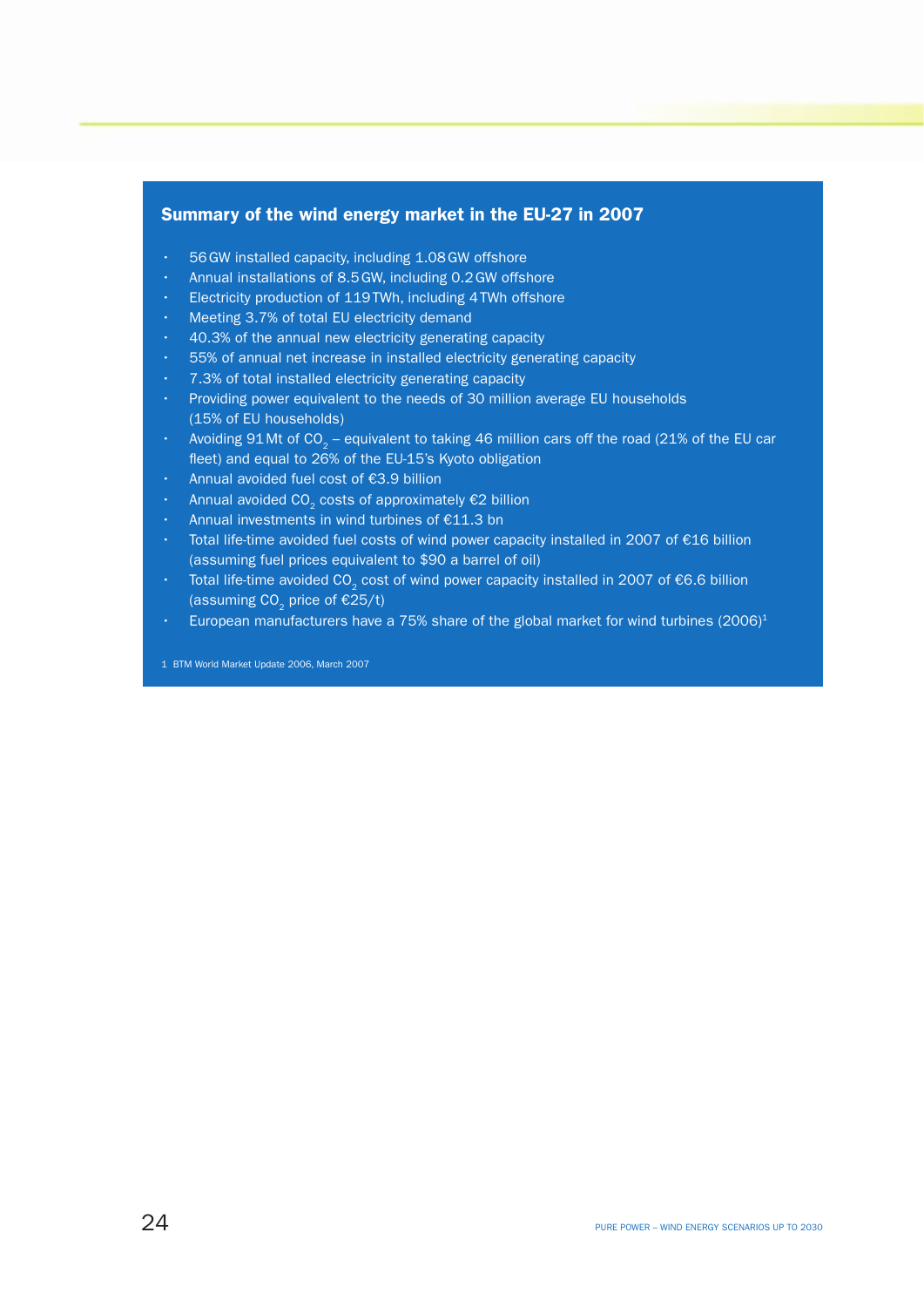## Summary of the wind energy market in the EU-27 in 2007

- 56 GW installed capacity, including 1.08 GW offshore
- Annual installations of 8.5 GW, including 0.2 GW offshore
- Electricity production of 119 TWh, including 4 TWh offshore
- Meeting 3.7% of total EU electricity demand
- 40.3% of the annual new electricity generating capacity
- 55% of annual net increase in installed electricity generating capacity
- 7.3% of total installed electricity generating capacity
- Providing power equivalent to the needs of 30 million average EU households (15% of EU households)
- Avoiding 91 Mt of $CO_2$ – equivalent to taking 46 million cars off the road (21% of the EU car fleet) and equal to 26% of the EU-15's Kyoto obligation
- Annual avoided fuel cost of €3.9 billion
- Annual avoided $CO_2$ costs of approximately €2 billion
- Annual investments in wind turbines of €11.3 bn
- Total life-time avoided fuel costs of wind power capacity installed in 2007 of €16 billion (assuming fuel prices equivalent to $90 a barrel of oil)
- Total life-time avoided $CO_2$ cost of wind power capacity installed in 2007 of €6.6 billion (assuming $CO_2$ price of €25/t)
- European manufacturers have a 75% share of the global market for wind turbines (2006)[1]

1 BTM World Market Update 2006, March 2007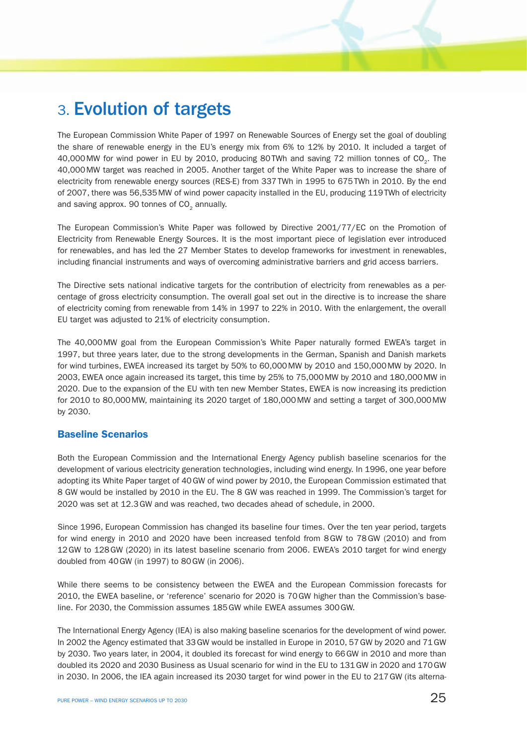# 3. Evolution of targets

The European Commission White Paper of 1997 on Renewable Sources of Energy set the goal of doubling the share of renewable energy in the EU's energy mix from 6% to 12% by 2010. It included a target of 40,000 MW for wind power in EU by 2010, producing 80 TWh and saving 72 million tonnes of $CO_2$. The 40,000 MW target was reached in 2005. Another target of the White Paper was to increase the share of electricity from renewable energy sources (RES-E) from 337 TWh in 1995 to 675 TWh in 2010. By the end of 2007, there was 56,535 MW of wind power capacity installed in the EU, producing 119 TWh of electricity and saving approx. 90 tonnes of $CO_2$ annually.

The European Commission's White Paper was followed by Directive 2001/77/EC on the Promotion of Electricity from Renewable Energy Sources. It is the most important piece of legislation ever introduced for renewables, and has led the 27 Member States to develop frameworks for investment in renewables, including financial instruments and ways of overcoming administrative barriers and grid access barriers.

The Directive sets national indicative targets for the contribution of electricity from renewables as a percentage of gross electricity consumption. The overall goal set out in the directive is to increase the share of electricity coming from renewable from 14% in 1997 to 22% in 2010. With the enlargement, the overall EU target was adjusted to 21% of electricity consumption.

The 40,000 MW goal from the European Commission's White Paper naturally formed EWEA's target in 1997, but three years later, due to the strong developments in the German, Spanish and Danish markets for wind turbines, EWEA increased its target by 50% to 60,000 MW by 2010 and 150,000 MW by 2020. In 2003, EWEA once again increased its target, this time by 25% to 75,000 MW by 2010 and 180,000 MW in 2020. Due to the expansion of the EU with ten new Member States, EWEA is now increasing its prediction for 2010 to 80,000 MW, maintaining its 2020 target of 180,000 MW and setting a target of 300,000 MW by 2030.

## Baseline Scenarios

Both the European Commission and the International Energy Agency publish baseline scenarios for the development of various electricity generation technologies, including wind energy. In 1996, one year before adopting its White Paper target of 40 GW of wind power by 2010, the European Commission estimated that 8 GW would be installed by 2010 in the EU. The 8 GW was reached in 1999. The Commission's target for 2020 was set at 12.3 GW and was reached, two decades ahead of schedule, in 2000.

Since 1996, European Commission has changed its baseline four times. Over the ten year period, targets for wind energy in 2010 and 2020 have been increased tenfold from 8 GW to 78 GW (2010) and from 12 GW to 128 GW (2020) in its latest baseline scenario from 2006. EWEA's 2010 target for wind energy doubled from 40 GW (in 1997) to 80 GW (in 2006).

While there seems to be consistency between the EWEA and the European Commission forecasts for 2010, the EWEA baseline, or 'reference' scenario for 2020 is 70 GW higher than the Commission's baseline. For 2030, the Commission assumes 185 GW while EWEA assumes 300 GW.

The International Energy Agency (IEA) is also making baseline scenarios for the development of wind power. In 2002 the Agency estimated that 33 GW would be installed in Europe in 2010, 57 GW by 2020 and 71 GW by 2030. Two years later, in 2004, it doubled its forecast for wind energy to 66 GW in 2010 and more than doubled its 2020 and 2030 Business as Usual scenario for wind in the EU to 131 GW in 2020 and 170 GW in 2030. In 2006, the IEA again increased its 2030 target for wind power in the EU to 217 GW (its alterna-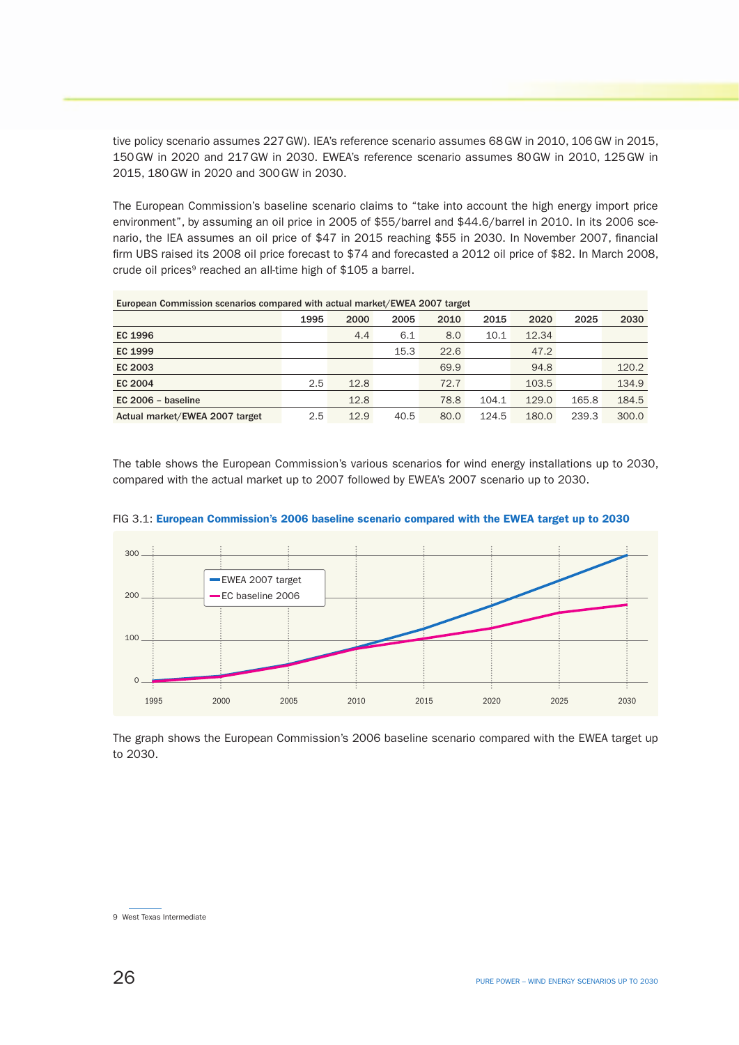tive policy scenario assumes 227 GW). IEA's reference scenario assumes 68 GW in 2010, 106 GW in 2015, 150 GW in 2020 and 217 GW in 2030. EWEA's reference scenario assumes 80 GW in 2010, 125 GW in 2015, 180 GW in 2020 and 300 GW in 2030.

The European Commission's baseline scenario claims to "take into account the high energy import price environment", by assuming an oil price in 2005 of $55/barrel and $44.6/barrel in 2010. In its 2006 scenario, the IEA assumes an oil price of $47 in 2015 reaching $55 in 2030. In November 2007, financial firm UBS raised its 2008 oil price forecast to $74 and forecasted a 2012 oil price of $82. In March 2008, crude oil prices[9] reached an all-time high of $105 a barrel.

**European Commission scenarios compared with actual market/EWEA 2007 target**

| | 1995 | 2000 | 2005 | 2010 | 2015 | 2020 | 2025 | 2030 |
|---|---|---|---|---|---|---|---|---|
| EC 1996 | | 4.4 | 6.1 | 8.0 | 10.1 | 12.34 | | |
| EC 1999 | | | 15.3 | 22.6 | | 47.2 | | |
| EC 2003 | | | | 69.9 | | 94.8 | | 120.2 |
| EC 2004 | 2.5 | 12.8 | | 72.7 | | 103.5 | | 134.9 |
| EC 2006 – baseline | | 12.8 | | 78.8 | 104.1 | 129.0 | 165.8 | 184.5 |
| Actual market/EWEA 2007 target | 2.5 | 12.9 | 40.5 | 80.0 | 124.5 | 180.0 | 239.3 | 300.0 |

The table shows the European Commission's various scenarios for wind energy installations up to 2030, compared with the actual market up to 2007 followed by EWEA's 2007 scenario up to 2030.

FIG 3.1: **European Commission's 2006 baseline scenario compared with the EWEA target up to 2030**

The graph shows the European Commission's 2006 baseline scenario compared with the EWEA target up to 2030.

9 West Texas Intermediate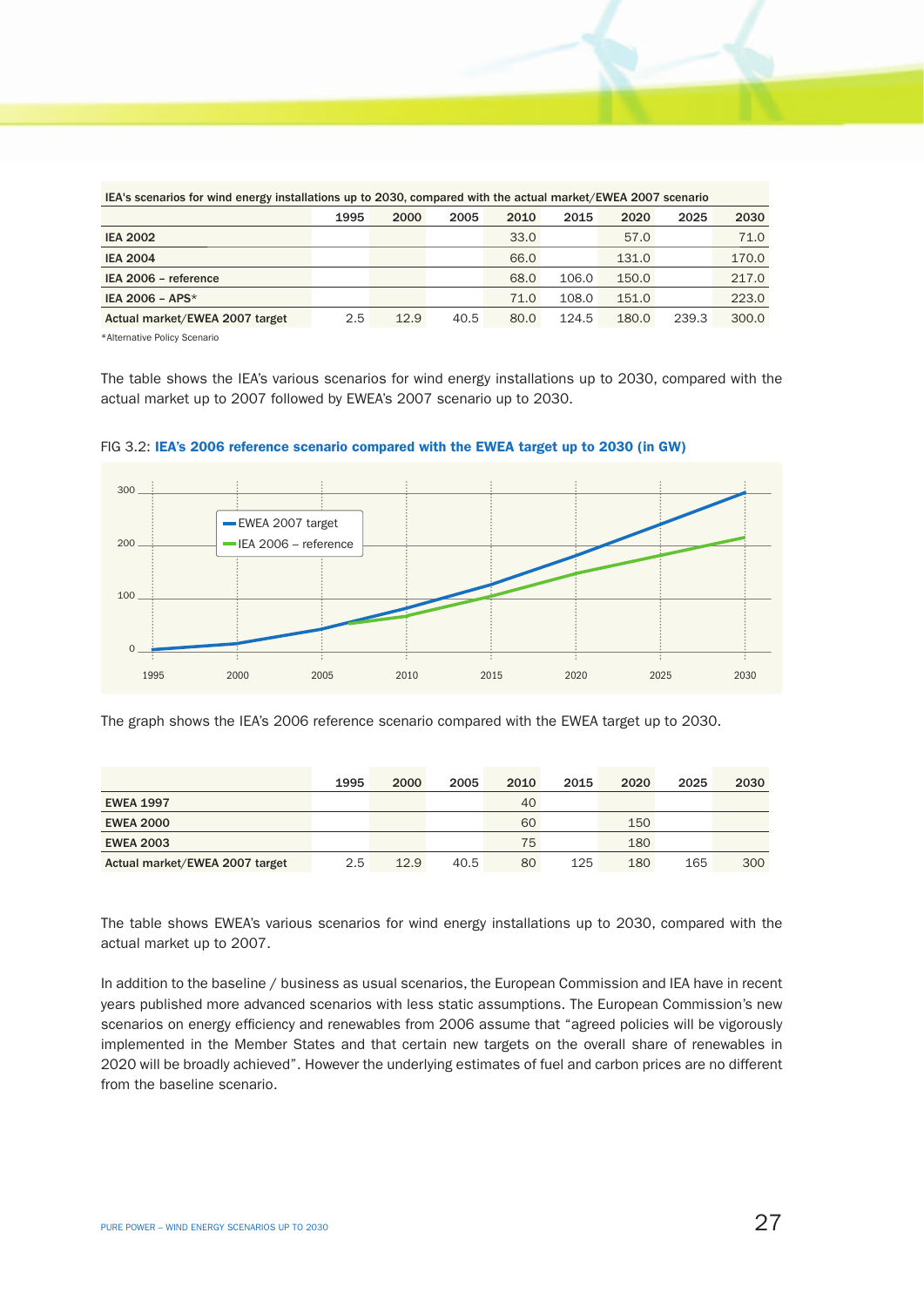IEA's scenarios for wind energy installations up to 2030, compared with the actual market/EWEA 2007 scenario

| | 1995 | 2000 | 2005 | 2010 | 2015 | 2020 | 2025 | 2030 |
|---|---|---|---|---|---|---|---|---|
| **IEA 2002** | | | | 33.0 | | 57.0 | | 71.0 |
| **IEA 2004** | | | | 66.0 | | 131.0 | | 170.0 |
| **IEA 2006 – reference** | | | | 68.0 | 106.0 | 150.0 | | 217.0 |
| **IEA 2006 – APS*** | | | | 71.0 | 108.0 | 151.0 | | 223.0 |
| **Actual market/EWEA 2007 target** | 2.5 | 12.9 | 40.5 | 80.0 | 124.5 | 180.0 | 239.3 | 300.0 |

*Alternative Policy Scenario

The table shows the IEA's various scenarios for wind energy installations up to 2030, compared with the actual market up to 2007 followed by EWEA's 2007 scenario up to 2030.

FIG 3.2: **IEA's 2006 reference scenario compared with the EWEA target up to 2030 (in GW)**

The graph shows the IEA's 2006 reference scenario compared with the EWEA target up to 2030.

| | 1995 | 2000 | 2005 | 2010 | 2015 | 2020 | 2025 | 2030 |
|---|---|---|---|---|---|---|---|---|
| **EWEA 1997** | | | | 40 | | | | |
| **EWEA 2000** | | | | 60 | | 150 | | |
| **EWEA 2003** | | | | 75 | | 180 | | |
| **Actual market/EWEA 2007 target** | 2.5 | 12.9 | 40.5 | 80 | 125 | 180 | 165 | 300 |

The table shows EWEA's various scenarios for wind energy installations up to 2030, compared with the actual market up to 2007.

In addition to the baseline / business as usual scenarios, the European Commission and IEA have in recent years published more advanced scenarios with less static assumptions. The European Commission's new scenarios on energy efficiency and renewables from 2006 assume that "agreed policies will be vigorously implemented in the Member States and that certain new targets on the overall share of renewables in 2020 will be broadly achieved". However the underlying estimates of fuel and carbon prices are no different from the baseline scenario.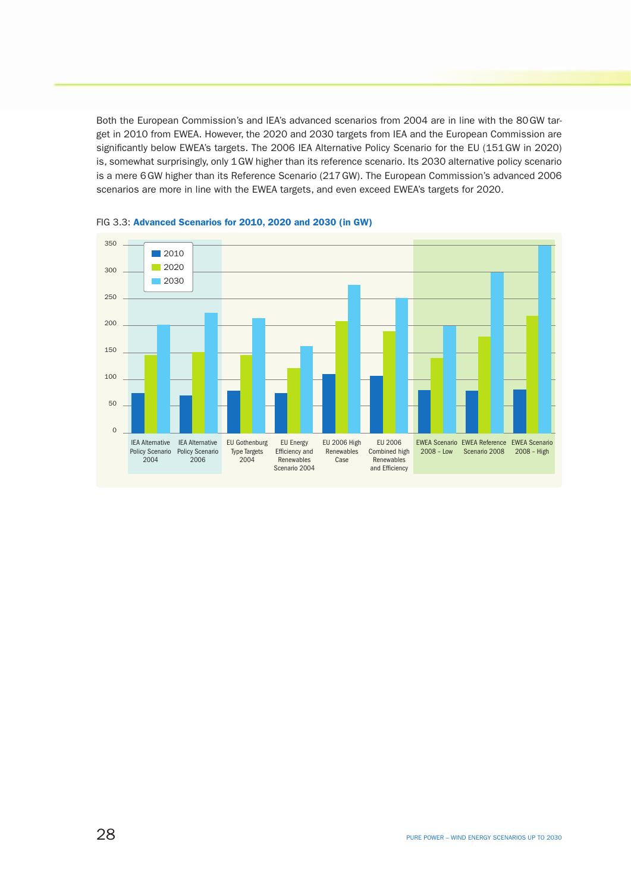Both the European Commission's and IEA's advanced scenarios from 2004 are in line with the 80 GW target in 2010 from EWEA. However, the 2020 and 2030 targets from IEA and the European Commission are significantly below EWEA's targets. The 2006 IEA Alternative Policy Scenario for the EU (151 GW in 2020) is, somewhat surprisingly, only 1 GW higher than its reference scenario. Its 2030 alternative policy scenario is a mere 6 GW higher than its Reference Scenario (217 GW). The European Commission's advanced 2006 scenarios are more in line with the EWEA targets, and even exceed EWEA's targets for 2020.

FIG 3.3: **Advanced Scenarios for 2010, 2020 and 2030 (in GW)**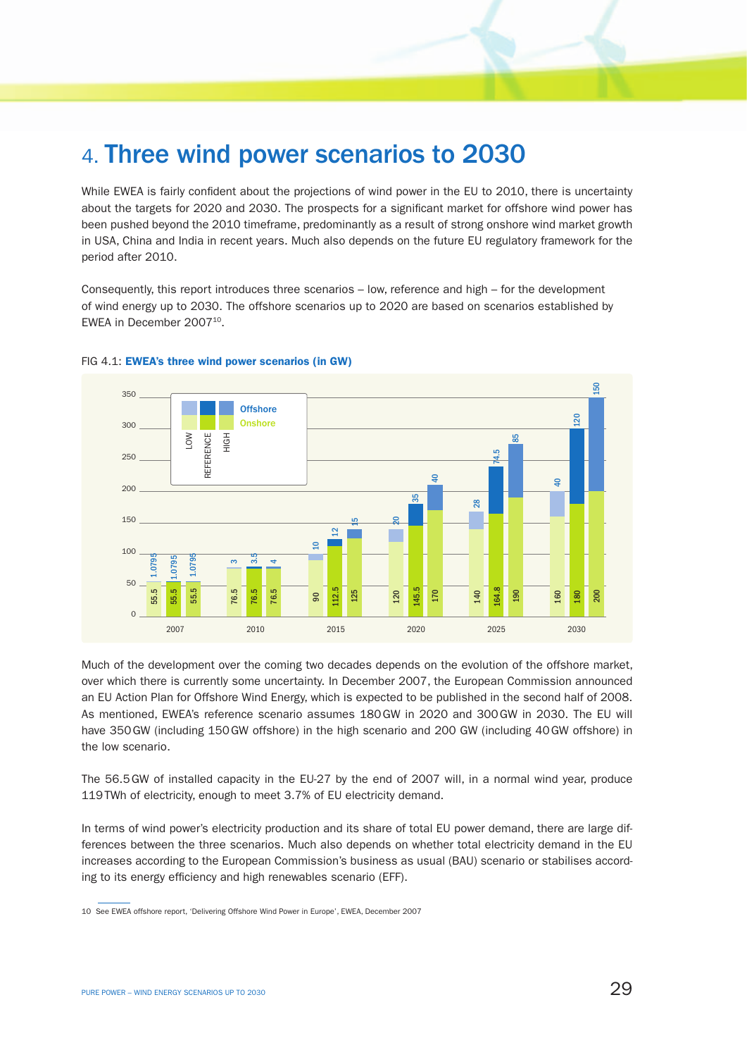# 4. Three wind power scenarios to 2030

While EWEA is fairly confident about the projections of wind power in the EU to 2010, there is uncertainty about the targets for 2020 and 2030. The prospects for a significant market for offshore wind power has been pushed beyond the 2010 timeframe, predominantly as a result of strong onshore wind market growth in USA, China and India in recent years. Much also depends on the future EU regulatory framework for the period after 2010.

Consequently, this report introduces three scenarios – low, reference and high – for the development of wind energy up to 2030. The offshore scenarios up to 2020 are based on scenarios established by EWEA in December 2007[10].

FIG 4.1: **EWEA's three wind power scenarios (in GW)**

| Year | Scenario | Onshore | Offshore |
|---|---|---|---|
| 2007 | Low | 55.5 | 1.0795 |
| 2007 | Reference | 55.5 | 1.0795 |
| 2007 | High | 55.5 | 1.0795 |
| 2010 | Low | 76.5 | 3 |
| 2010 | Reference | 76.5 | 3.5 |
| 2010 | High | 76.5 | 4 |
| 2015 | Low | 90 | 10 |
| 2015 | Reference | 112.5 | 12 |
| 2015 | High | 125 | 15 |
| 2020 | Low | 120 | 20 |
| 2020 | Reference | 145.5 | 35 |
| 2020 | High | 170 | 40 |
| 2025 | Low | 140 | 28 |
| 2025 | Reference | 164.8 | 74.5 |
| 2025 | High | 190 | 85 |
| 2030 | Low | 160 | 40 |
| 2030 | Reference | 180 | 120 |
| 2030 | High | 200 | 150 |

Much of the development over the coming two decades depends on the evolution of the offshore market, over which there is currently some uncertainty. In December 2007, the European Commission announced an EU Action Plan for Offshore Wind Energy, which is expected to be published in the second half of 2008. As mentioned, EWEA's reference scenario assumes 180 GW in 2020 and 300 GW in 2030. The EU will have 350 GW (including 150 GW offshore) in the high scenario and 200 GW (including 40 GW offshore) in the low scenario.

The 56.5 GW of installed capacity in the EU-27 by the end of 2007 will, in a normal wind year, produce 119 TWh of electricity, enough to meet 3.7% of EU electricity demand.

In terms of wind power's electricity production and its share of total EU power demand, there are large differences between the three scenarios. Much also depends on whether total electricity demand in the EU increases according to the European Commission's business as usual (BAU) scenario or stabilises according to its energy efficiency and high renewables scenario (EFF).

10 See EWEA offshore report, 'Delivering Offshore Wind Power in Europe', EWEA, December 2007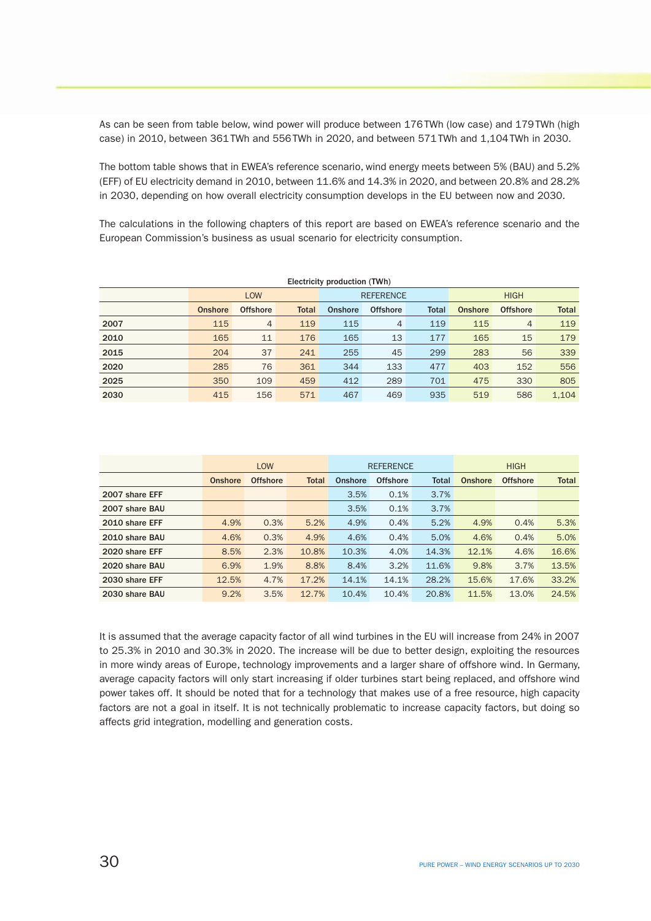As can be seen from table below, wind power will produce between 176 TWh (low case) and 179 TWh (high case) in 2010, between 361 TWh and 556 TWh in 2020, and between 571 TWh and 1,104 TWh in 2030.

The bottom table shows that in EWEA's reference scenario, wind energy meets between 5% (BAU) and 5.2% (EFF) of EU electricity demand in 2010, between 11.6% and 14.3% in 2020, and between 20.8% and 28.2% in 2030, depending on how overall electricity consumption develops in the EU between now and 2030.

The calculations in the following chapters of this report are based on EWEA's reference scenario and the European Commission's business as usual scenario for electricity consumption.

**Electricity production (TWh)**

| | LOW | | | REFERENCE | | | HIGH | | |
|---|---|---|---|---|---|---|---|---|---|
| | Onshore | Offshore | Total | Onshore | Offshore | Total | Onshore | Offshore | Total |
| **2007** | 115 | 4 | 119 | 115 | 4 | 119 | 115 | 4 | 119 |
| **2010** | 165 | 11 | 176 | 165 | 13 | 177 | 165 | 15 | 179 |
| **2015** | 204 | 37 | 241 | 255 | 45 | 299 | 283 | 56 | 339 |
| **2020** | 285 | 76 | 361 | 344 | 133 | 477 | 403 | 152 | 556 |
| **2025** | 350 | 109 | 459 | 412 | 289 | 701 | 475 | 330 | 805 |
| **2030** | 415 | 156 | 571 | 467 | 469 | 935 | 519 | 586 | 1,104 |

| | LOW | | | REFERENCE | | | HIGH | | |
|---|---|---|---|---|---|---|---|---|---|
| | Onshore | Offshore | Total | Onshore | Offshore | Total | Onshore | Offshore | Total |
| **2007 share EFF** | | | | 3.5% | 0.1% | 3.7% | | | |
| **2007 share BAU** | | | | 3.5% | 0.1% | 3.7% | | | |
| **2010 share EFF** | 4.9% | 0.3% | 5.2% | 4.9% | 0.4% | 5.2% | 4.9% | 0.4% | 5.3% |
| **2010 share BAU** | 4.6% | 0.3% | 4.9% | 4.6% | 0.4% | 5.0% | 4.6% | 0.4% | 5.0% |
| **2020 share EFF** | 8.5% | 2.3% | 10.8% | 10.3% | 4.0% | 14.3% | 12.1% | 4.6% | 16.6% |
| **2020 share BAU** | 6.9% | 1.9% | 8.8% | 8.4% | 3.2% | 11.6% | 9.8% | 3.7% | 13.5% |
| **2030 share EFF** | 12.5% | 4.7% | 17.2% | 14.1% | 14.1% | 28.2% | 15.6% | 17.6% | 33.2% |
| **2030 share BAU** | 9.2% | 3.5% | 12.7% | 10.4% | 10.4% | 20.8% | 11.5% | 13.0% | 24.5% |

It is assumed that the average capacity factor of all wind turbines in the EU will increase from 24% in 2007 to 25.3% in 2010 and 30.3% in 2020. The increase will be due to better design, exploiting the resources in more windy areas of Europe, technology improvements and a larger share of offshore wind. In Germany, average capacity factors will only start increasing if older turbines start being replaced, and offshore wind power takes off. It should be noted that for a technology that makes use of a free resource, high capacity factors are not a goal in itself. It is not technically problematic to increase capacity factors, but doing so affects grid integration, modelling and generation costs.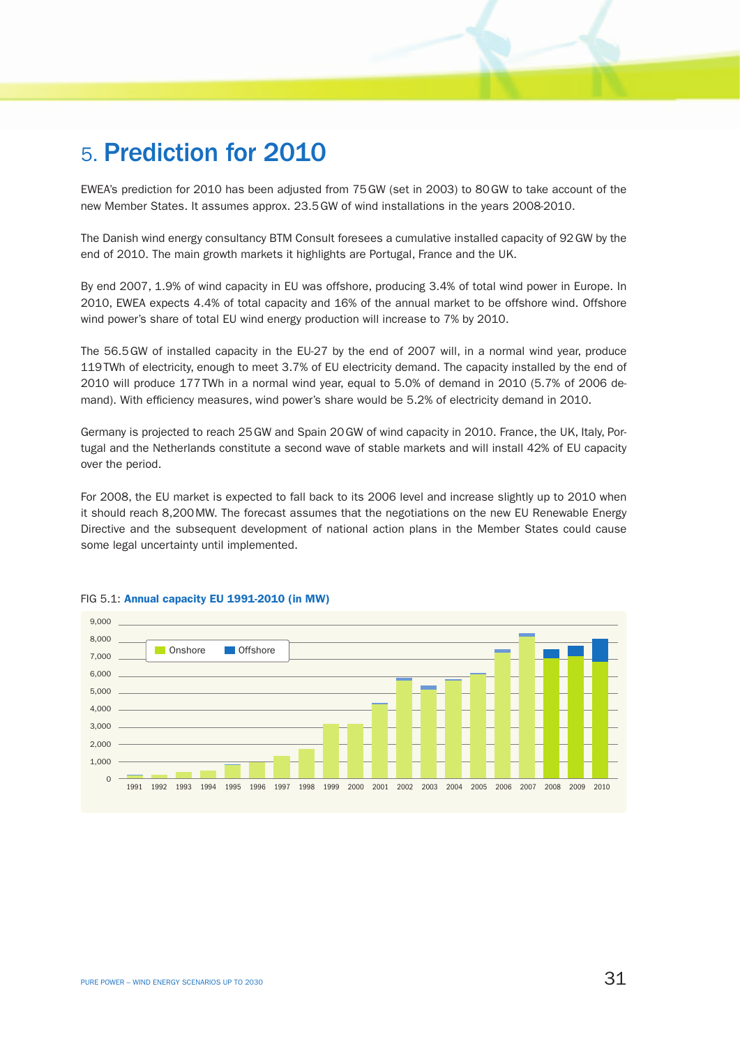# 5. Prediction for 2010

EWEA's prediction for 2010 has been adjusted from 75 GW (set in 2003) to 80 GW to take account of the new Member States. It assumes approx. 23.5 GW of wind installations in the years 2008-2010.

The Danish wind energy consultancy BTM Consult foresees a cumulative installed capacity of 92 GW by the end of 2010. The main growth markets it highlights are Portugal, France and the UK.

By end 2007, 1.9% of wind capacity in EU was offshore, producing 3.4% of total wind power in Europe. In 2010, EWEA expects 4.4% of total capacity and 16% of the annual market to be offshore wind. Offshore wind power's share of total EU wind energy production will increase to 7% by 2010.

The 56.5 GW of installed capacity in the EU-27 by the end of 2007 will, in a normal wind year, produce 119 TWh of electricity, enough to meet 3.7% of EU electricity demand. The capacity installed by the end of 2010 will produce 177 TWh in a normal wind year, equal to 5.0% of demand in 2010 (5.7% of 2006 demand). With efficiency measures, wind power's share would be 5.2% of electricity demand in 2010.

Germany is projected to reach 25 GW and Spain 20 GW of wind capacity in 2010. France, the UK, Italy, Portugal and the Netherlands constitute a second wave of stable markets and will install 42% of EU capacity over the period.

For 2008, the EU market is expected to fall back to its 2006 level and increase slightly up to 2010 when it should reach 8,200 MW. The forecast assumes that the negotiations on the new EU Renewable Energy Directive and the subsequent development of national action plans in the Member States could cause some legal uncertainty until implemented.

FIG 5.1: **Annual capacity EU 1991-2010 (in MW)**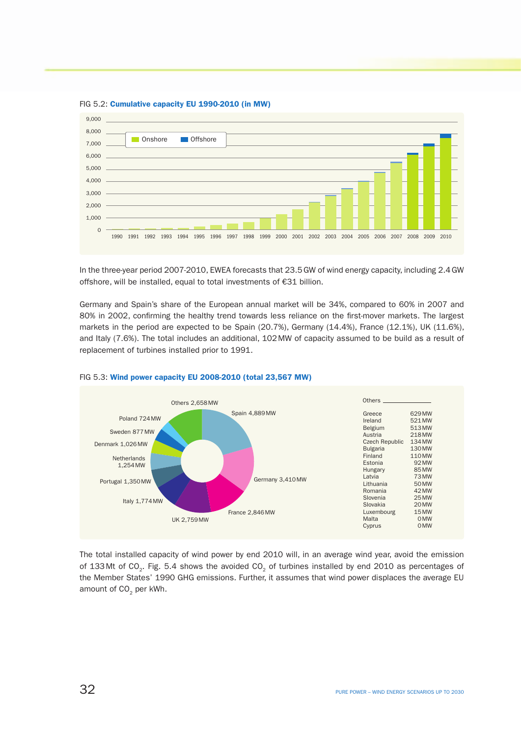FIG 5.2: **Cumulative capacity EU 1990-2010 (in MW)**

In the three-year period 2007-2010, EWEA forecasts that 23.5 GW of wind energy capacity, including 2.4 GW offshore, will be installed, equal to total investments of €31 billion.

Germany and Spain's share of the European annual market will be 34%, compared to 60% in 2007 and 80% in 2002, confirming the healthy trend towards less reliance on the first-mover markets. The largest markets in the period are expected to be Spain (20.7%), Germany (14.4%), France (12.1%), UK (11.6%), and Italy (7.6%). The total includes an additional, 102 MW of capacity assumed to be build as a result of replacement of turbines installed prior to 1991.

FIG 5.3: **Wind power capacity EU 2008-2010 (total 23,567 MW)**

| Country | Capacity |
|---|---|
| Spain | 4,889 MW |
| Germany | 3,410 MW |
| France | 2,846 MW |
| UK | 2,759 MW |
| Italy | 1,774 MW |
| Portugal | 1,350 MW |
| Netherlands | 1,254 MW |
| Denmark | 1,026 MW |
| Sweden | 877 MW |
| Poland | 724 MW |
| Others | 2,658 MW |

| Others | |
|---|---|
| Greece | 629 MW |
| Ireland | 521 MW |
| Belgium | 513 MW |
| Austria | 218 MW |
| Czech Republic | 134 MW |
| Bulgaria | 130 MW |
| Finland | 110 MW |
| Estonia | 92 MW |
| Hungary | 85 MW |
| Latvia | 73 MW |
| Lithuania | 50 MW |
| Romania | 42 MW |
| Slovenia | 25 MW |
| Slovakia | 20 MW |
| Luxembourg | 15 MW |
| Malta | 0 MW |
| Cyprus | 0 MW |

The total installed capacity of wind power by end 2010 will, in an average wind year, avoid the emission of 133 Mt of $CO_2$. Fig. 5.4 shows the avoided $CO_2$ of turbines installed by end 2010 as percentages of the Member States' 1990 GHG emissions. Further, it assumes that wind power displaces the average EU amount of $CO_2$ per kWh.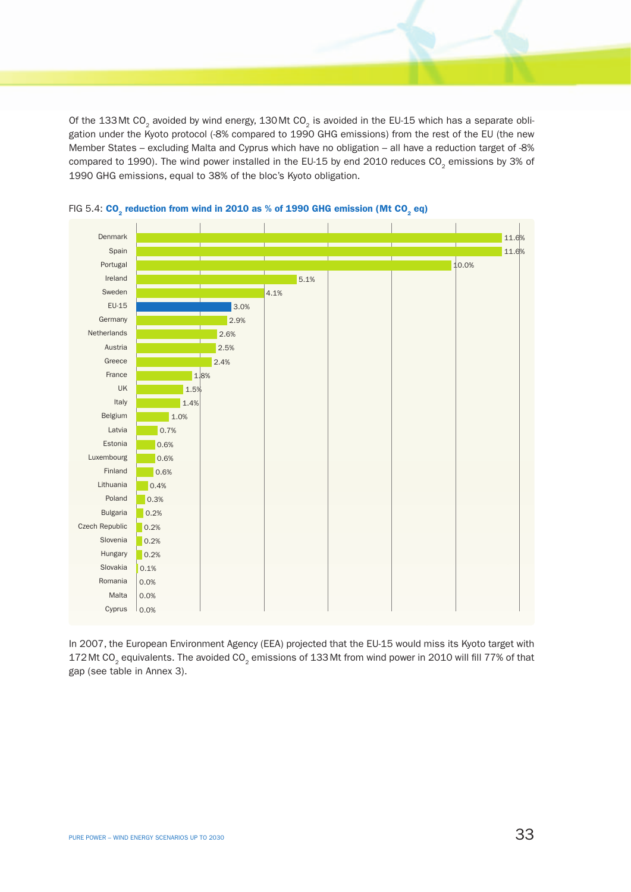Of the 133 Mt $CO_2$ avoided by wind energy, 130 Mt $CO_2$ is avoided in the EU-15 which has a separate obligation under the Kyoto protocol (-8% compared to 1990 GHG emissions) from the rest of the EU (the new Member States – excluding Malta and Cyprus which have no obligation – all have a reduction target of -8% compared to 1990). The wind power installed in the EU-15 by end 2010 reduces $CO_2$ emissions by 3% of 1990 GHG emissions, equal to 38% of the bloc's Kyoto obligation.

FIG 5.4: **$CO_2$ reduction from wind in 2010 as % of 1990 GHG emission (Mt $CO_2$ eq)**

| Country | % |
|---|---|
| Denmark | 11.6% |
| Spain | 11.6% |
| Portugal | 10.0% |
| Ireland | 5.1% |
| Sweden | 4.1% |
| EU-15 | 3.0% |
| Germany | 2.9% |
| Netherlands | 2.6% |
| Austria | 2.5% |
| Greece | 2.4% |
| France | 1.8% |
| UK | 1.5% |
| Italy | 1.4% |
| Belgium | 1.0% |
| Latvia | 0.7% |
| Estonia | 0.6% |
| Luxembourg | 0.6% |
| Finland | 0.6% |
| Lithuania | 0.4% |
| Poland | 0.3% |
| Bulgaria | 0.2% |
| Czech Republic | 0.2% |
| Slovenia | 0.2% |
| Hungary | 0.2% |
| Slovakia | 0.1% |
| Romania | 0.0% |
| Malta | 0.0% |
| Cyprus | 0.0% |

In 2007, the European Environment Agency (EEA) projected that the EU-15 would miss its Kyoto target with 172 Mt $CO_2$ equivalents. The avoided $CO_2$ emissions of 133 Mt from wind power in 2010 will fill 77% of that gap (see table in Annex 3).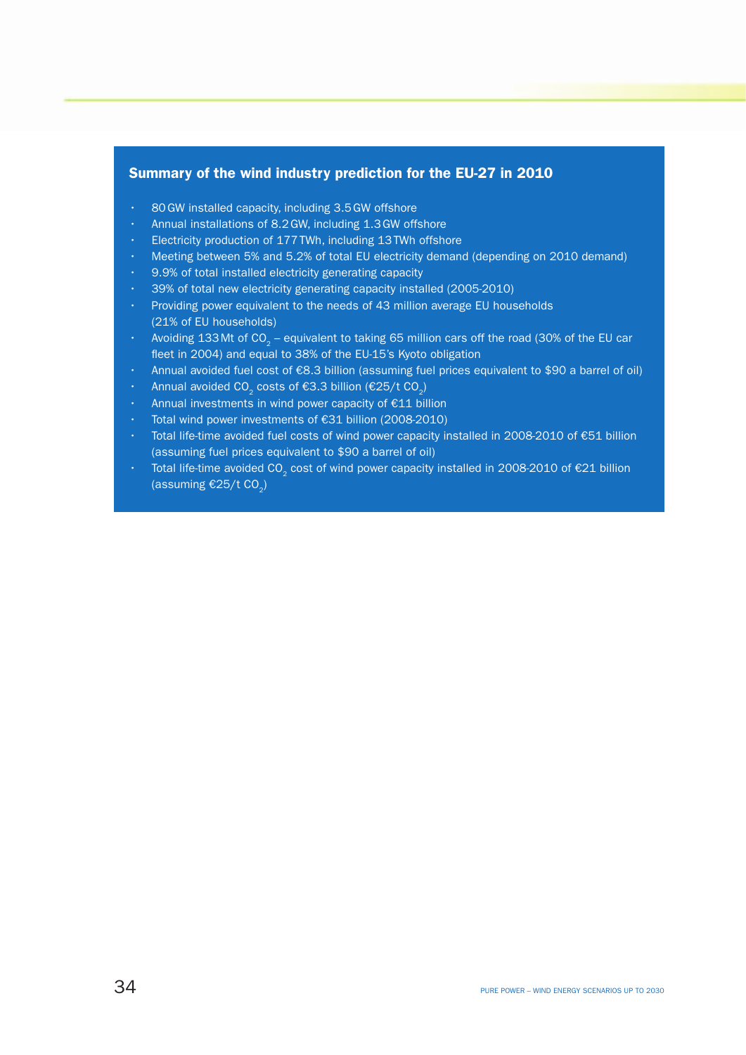### Summary of the wind industry prediction for the EU-27 in 2010

- 80 GW installed capacity, including 3.5 GW offshore
- Annual installations of 8.2 GW, including 1.3 GW offshore
- Electricity production of 177 TWh, including 13 TWh offshore
- Meeting between 5% and 5.2% of total EU electricity demand (depending on 2010 demand)
- 9.9% of total installed electricity generating capacity
- 39% of total new electricity generating capacity installed (2005-2010)
- Providing power equivalent to the needs of 43 million average EU households (21% of EU households)
- Avoiding 133 Mt of $CO_2$ – equivalent to taking 65 million cars off the road (30% of the EU car fleet in 2004) and equal to 38% of the EU-15's Kyoto obligation
- Annual avoided fuel cost of €8.3 billion (assuming fuel prices equivalent to $90 a barrel of oil)
- Annual avoided $CO_2$ costs of €3.3 billion (€25/t $CO_2$)
- Annual investments in wind power capacity of €11 billion
- Total wind power investments of €31 billion (2008-2010)
- Total life-time avoided fuel costs of wind power capacity installed in 2008-2010 of €51 billion (assuming fuel prices equivalent to $90 a barrel of oil)
- Total life-time avoided $CO_2$ cost of wind power capacity installed in 2008-2010 of €21 billion (assuming €25/t $CO_2$)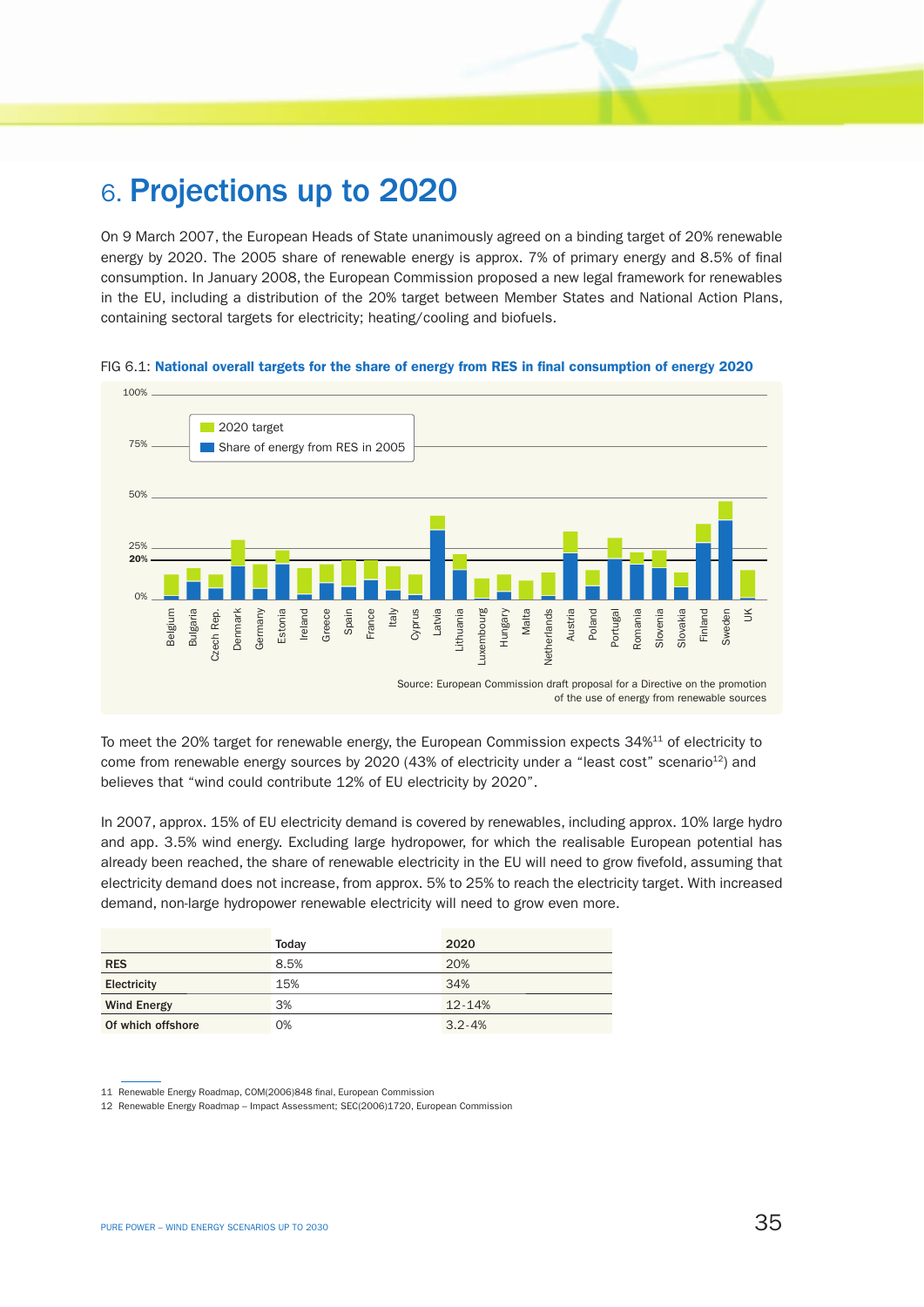# 6. Projections up to 2020

On 9 March 2007, the European Heads of State unanimously agreed on a binding target of 20% renewable energy by 2020. The 2005 share of renewable energy is approx. 7% of primary energy and 8.5% of final consumption. In January 2008, the European Commission proposed a new legal framework for renewables in the EU, including a distribution of the 20% target between Member States and National Action Plans, containing sectoral targets for electricity; heating/cooling and biofuels.

FIG 6.1: **National overall targets for the share of energy from RES in final consumption of energy 2020**

Source: European Commission draft proposal for a Directive on the promotion of the use of energy from renewable sources

To meet the 20% target for renewable energy, the European Commission expects 34%[11] of electricity to come from renewable energy sources by 2020 (43% of electricity under a "least cost" scenario[12]) and believes that "wind could contribute 12% of EU electricity by 2020".

In 2007, approx. 15% of EU electricity demand is covered by renewables, including approx. 10% large hydro and app. 3.5% wind energy. Excluding large hydropower, for which the realisable European potential has already been reached, the share of renewable electricity in the EU will need to grow fivefold, assuming that electricity demand does not increase, from approx. 5% to 25% to reach the electricity target. With increased demand, non-large hydropower renewable electricity will need to grow even more.

| | Today | 2020 |
|---|---|---|
| **RES** | 8.5% | 20% |
| **Electricity** | 15% | 34% |
| **Wind Energy** | 3% | 12-14% |
| **Of which offshore** | 0% | 3.2-4% |

11 Renewable Energy Roadmap, COM(2006)848 final, European Commission

12 Renewable Energy Roadmap – Impact Assessment; SEC(2006)1720, European Commission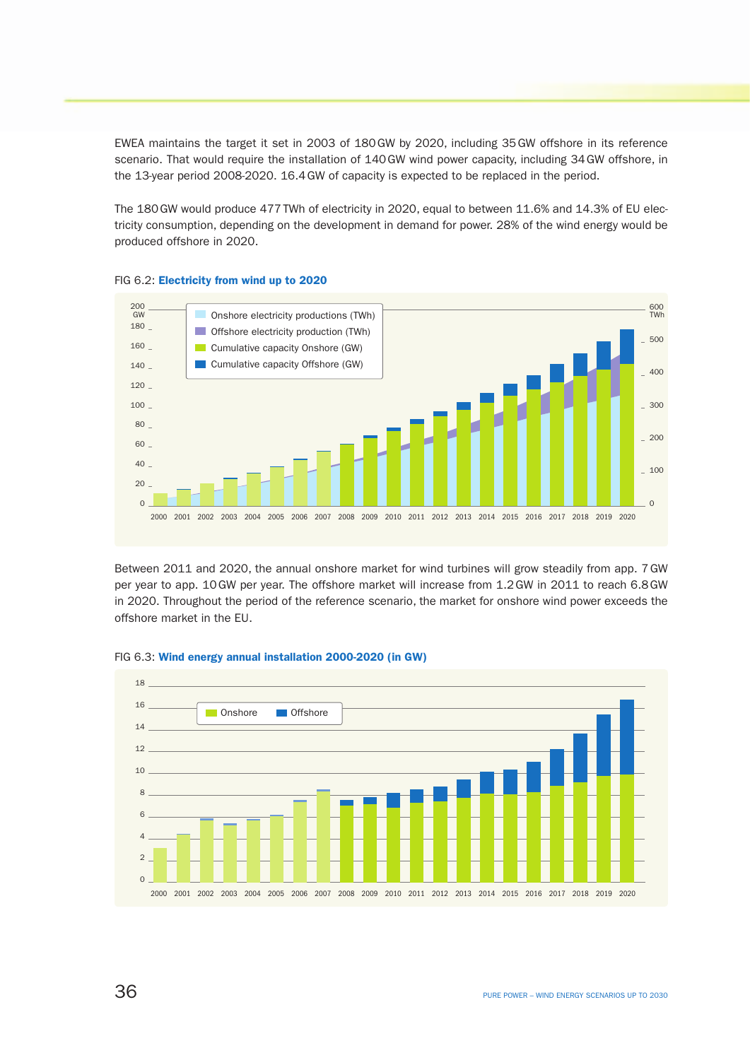EWEA maintains the target it set in 2003 of 180 GW by 2020, including 35 GW offshore in its reference scenario. That would require the installation of 140 GW wind power capacity, including 34 GW offshore, in the 13-year period 2008-2020. 16.4 GW of capacity is expected to be replaced in the period.

The 180 GW would produce 477 TWh of electricity in 2020, equal to between 11.6% and 14.3% of EU electricity consumption, depending on the development in demand for power. 28% of the wind energy would be produced offshore in 2020.

FIG 6.2: **Electricity from wind up to 2020**

Between 2011 and 2020, the annual onshore market for wind turbines will grow steadily from app. 7 GW per year to app. 10 GW per year. The offshore market will increase from 1.2 GW in 2011 to reach 6.8 GW in 2020. Throughout the period of the reference scenario, the market for onshore wind power exceeds the offshore market in the EU.

FIG 6.3: **Wind energy annual installation 2000-2020 (in GW)**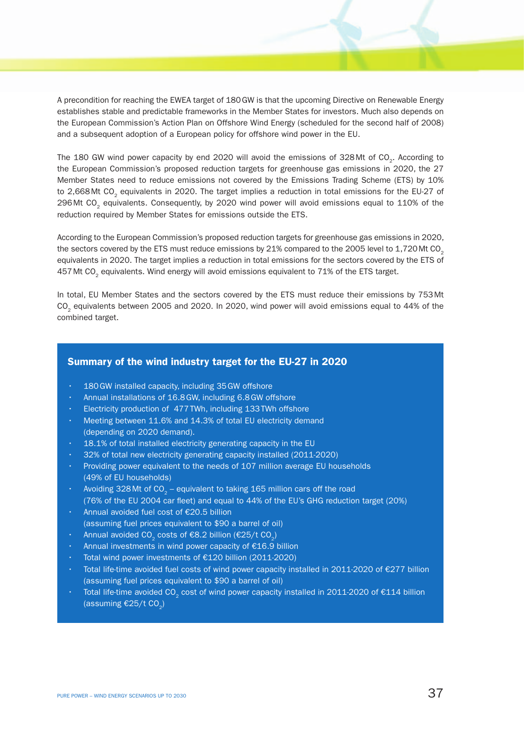A precondition for reaching the EWEA target of 180 GW is that the upcoming Directive on Renewable Energy establishes stable and predictable frameworks in the Member States for investors. Much also depends on the European Commission's Action Plan on Offshore Wind Energy (scheduled for the second half of 2008) and a subsequent adoption of a European policy for offshore wind power in the EU.

The 180 GW wind power capacity by end 2020 will avoid the emissions of 328 Mt of $CO_2$. According to the European Commission's proposed reduction targets for greenhouse gas emissions in 2020, the 27 Member States need to reduce emissions not covered by the Emissions Trading Scheme (ETS) by 10% to 2,668 Mt $CO_2$ equivalents in 2020. The target implies a reduction in total emissions for the EU-27 of 296 Mt $CO_2$ equivalents. Consequently, by 2020 wind power will avoid emissions equal to 110% of the reduction required by Member States for emissions outside the ETS.

According to the European Commission's proposed reduction targets for greenhouse gas emissions in 2020, the sectors covered by the ETS must reduce emissions by 21% compared to the 2005 level to 1,720 Mt $CO_2$ equivalents in 2020. The target implies a reduction in total emissions for the sectors covered by the ETS of 457 Mt $CO_2$ equivalents. Wind energy will avoid emissions equivalent to 71% of the ETS target.

In total, EU Member States and the sectors covered by the ETS must reduce their emissions by 753 Mt $CO_2$ equivalents between 2005 and 2020. In 2020, wind power will avoid emissions equal to 44% of the combined target.

## Summary of the wind industry target for the EU-27 in 2020

- 180 GW installed capacity, including 35 GW offshore
- Annual installations of 16.8 GW, including 6.8 GW offshore
- Electricity production of 477 TWh, including 133 TWh offshore
- Meeting between 11.6% and 14.3% of total EU electricity demand (depending on 2020 demand).
- 18.1% of total installed electricity generating capacity in the EU
- 32% of total new electricity generating capacity installed (2011-2020)
- Providing power equivalent to the needs of 107 million average EU households (49% of EU households)
- Avoiding 328 Mt of $CO_2$ – equivalent to taking 165 million cars off the road (76% of the EU 2004 car fleet) and equal to 44% of the EU's GHG reduction target (20%)
- Annual avoided fuel cost of €20.5 billion (assuming fuel prices equivalent to $90 a barrel of oil)
- Annual avoided $CO_2$ costs of €8.2 billion (€25/t $CO_2$)
- Annual investments in wind power capacity of €16.9 billion
- Total wind power investments of €120 billion (2011-2020)
- Total life-time avoided fuel costs of wind power capacity installed in 2011-2020 of €277 billion (assuming fuel prices equivalent to $90 a barrel of oil)
- Total life-time avoided $CO_2$ cost of wind power capacity installed in 2011-2020 of €114 billion (assuming €25/t $CO_2$)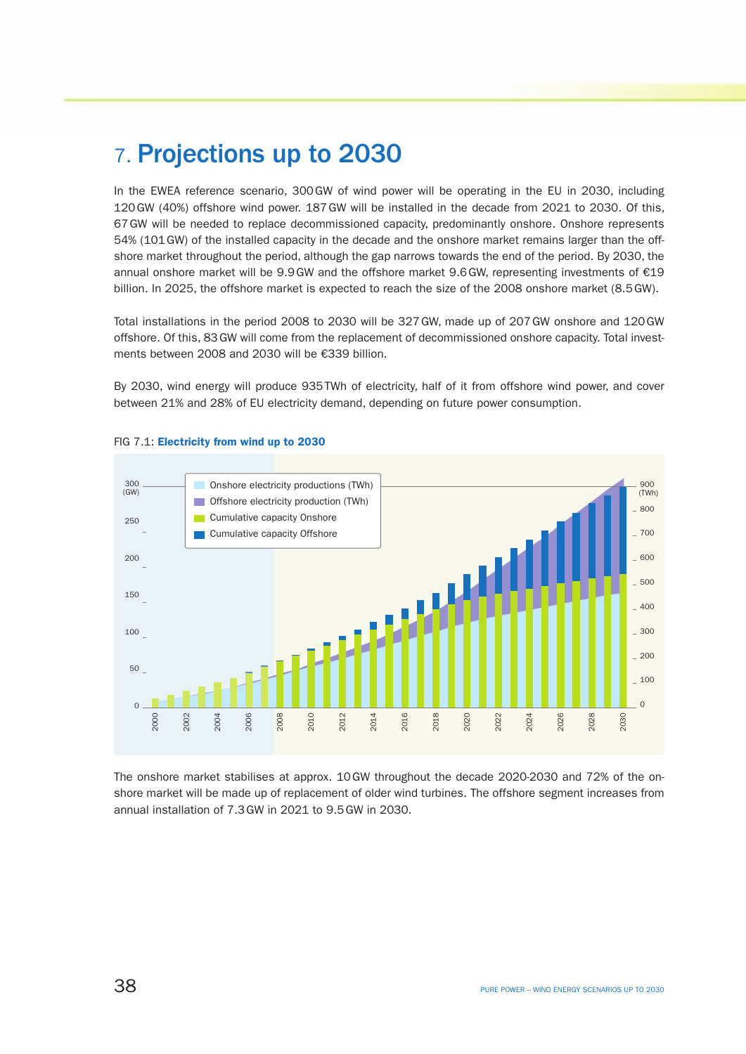# 7. Projections up to 2030

In the EWEA reference scenario, 300 GW of wind power will be operating in the EU in 2030, including 120 GW (40%) offshore wind power. 187 GW will be installed in the decade from 2021 to 2030. Of this, 67 GW will be needed to replace decommissioned capacity, predominantly onshore. Onshore represents 54% (101 GW) of the installed capacity in the decade and the onshore market remains larger than the offshore market throughout the period, although the gap narrows towards the end of the period. By 2030, the annual onshore market will be 9.9 GW and the offshore market 9.6 GW, representing investments of €19 billion. In 2025, the offshore market is expected to reach the size of the 2008 onshore market (8.5 GW).

Total installations in the period 2008 to 2030 will be 327 GW, made up of 207 GW onshore and 120 GW offshore. Of this, 83 GW will come from the replacement of decommissioned onshore capacity. Total investments between 2008 and 2030 will be €339 billion.

By 2030, wind energy will produce 935 TWh of electricity, half of it from offshore wind power, and cover between 21% and 28% of EU electricity demand, depending on future power consumption.

FIG 7.1: **Electricity from wind up to 2030**

The onshore market stabilises at approx. 10 GW throughout the decade 2020-2030 and 72% of the onshore market will be made up of replacement of older wind turbines. The offshore segment increases from annual installation of 7.3 GW in 2021 to 9.5 GW in 2030.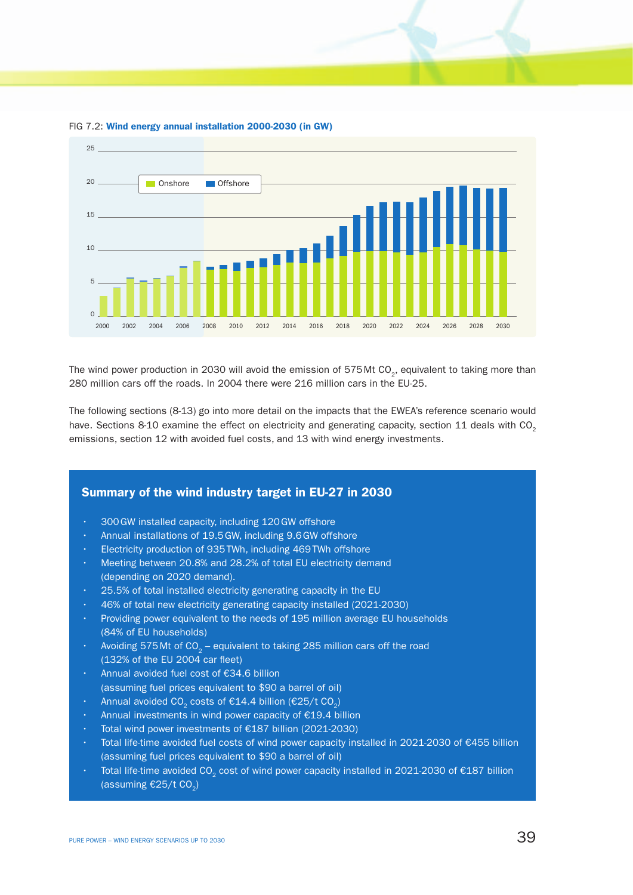FIG 7.2: **Wind energy annual installation 2000-2030 (in GW)**

The wind power production in 2030 will avoid the emission of 575 Mt $CO_2$, equivalent to taking more than 280 million cars off the roads. In 2004 there were 216 million cars in the EU-25.

The following sections (8-13) go into more detail on the impacts that the EWEA's reference scenario would have. Sections 8-10 examine the effect on electricity and generating capacity, section 11 deals with $CO_2$ emissions, section 12 with avoided fuel costs, and 13 with wind energy investments.

## Summary of the wind industry target in EU-27 in 2030

- 300 GW installed capacity, including 120 GW offshore
- Annual installations of 19.5 GW, including 9.6 GW offshore
- Electricity production of 935 TWh, including 469 TWh offshore
- Meeting between 20.8% and 28.2% of total EU electricity demand (depending on 2020 demand).
- 25.5% of total installed electricity generating capacity in the EU
- 46% of total new electricity generating capacity installed (2021-2030)
- Providing power equivalent to the needs of 195 million average EU households (84% of EU households)
- Avoiding 575 Mt of $CO_2$ – equivalent to taking 285 million cars off the road (132% of the EU 2004 car fleet)
- Annual avoided fuel cost of €34.6 billion (assuming fuel prices equivalent to $90 a barrel of oil)
- Annual avoided $CO_2$ costs of €14.4 billion (€25/t $CO_2$)
- Annual investments in wind power capacity of €19.4 billion
- Total wind power investments of €187 billion (2021-2030)
- Total life-time avoided fuel costs of wind power capacity installed in 2021-2030 of €455 billion (assuming fuel prices equivalent to $90 a barrel of oil)
- Total life-time avoided $CO_2$ cost of wind power capacity installed in 2021-2030 of €187 billion (assuming €25/t $CO_2$)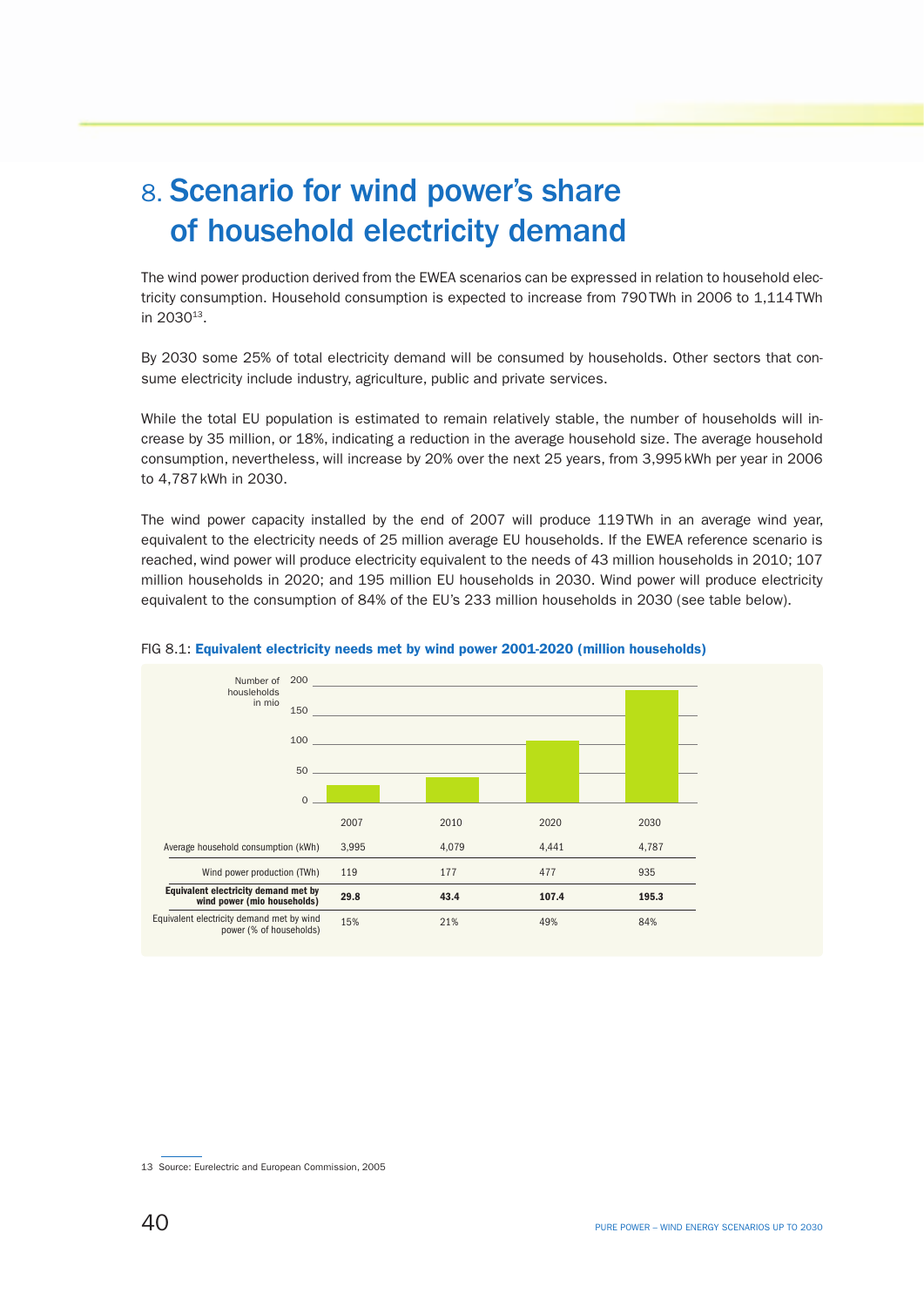# 8. Scenario for wind power's share of household electricity demand

The wind power production derived from the EWEA scenarios can be expressed in relation to household electricity consumption. Household consumption is expected to increase from 790 TWh in 2006 to 1,114 TWh in 2030[13].

By 2030 some 25% of total electricity demand will be consumed by households. Other sectors that consume electricity include industry, agriculture, public and private services.

While the total EU population is estimated to remain relatively stable, the number of households will increase by 35 million, or 18%, indicating a reduction in the average household size. The average household consumption, nevertheless, will increase by 20% over the next 25 years, from 3,995 kWh per year in 2006 to 4,787 kWh in 2030.

The wind power capacity installed by the end of 2007 will produce 119 TWh in an average wind year, equivalent to the electricity needs of 25 million average EU households. If the EWEA reference scenario is reached, wind power will produce electricity equivalent to the needs of 43 million households in 2010; 107 million households in 2020; and 195 million EU households in 2030. Wind power will produce electricity equivalent to the consumption of 84% of the EU's 233 million households in 2030 (see table below).

FIG 8.1: **Equivalent electricity needs met by wind power 2001-2020 (million households)**

| | 2007 | 2010 | 2020 | 2030 |
|---|---|---|---|---|
| Average household consumption (kWh) | 3,995 | 4,079 | 4,441 | 4,787 |
| Wind power production (TWh) | 119 | 177 | 477 | 935 |
| **Equivalent electricity demand met by wind power (mio households)** | **29.8** | **43.4** | **107.4** | **195.3** |
| Equivalent electricity demand met by wind power (% of households) | 15% | 21% | 49% | 84% |

13 Source: Eurelectric and European Commission, 2005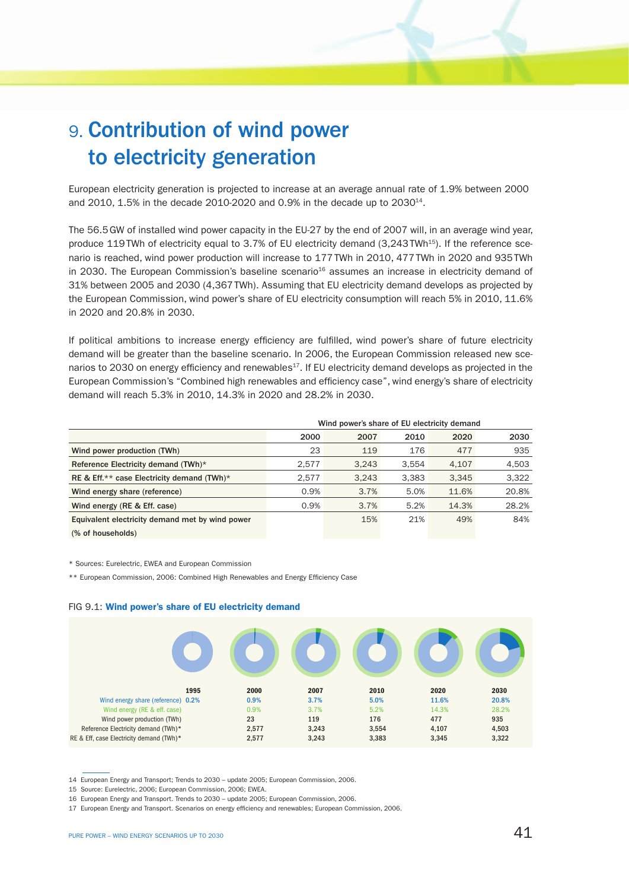# 9. Contribution of wind power to electricity generation

European electricity generation is projected to increase at an average annual rate of 1.9% between 2000 and 2010, 1.5% in the decade 2010-2020 and 0.9% in the decade up to 2030[14].

The 56.5 GW of installed wind power capacity in the EU-27 by the end of 2007 will, in an average wind year, produce 119 TWh of electricity equal to 3.7% of EU electricity demand (3,243 TWh[15]). If the reference scenario is reached, wind power production will increase to 177 TWh in 2010, 477 TWh in 2020 and 935 TWh in 2030. The European Commission's baseline scenario[16] assumes an increase in electricity demand of 31% between 2005 and 2030 (4,367 TWh). Assuming that EU electricity demand develops as projected by the European Commission, wind power's share of EU electricity consumption will reach 5% in 2010, 11.6% in 2020 and 20.8% in 2030.

If political ambitions to increase energy efficiency are fulfilled, wind power's share of future electricity demand will be greater than the baseline scenario. In 2006, the European Commission released new scenarios to 2030 on energy efficiency and renewables[17]. If EU electricity demand develops as projected in the European Commission's "Combined high renewables and efficiency case", wind energy's share of electricity demand will reach 5.3% in 2010, 14.3% in 2020 and 28.2% in 2030.

| | Wind power's share of EU electricity demand | | | | |
|---|---|---|---|---|---|
| | 2000 | 2007 | 2010 | 2020 | 2030 |
| Wind power production (TWh) | 23 | 119 | 176 | 477 | 935 |
| Reference Electricity demand (TWh)* | 2,577 | 3,243 | 3,554 | 4,107 | 4,503 |
| RE & Eff.** case Electricity demand (TWh)* | 2,577 | 3,243 | 3,383 | 3,345 | 3,322 |
| Wind energy share (reference) | 0.9% | 3.7% | 5.0% | 11.6% | 20.8% |
| Wind energy (RE & Eff. case) | 0.9% | 3.7% | 5.2% | 14.3% | 28.2% |
| Equivalent electricity demand met by wind power (% of households) | | 15% | 21% | 49% | 84% |

\* Sources: Eurelectric, EWEA and European Commission

\*\* European Commission, 2006: Combined High Renewables and Energy Efficiency Case

FIG 9.1: **Wind power's share of EU electricity demand**

| | 1995 | 2000 | 2007 | 2010 | 2020 | 2030 |
|---|---|---|---|---|---|---|
| Wind energy share (reference) | 0.2% | 0.9% | 3.7% | 5.0% | 11.6% | 20.8% |
| Wind energy (RE & eff. case) | | 0.9% | 3.7% | 5.2% | 14.3% | 28.2% |
| Wind power production (TWh) | | 23 | 119 | 176 | 477 | 935 |
| Reference Electricity demand (TWh)* | | 2,577 | 3,243 | 3,554 | 4,107 | 4,503 |
| RE & Eff. case Electricity demand (TWh)* | | 2,577 | 3,243 | 3,383 | 3,345 | 3,322 |

14 European Energy and Transport; Trends to 2030 – update 2005; European Commission, 2006.

15 Source: Eurelectric, 2006; European Commission, 2006; EWEA.

16 European Energy and Transport. Trends to 2030 – update 2005; European Commission, 2006.

17 European Energy and Transport. Scenarios on energy efficiency and renewables; European Commission, 2006.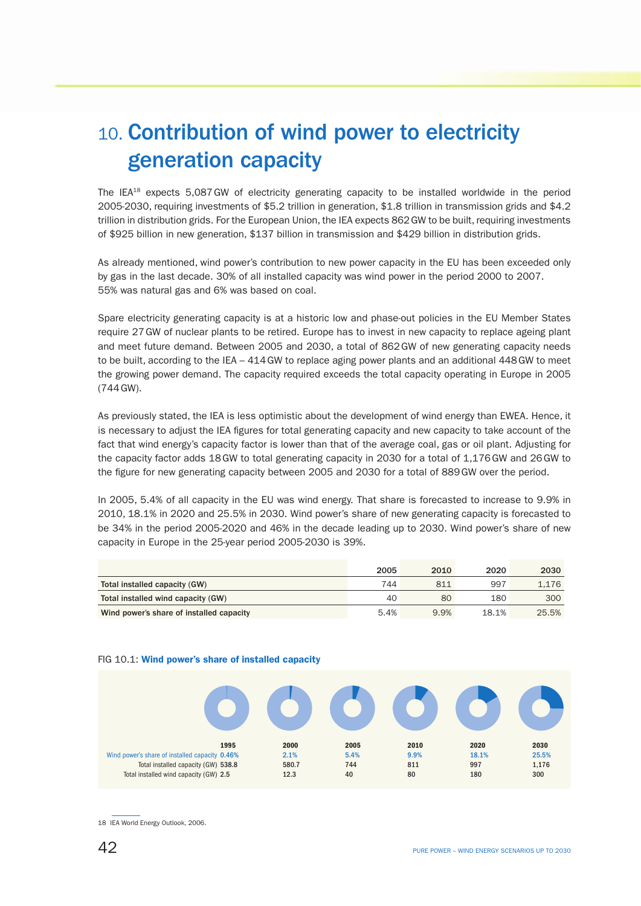# 10. Contribution of wind power to electricity generation capacity

The IEA[18] expects 5,087 GW of electricity generating capacity to be installed worldwide in the period 2005-2030, requiring investments of $5.2 trillion in generation, $1.8 trillion in transmission grids and $4.2 trillion in distribution grids. For the European Union, the IEA expects 862 GW to be built, requiring investments of $925 billion in new generation, $137 billion in transmission and $429 billion in distribution grids.

As already mentioned, wind power's contribution to new power capacity in the EU has been exceeded only by gas in the last decade. 30% of all installed capacity was wind power in the period 2000 to 2007. 55% was natural gas and 6% was based on coal.

Spare electricity generating capacity is at a historic low and phase-out policies in the EU Member States require 27 GW of nuclear plants to be retired. Europe has to invest in new capacity to replace ageing plant and meet future demand. Between 2005 and 2030, a total of 862 GW of new generating capacity needs to be built, according to the IEA – 414 GW to replace aging power plants and an additional 448 GW to meet the growing power demand. The capacity required exceeds the total capacity operating in Europe in 2005 (744 GW).

As previously stated, the IEA is less optimistic about the development of wind energy than EWEA. Hence, it is necessary to adjust the IEA figures for total generating capacity and new capacity to take account of the fact that wind energy's capacity factor is lower than that of the average coal, gas or oil plant. Adjusting for the capacity factor adds 18 GW to total generating capacity in 2030 for a total of 1,176 GW and 26 GW to the figure for new generating capacity between 2005 and 2030 for a total of 889 GW over the period.

In 2005, 5.4% of all capacity in the EU was wind energy. That share is forecasted to increase to 9.9% in 2010, 18.1% in 2020 and 25.5% in 2030. Wind power's share of new generating capacity is forecasted to be 34% in the period 2005-2020 and 46% in the decade leading up to 2030. Wind power's share of new capacity in Europe in the 25-year period 2005-2030 is 39%.

| | 2005 | 2010 | 2020 | 2030 |
|---|---|---|---|---|
| **Total installed capacity (GW)** | 744 | 811 | 997 | 1,176 |
| **Total installed wind capacity (GW)** | 40 | 80 | 180 | 300 |
| **Wind power's share of installed capacity** | 5.4% | 9.9% | 18.1% | 25.5% |

FIG 10.1: **Wind power's share of installed capacity**

| | 1995 | 2000 | 2005 | 2010 | 2020 | 2030 |
|---|---|---|---|---|---|---|
| Wind power's share of installed capacity | 0.46% | 2.1% | 5.4% | 9.9% | 18.1% | 25.5% |
| Total installed capacity (GW) | 538.8 | 580.7 | 744 | 811 | 997 | 1,176 |
| Total installed wind capacity (GW) | 2.5 | 12.3 | 40 | 80 | 180 | 300 |

18 IEA World Energy Outlook, 2006.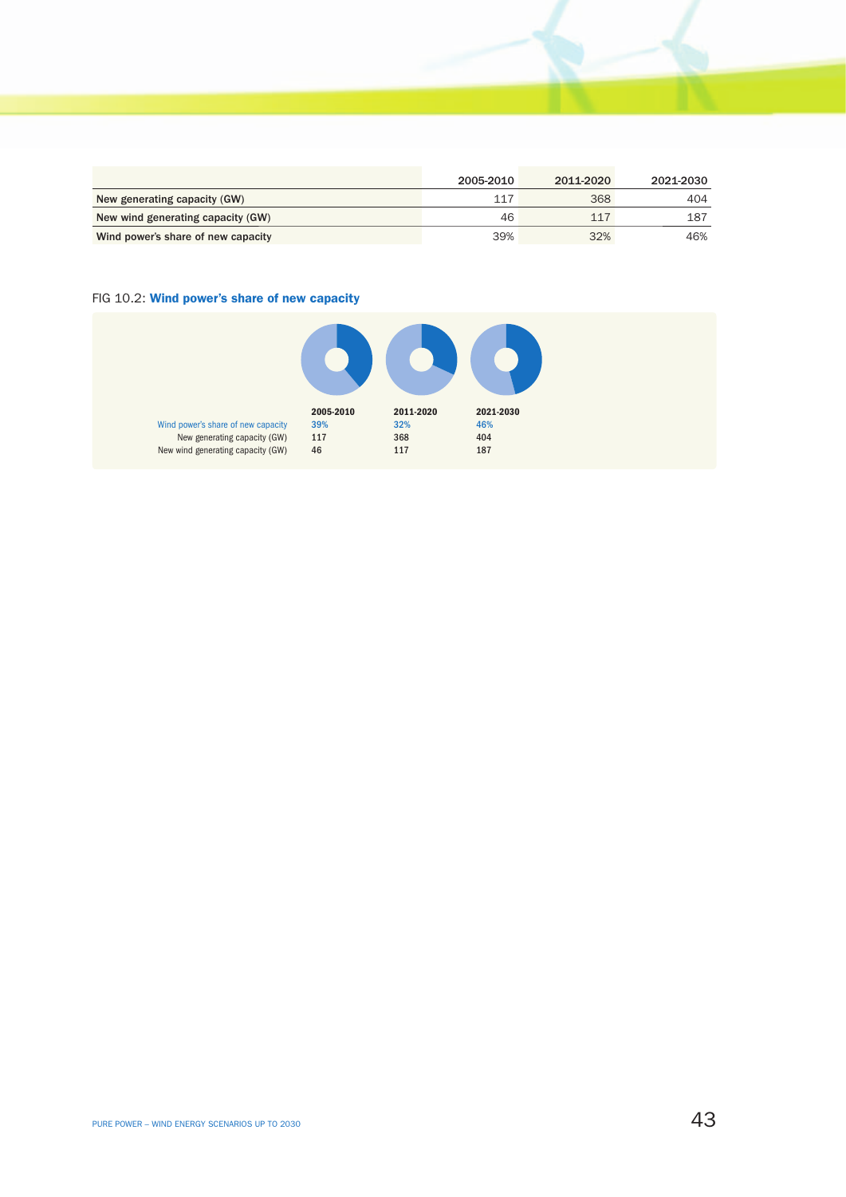| | 2005-2010 | 2011-2020 | 2021-2030 |
|---|---|---|---|
| New generating capacity (GW) | 117 | 368 | 404 |
| New wind generating capacity (GW) | 46 | 117 | 187 |
| Wind power's share of new capacity | 39% | 32% | 46% |

FIG 10.2: **Wind power's share of new capacity**

| | 2005-2010 | 2011-2020 | 2021-2030 |
|---|---|---|---|
| Wind power's share of new capacity | 39% | 32% | 46% |
| New generating capacity (GW) | 117 | 368 | 404 |
| New wind generating capacity (GW) | 46 | 117 | 187 |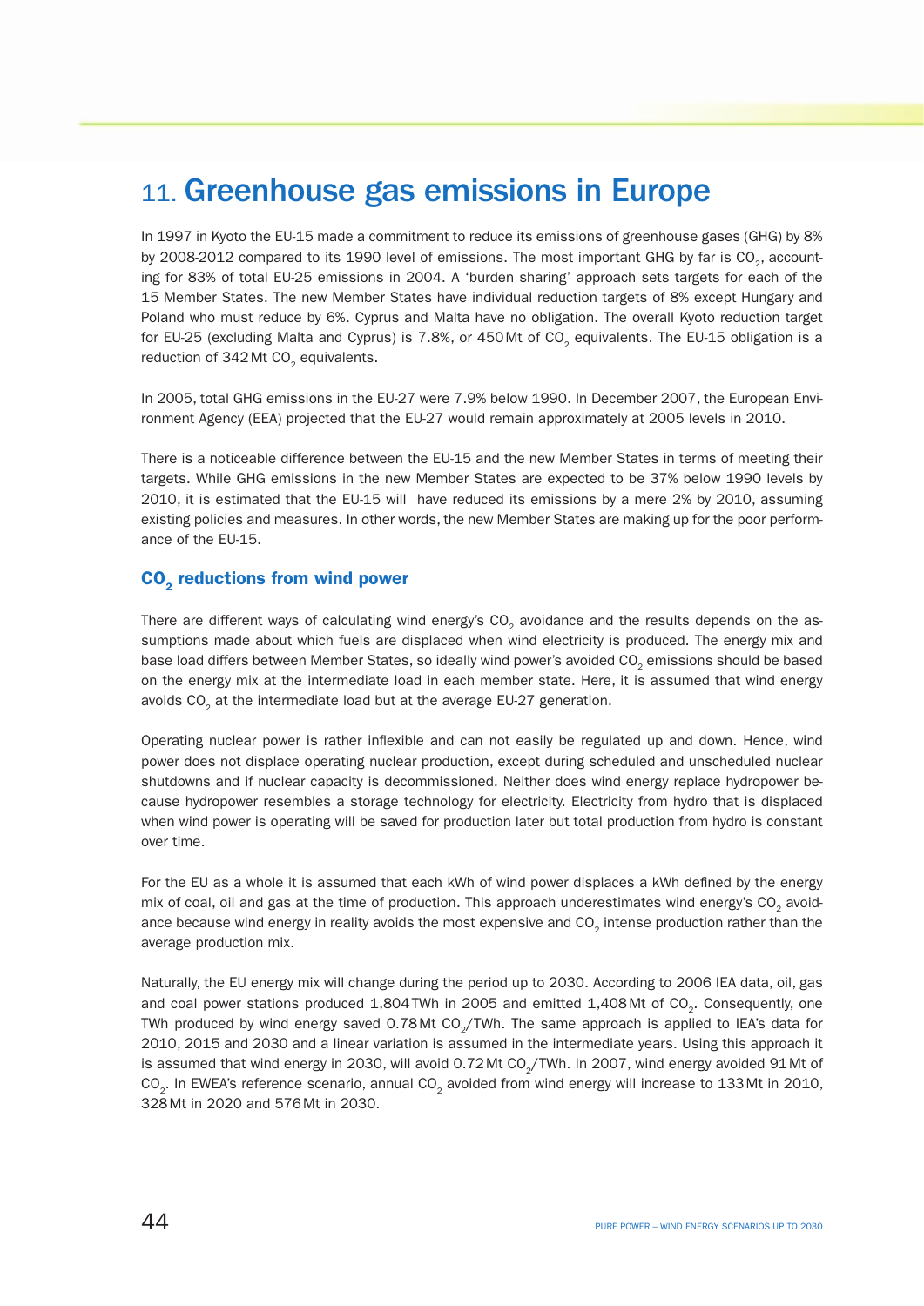# 11. Greenhouse gas emissions in Europe

In 1997 in Kyoto the EU-15 made a commitment to reduce its emissions of greenhouse gases (GHG) by 8% by 2008-2012 compared to its 1990 level of emissions. The most important GHG by far is $CO_2$, accounting for 83% of total EU-25 emissions in 2004. A 'burden sharing' approach sets targets for each of the 15 Member States. The new Member States have individual reduction targets of 8% except Hungary and Poland who must reduce by 6%. Cyprus and Malta have no obligation. The overall Kyoto reduction target for EU-25 (excluding Malta and Cyprus) is 7.8%, or 450 Mt of $CO_2$ equivalents. The EU-15 obligation is a reduction of 342 Mt $CO_2$ equivalents.

In 2005, total GHG emissions in the EU-27 were 7.9% below 1990. In December 2007, the European Environment Agency (EEA) projected that the EU-27 would remain approximately at 2005 levels in 2010.

There is a noticeable difference between the EU-15 and the new Member States in terms of meeting their targets. While GHG emissions in the new Member States are expected to be 37% below 1990 levels by 2010, it is estimated that the EU-15 will have reduced its emissions by a mere 2% by 2010, assuming existing policies and measures. In other words, the new Member States are making up for the poor performance of the EU-15.

## $CO_2$ reductions from wind power

There are different ways of calculating wind energy's $CO_2$ avoidance and the results depends on the assumptions made about which fuels are displaced when wind electricity is produced. The energy mix and base load differs between Member States, so ideally wind power's avoided $CO_2$ emissions should be based on the energy mix at the intermediate load in each member state. Here, it is assumed that wind energy avoids $CO_2$ at the intermediate load but at the average EU-27 generation.

Operating nuclear power is rather inflexible and can not easily be regulated up and down. Hence, wind power does not displace operating nuclear production, except during scheduled and unscheduled nuclear shutdowns and if nuclear capacity is decommissioned. Neither does wind energy replace hydropower because hydropower resembles a storage technology for electricity. Electricity from hydro that is displaced when wind power is operating will be saved for production later but total production from hydro is constant over time.

For the EU as a whole it is assumed that each kWh of wind power displaces a kWh defined by the energy mix of coal, oil and gas at the time of production. This approach underestimates wind energy's $CO_2$ avoidance because wind energy in reality avoids the most expensive and $CO_2$ intense production rather than the average production mix.

Naturally, the EU energy mix will change during the period up to 2030. According to 2006 IEA data, oil, gas and coal power stations produced 1,804 TWh in 2005 and emitted 1,408 Mt of $CO_2$. Consequently, one TWh produced by wind energy saved 0.78 Mt $CO_2$/TWh. The same approach is applied to IEA's data for 2010, 2015 and 2030 and a linear variation is assumed in the intermediate years. Using this approach it is assumed that wind energy in 2030, will avoid 0.72 Mt $CO_2$/TWh. In 2007, wind energy avoided 91 Mt of $CO_2$. In EWEA's reference scenario, annual $CO_2$ avoided from wind energy will increase to 133 Mt in 2010, 328 Mt in 2020 and 576 Mt in 2030.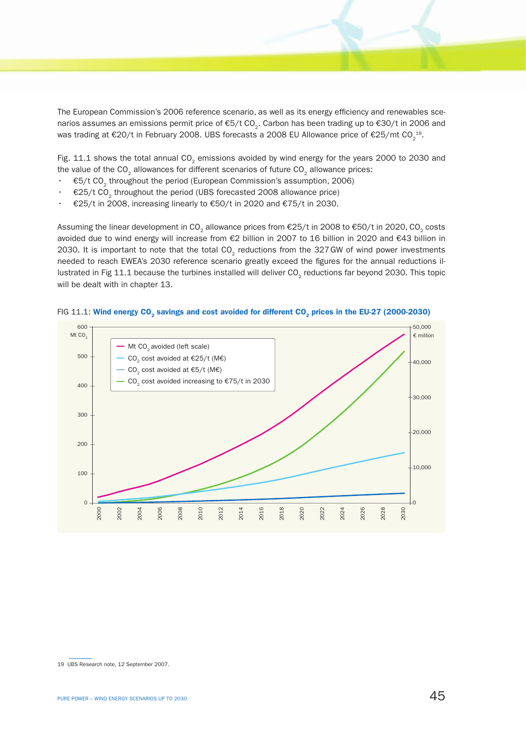The European Commission's 2006 reference scenario, as well as its energy efficiency and renewables scenarios assumes an emissions permit price of €5/t $CO_2$. Carbon has been trading up to €30/t in 2006 and was trading at €20/t in February 2008. UBS forecasts a 2008 EU Allowance price of €25/mt $CO_2$[19].

Fig. 11.1 shows the total annual $CO_2$ emissions avoided by wind energy for the years 2000 to 2030 and the value of the $CO_2$ allowances for different scenarios of future $CO_2$ allowance prices:

- €5/t $CO_2$ throughout the period (European Commission's assumption, 2006)
- €25/t $CO_2$ throughout the period (UBS forecasted 2008 allowance price)
- €25/t in 2008, increasing linearly to €50/t in 2020 and €75/t in 2030.

Assuming the linear development in $CO_2$ allowance prices from €25/t in 2008 to €50/t in 2020, $CO_2$ costs avoided due to wind energy will increase from €2 billion in 2007 to 16 billion in 2020 and €43 billion in 2030. It is important to note that the total $CO_2$ reductions from the 327 GW of wind power investments needed to reach EWEA's 2030 reference scenario greatly exceed the figures for the annual reductions illustrated in Fig 11.1 because the turbines installed will deliver $CO_2$ reductions far beyond 2030. This topic will be dealt with in chapter 13.

FIG 11.1: **Wind energy $CO_2$ savings and cost avoided for different $CO_2$ prices in the EU-27 (2000-2030)**

Left axis: Mt $CO_2$ (0–600); right axis: € million (0–50,000); x-axis: 2000–2030

Legend:
- Mt $CO_2$ avoided (left scale)
- $CO_2$ cost avoided at €25/t (M€)
- $CO_2$ cost avoided at €5/t (M€)
- $CO_2$ cost avoided increasing to €75/t in 2030

19 UBS Research note, 12 September 2007.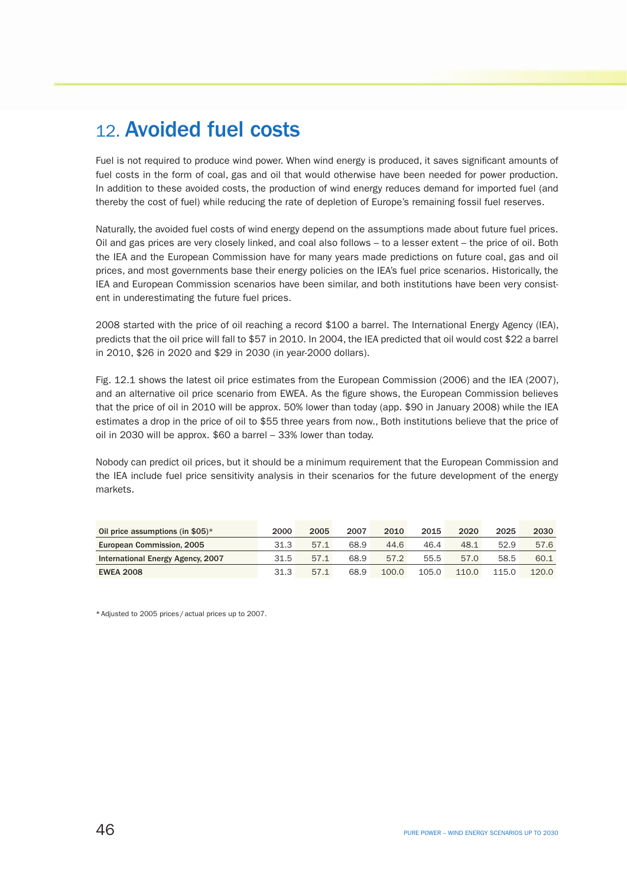# 12. Avoided fuel costs

Fuel is not required to produce wind power. When wind energy is produced, it saves significant amounts of fuel costs in the form of coal, gas and oil that would otherwise have been needed for power production. In addition to these avoided costs, the production of wind energy reduces demand for imported fuel (and thereby the cost of fuel) while reducing the rate of depletion of Europe's remaining fossil fuel reserves.

Naturally, the avoided fuel costs of wind energy depend on the assumptions made about future fuel prices. Oil and gas prices are very closely linked, and coal also follows – to a lesser extent – the price of oil. Both the IEA and the European Commission have for many years made predictions on future coal, gas and oil prices, and most governments base their energy policies on the IEA's fuel price scenarios. Historically, the IEA and European Commission scenarios have been similar, and both institutions have been very consistent in underestimating the future fuel prices.

2008 started with the price of oil reaching a record $100 a barrel. The International Energy Agency (IEA), predicts that the oil price will fall to $57 in 2010. In 2004, the IEA predicted that oil would cost $22 a barrel in 2010, $26 in 2020 and $29 in 2030 (in year-2000 dollars).

Fig. 12.1 shows the latest oil price estimates from the European Commission (2006) and the IEA (2007), and an alternative oil price scenario from EWEA. As the figure shows, the European Commission believes that the price of oil in 2010 will be approx. 50% lower than today (app. $90 in January 2008) while the IEA estimates a drop in the price of oil to $55 three years from now., Both institutions believe that the price of oil in 2030 will be approx. $60 a barrel – 33% lower than today.

Nobody can predict oil prices, but it should be a minimum requirement that the European Commission and the IEA include fuel price sensitivity analysis in their scenarios for the future development of the energy markets.

| Oil price assumptions (in $05)* | 2000 | 2005 | 2007 | 2010 | 2015 | 2020 | 2025 | 2030 |
|---|---|---|---|---|---|---|---|---|
| European Commission, 2005 | 31.3 | 57.1 | 68.9 | 44.6 | 46.4 | 48.1 | 52.9 | 57.6 |
| International Energy Agency, 2007 | 31.5 | 57.1 | 68.9 | 57.2 | 55.5 | 57.0 | 58.5 | 60.1 |
| **EWEA 2008** | 31.3 | 57.1 | 68.9 | 100.0 | 105.0 | 110.0 | 115.0 | 120.0 |

* Adjusted to 2005 prices / actual prices up to 2007.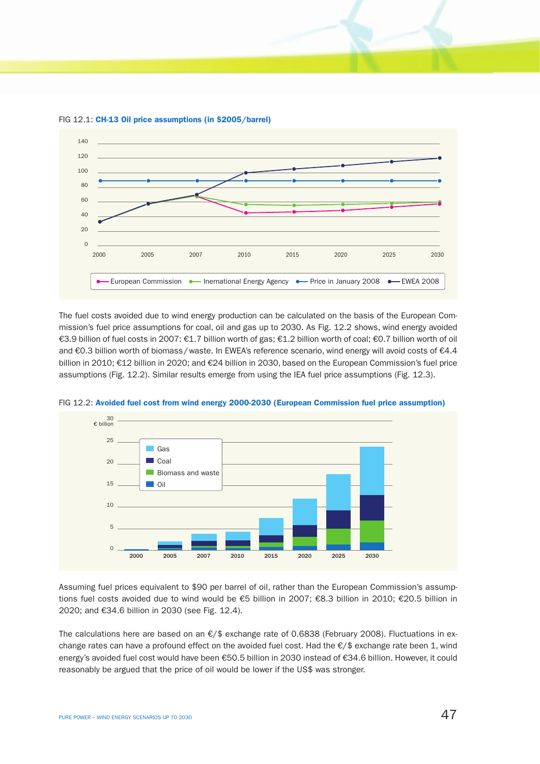FIG 12.1: **CH-13 Oil price assumptions (in $2005/barrel)**

The fuel costs avoided due to wind energy production can be calculated on the basis of the European Commission's fuel price assumptions for coal, oil and gas up to 2030. As Fig. 12.2 shows, wind energy avoided €3.9 billion of fuel costs in 2007: €1.7 billion worth of gas; €1.2 billion worth of coal; €0.7 billion worth of oil and €0.3 billion worth of biomass/waste. In EWEA's reference scenario, wind energy will avoid costs of €4.4 billion in 2010; €12 billion in 2020; and €24 billion in 2030, based on the European Commission's fuel price assumptions (Fig. 12.2). Similar results emerge from using the IEA fuel price assumptions (Fig. 12.3).

FIG 12.2: **Avoided fuel cost from wind energy 2000-2030 (European Commission fuel price assumption)**

Assuming fuel prices equivalent to $90 per barrel of oil, rather than the European Commission's assumptions fuel costs avoided due to wind would be €5 billion in 2007; €8.3 billion in 2010; €20.5 billion in 2020; and €34.6 billion in 2030 (see Fig. 12.4).

The calculations here are based on an €/$ exchange rate of 0.6838 (February 2008). Fluctuations in exchange rates can have a profound effect on the avoided fuel cost. Had the €/$ exchange rate been 1, wind energy's avoided fuel cost would have been €50.5 billion in 2030 instead of €34.6 billion. However, it could reasonably be argued that the price of oil would be lower if the US$ was stronger.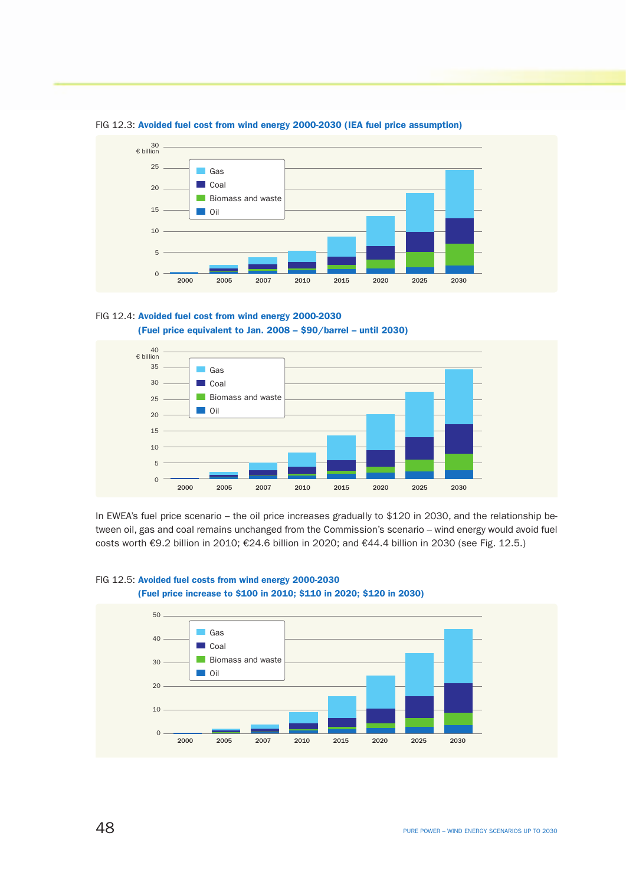FIG 12.3: **Avoided fuel cost from wind energy 2000-2030 (IEA fuel price assumption)**

FIG 12.4: **Avoided fuel cost from wind energy 2000-2030 (Fuel price equivalent to Jan. 2008 – $90/barrel – until 2030)**

In EWEA's fuel price scenario – the oil price increases gradually to $120 in 2030, and the relationship between oil, gas and coal remains unchanged from the Commission's scenario – wind energy would avoid fuel costs worth €9.2 billion in 2010; €24.6 billion in 2020; and €44.4 billion in 2030 (see Fig. 12.5.)

FIG 12.5: **Avoided fuel costs from wind energy 2000-2030 (Fuel price increase to $100 in 2010; $110 in 2020; $120 in 2030)**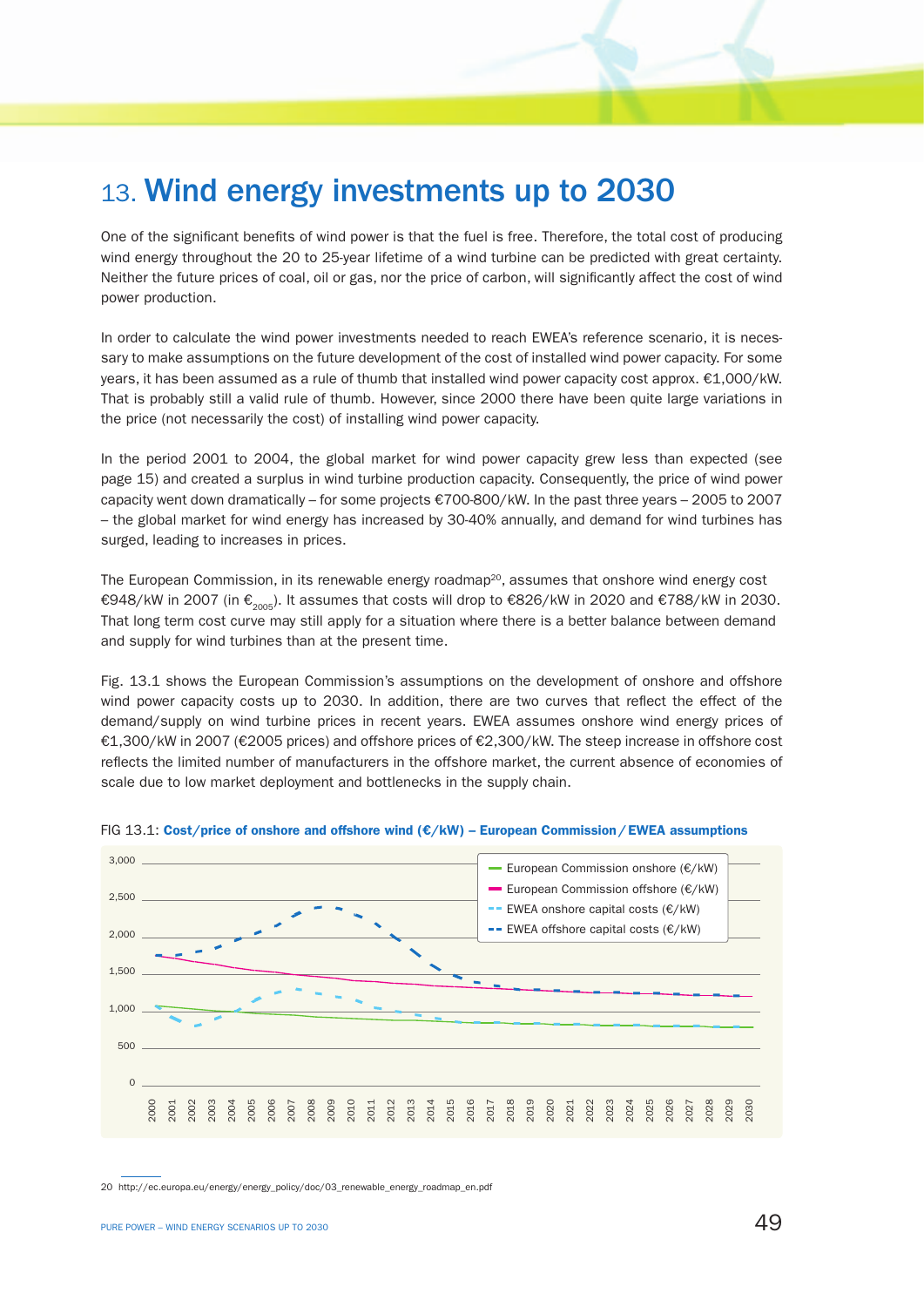# 13. Wind energy investments up to 2030

One of the significant benefits of wind power is that the fuel is free. Therefore, the total cost of producing wind energy throughout the 20 to 25-year lifetime of a wind turbine can be predicted with great certainty. Neither the future prices of coal, oil or gas, nor the price of carbon, will significantly affect the cost of wind power production.

In order to calculate the wind power investments needed to reach EWEA's reference scenario, it is necessary to make assumptions on the future development of the cost of installed wind power capacity. For some years, it has been assumed as a rule of thumb that installed wind power capacity cost approx. €1,000/kW. That is probably still a valid rule of thumb. However, since 2000 there have been quite large variations in the price (not necessarily the cost) of installing wind power capacity.

In the period 2001 to 2004, the global market for wind power capacity grew less than expected (see page 15) and created a surplus in wind turbine production capacity. Consequently, the price of wind power capacity went down dramatically – for some projects €700-800/kW. In the past three years – 2005 to 2007 – the global market for wind energy has increased by 30-40% annually, and demand for wind turbines has surged, leading to increases in prices.

The European Commission, in its renewable energy roadmap[20], assumes that onshore wind energy cost €948/kW in 2007 (in $€_{2005}$). It assumes that costs will drop to €826/kW in 2020 and €788/kW in 2030. That long term cost curve may still apply for a situation where there is a better balance between demand and supply for wind turbines than at the present time.

Fig. 13.1 shows the European Commission's assumptions on the development of onshore and offshore wind power capacity costs up to 2030. In addition, there are two curves that reflect the effect of the demand/supply on wind turbine prices in recent years. EWEA assumes onshore wind energy prices of €1,300/kW in 2007 (€2005 prices) and offshore prices of €2,300/kW. The steep increase in offshore cost reflects the limited number of manufacturers in the offshore market, the current absence of economies of scale due to low market deployment and bottlenecks in the supply chain.

FIG 13.1: **Cost/price of onshore and offshore wind (€/kW) – European Commission / EWEA assumptions**

20 http://ec.europa.eu/energy/energy_policy/doc/03_renewable_energy_roadmap_en.pdf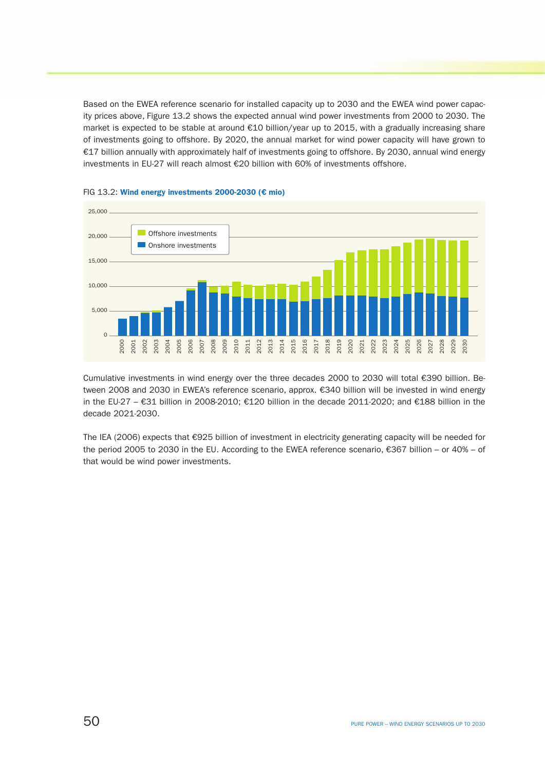Based on the EWEA reference scenario for installed capacity up to 2030 and the EWEA wind power capacity prices above, Figure 13.2 shows the expected annual wind power investments from 2000 to 2030. The market is expected to be stable at around €10 billion/year up to 2015, with a gradually increasing share of investments going to offshore. By 2020, the annual market for wind power capacity will have grown to €17 billion annually with approximately half of investments going to offshore. By 2030, annual wind energy investments in EU-27 will reach almost €20 billion with 60% of investments offshore.

FIG 13.2: **Wind energy investments 2000-2030 (€ mio)**

Cumulative investments in wind energy over the three decades 2000 to 2030 will total €390 billion. Between 2008 and 2030 in EWEA's reference scenario, approx. €340 billion will be invested in wind energy in the EU-27 – €31 billion in 2008-2010; €120 billion in the decade 2011-2020; and €188 billion in the decade 2021-2030.

The IEA (2006) expects that €925 billion of investment in electricity generating capacity will be needed for the period 2005 to 2030 in the EU. According to the EWEA reference scenario, €367 billion – or 40% – of that would be wind power investments.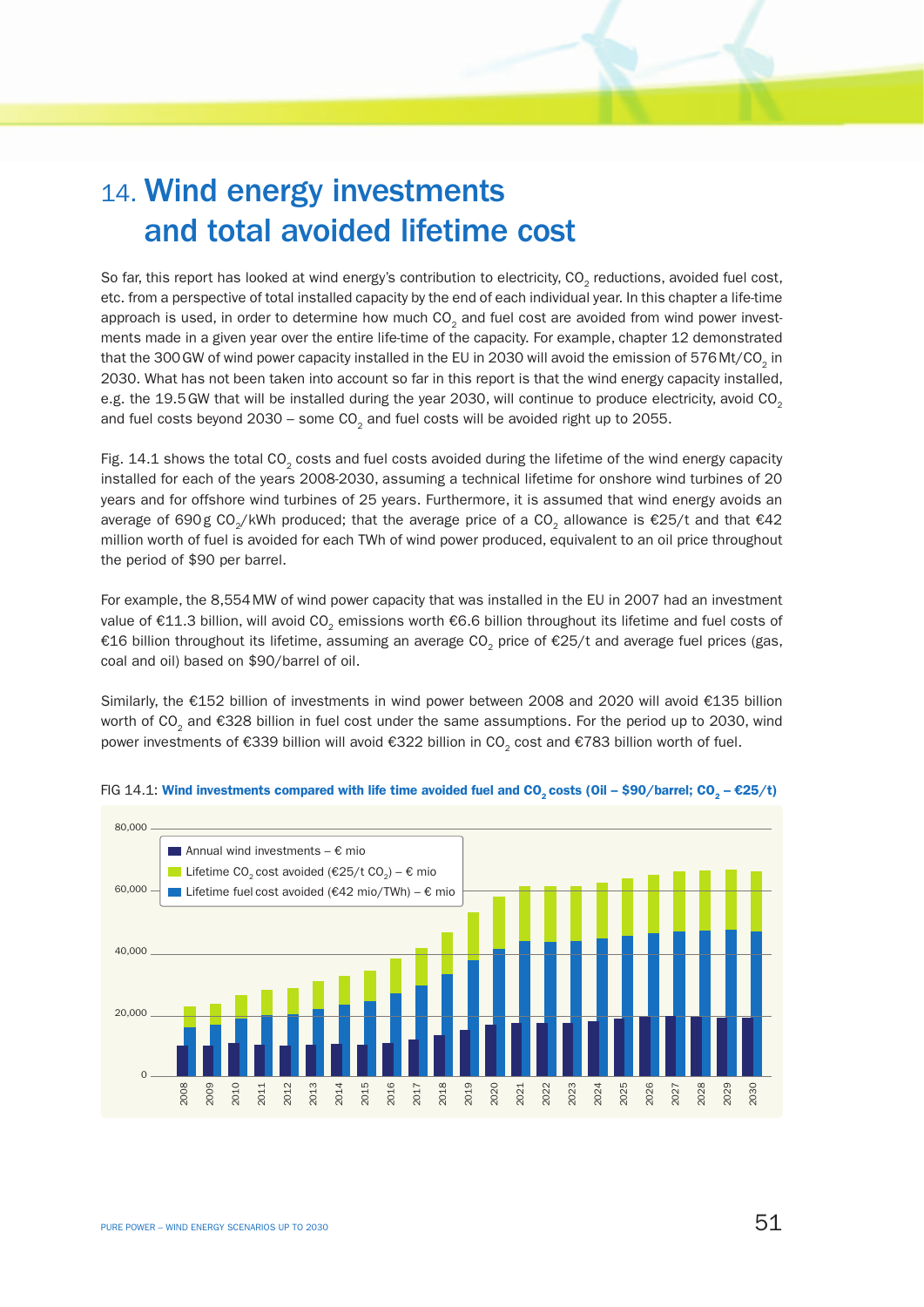# 14. Wind energy investments and total avoided lifetime cost

So far, this report has looked at wind energy's contribution to electricity, $CO_2$ reductions, avoided fuel cost, etc. from a perspective of total installed capacity by the end of each individual year. In this chapter a life-time approach is used, in order to determine how much $CO_2$ and fuel cost are avoided from wind power investments made in a given year over the entire life-time of the capacity. For example, chapter 12 demonstrated that the 300 GW of wind power capacity installed in the EU in 2030 will avoid the emission of 576 Mt/$CO_2$ in 2030. What has not been taken into account so far in this report is that the wind energy capacity installed, e.g. the 19.5 GW that will be installed during the year 2030, will continue to produce electricity, avoid $CO_2$ and fuel costs beyond 2030 – some $CO_2$ and fuel costs will be avoided right up to 2055.

Fig. 14.1 shows the total $CO_2$ costs and fuel costs avoided during the lifetime of the wind energy capacity installed for each of the years 2008-2030, assuming a technical lifetime for onshore wind turbines of 20 years and for offshore wind turbines of 25 years. Furthermore, it is assumed that wind energy avoids an average of 690 g $CO_2$/kWh produced; that the average price of a $CO_2$ allowance is €25/t and that €42 million worth of fuel is avoided for each TWh of wind power produced, equivalent to an oil price throughout the period of $90 per barrel.

For example, the 8,554 MW of wind power capacity that was installed in the EU in 2007 had an investment value of €11.3 billion, will avoid $CO_2$ emissions worth €6.6 billion throughout its lifetime and fuel costs of €16 billion throughout its lifetime, assuming an average $CO_2$ price of €25/t and average fuel prices (gas, coal and oil) based on $90/barrel of oil.

Similarly, the €152 billion of investments in wind power between 2008 and 2020 will avoid €135 billion worth of $CO_2$ and €328 billion in fuel cost under the same assumptions. For the period up to 2030, wind power investments of €339 billion will avoid €322 billion in $CO_2$ cost and €783 billion worth of fuel.

FIG 14.1: **Wind investments compared with life time avoided fuel and $CO_2$ costs (Oil – $90/barrel; $CO_2$ – €25/t)**

Legend: Annual wind investments – € mio; Lifetime $CO_2$ cost avoided (€25/t $CO_2$) – € mio; Lifetime fuel cost avoided (€42 mio/TWh) – € mio

Y-axis: 0 – 80,000; X-axis: 2008 – 2030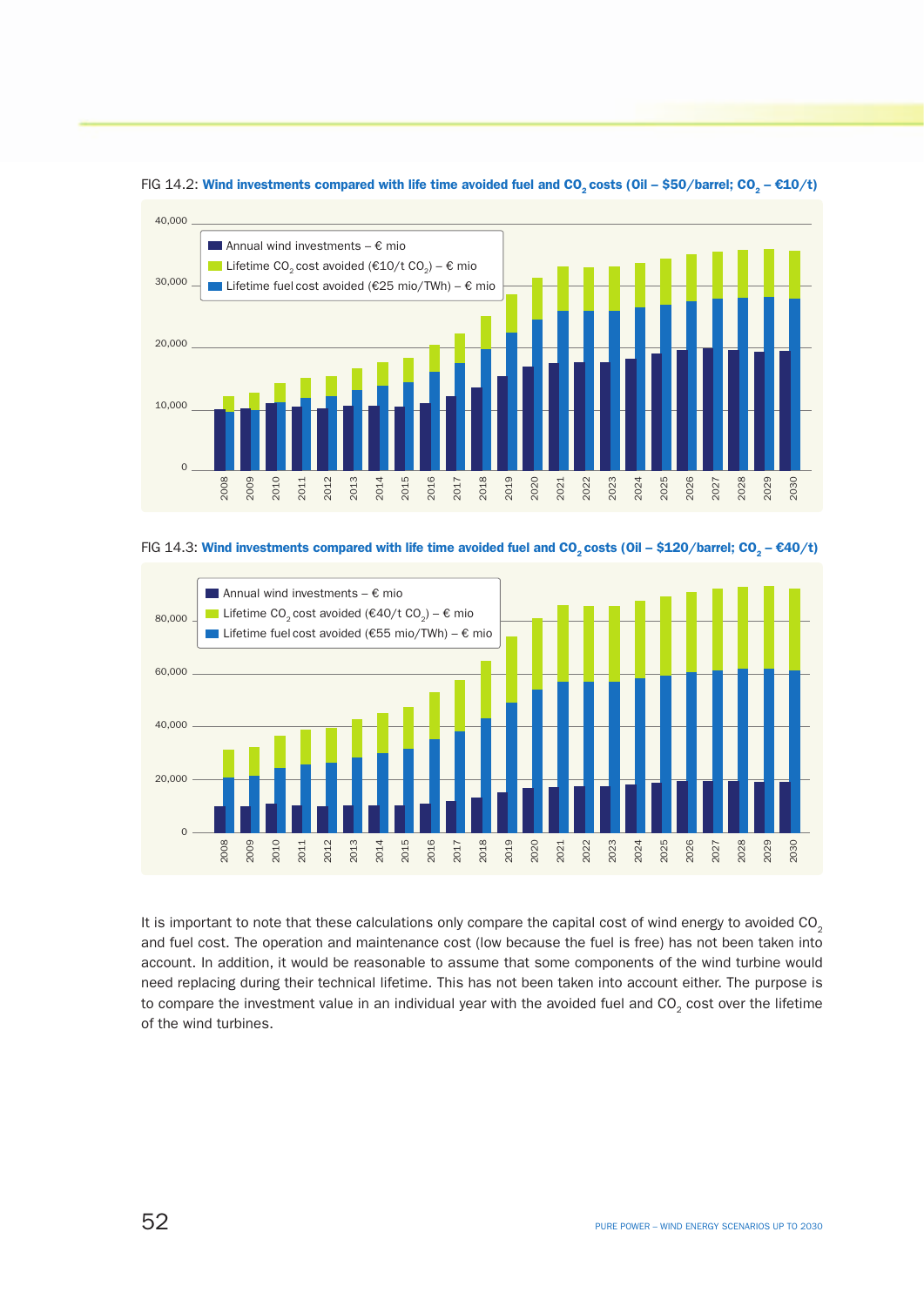FIG 14.2: **Wind investments compared with life time avoided fuel and $CO_2$ costs (Oil – \$50/barrel; $CO_2$ – €10/t)**

FIG 14.3: **Wind investments compared with life time avoided fuel and $CO_2$ costs (Oil – \$120/barrel; $CO_2$ – €40/t)**

It is important to note that these calculations only compare the capital cost of wind energy to avoided $CO_2$ and fuel cost. The operation and maintenance cost (low because the fuel is free) has not been taken into account. In addition, it would be reasonable to assume that some components of the wind turbine would need replacing during their technical lifetime. This has not been taken into account either. The purpose is to compare the investment value in an individual year with the avoided fuel and $CO_2$ cost over the lifetime of the wind turbines.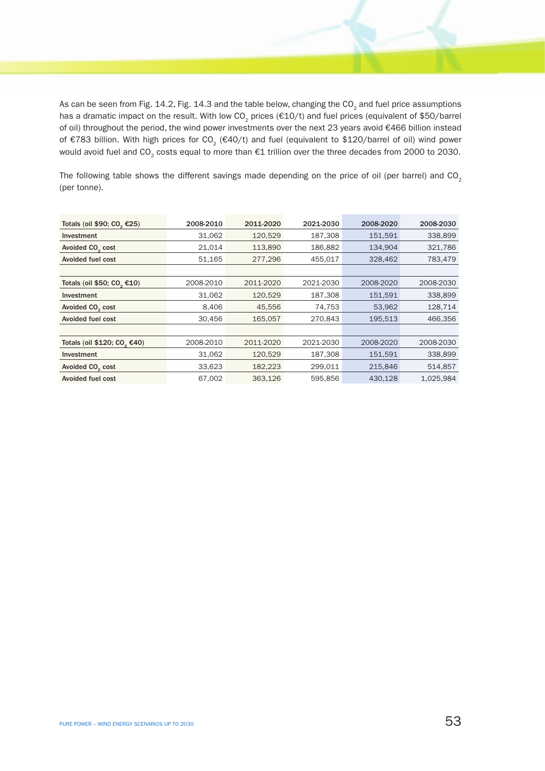As can be seen from Fig. 14.2, Fig. 14.3 and the table below, changing the $CO_2$ and fuel price assumptions has a dramatic impact on the result. With low $CO_2$ prices (€10/t) and fuel prices (equivalent of $50/barrel of oil) throughout the period, the wind power investments over the next 23 years avoid €466 billion instead of €783 billion. With high prices for $CO_2$ (€40/t) and fuel (equivalent to $120/barrel of oil) wind power would avoid fuel and $CO_2$ costs equal to more than €1 trillion over the three decades from 2000 to 2030.

The following table shows the different savings made depending on the price of oil (per barrel) and $CO_2$ (per tonne).

| Totals (oil $90; $CO_2$ €25) | 2008-2010 | 2011-2020 | 2021-2030 | 2008-2020 | 2008-2030 |
|---|---|---|---|---|---|
| Investment | 31,062 | 120,529 | 187,308 | 151,591 | 338,899 |
| Avoided $CO_2$ cost | 21,014 | 113,890 | 186,882 | 134,904 | 321,786 |
| Avoided fuel cost | 51,165 | 277,296 | 455,017 | 328,462 | 783,479 |
| | | | | | |
| **Totals (oil $50; $CO_2$ €10)** | **2008-2010** | **2011-2020** | **2021-2030** | **2008-2020** | **2008-2030** |
| Investment | 31,062 | 120,529 | 187,308 | 151,591 | 338,899 |
| Avoided $CO_2$ cost | 8,406 | 45,556 | 74,753 | 53,962 | 128,714 |
| Avoided fuel cost | 30,456 | 165,057 | 270,843 | 195,513 | 466,356 |
| | | | | | |
| **Totals (oil $120; $CO_2$ €40)** | **2008-2010** | **2011-2020** | **2021-2030** | **2008-2020** | **2008-2030** |
| Investment | 31,062 | 120,529 | 187,308 | 151,591 | 338,899 |
| Avoided $CO_2$ cost | 33,623 | 182,223 | 299,011 | 215,846 | 514,857 |
| Avoided fuel cost | 67,002 | 363,126 | 595,856 | 430,128 | 1,025,984 |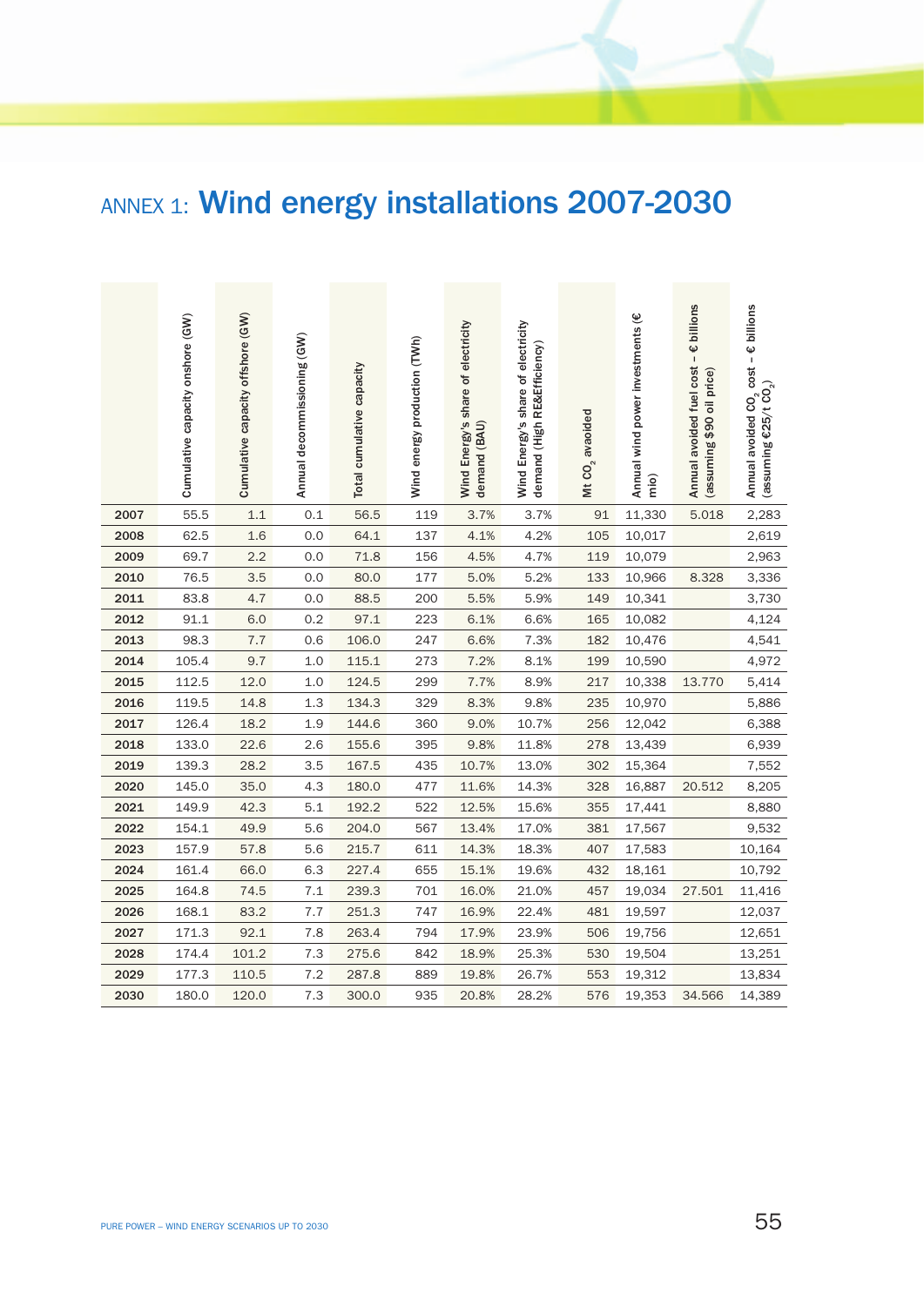# ANNEX 1: Wind energy installations 2007-2030

| | Cumulative capacity onshore (GW) | Cumulative capacity offshore (GW) | Annual decommissioning (GW) | Total cumulative capacity | Wind energy production (TWh) | Wind Energy's share of electricity demand (BAU) | Wind Energy's share of electricity demand (High RE&Efficiency) | Mt $CO_2$ avoided | Annual wind power investments (€ mio) | Annual avoided fuel cost – € billions (assuming $90 oil price) | Annual avoided $CO_2$ cost – € billions (assuming €25/t $CO_2$) |
|---|---|---|---|---|---|---|---|---|---|---|---|
| **2007** | 55.5 | 1.1 | 0.1 | 56.5 | 119 | 3.7% | 3.7% | 91 | 11,330 | 5.018 | 2,283 |
| **2008** | 62.5 | 1.6 | 0.0 | 64.1 | 137 | 4.1% | 4.2% | 105 | 10,017 | | 2,619 |
| **2009** | 69.7 | 2.2 | 0.0 | 71.8 | 156 | 4.5% | 4.7% | 119 | 10,079 | | 2,963 |
| **2010** | 76.5 | 3.5 | 0.0 | 80.0 | 177 | 5.0% | 5.2% | 133 | 10,966 | 8.328 | 3,336 |
| **2011** | 83.8 | 4.7 | 0.0 | 88.5 | 200 | 5.5% | 5.9% | 149 | 10,341 | | 3,730 |
| **2012** | 91.1 | 6.0 | 0.2 | 97.1 | 223 | 6.1% | 6.6% | 165 | 10,082 | | 4,124 |
| **2013** | 98.3 | 7.7 | 0.6 | 106.0 | 247 | 6.6% | 7.3% | 182 | 10,476 | | 4,541 |
| **2014** | 105.4 | 9.7 | 1.0 | 115.1 | 273 | 7.2% | 8.1% | 199 | 10,590 | | 4,972 |
| **2015** | 112.5 | 12.0 | 1.0 | 124.5 | 299 | 7.7% | 8.9% | 217 | 10,338 | 13.770 | 5,414 |
| **2016** | 119.5 | 14.8 | 1.3 | 134.3 | 329 | 8.3% | 9.8% | 235 | 10,970 | | 5,886 |
| **2017** | 126.4 | 18.2 | 1.9 | 144.6 | 360 | 9.0% | 10.7% | 256 | 12,042 | | 6,388 |
| **2018** | 133.0 | 22.6 | 2.6 | 155.6 | 395 | 9.8% | 11.8% | 278 | 13,439 | | 6,939 |
| **2019** | 139.3 | 28.2 | 3.5 | 167.5 | 435 | 10.7% | 13.0% | 302 | 15,364 | | 7,552 |
| **2020** | 145.0 | 35.0 | 4.3 | 180.0 | 477 | 11.6% | 14.3% | 328 | 16,887 | 20.512 | 8,205 |
| **2021** | 149.9 | 42.3 | 5.1 | 192.2 | 522 | 12.5% | 15.6% | 355 | 17,441 | | 8,880 |
| **2022** | 154.1 | 49.9 | 5.6 | 204.0 | 567 | 13.4% | 17.0% | 381 | 17,567 | | 9,532 |
| **2023** | 157.9 | 57.8 | 5.6 | 215.7 | 611 | 14.3% | 18.3% | 407 | 17,583 | | 10,164 |
| **2024** | 161.4 | 66.0 | 6.3 | 227.4 | 655 | 15.1% | 19.6% | 432 | 18,161 | | 10,792 |
| **2025** | 164.8 | 74.5 | 7.1 | 239.3 | 701 | 16.0% | 21.0% | 457 | 19,034 | 27.501 | 11,416 |
| **2026** | 168.1 | 83.2 | 7.7 | 251.3 | 747 | 16.9% | 22.4% | 481 | 19,597 | | 12,037 |
| **2027** | 171.3 | 92.1 | 7.8 | 263.4 | 794 | 17.9% | 23.9% | 506 | 19,756 | | 12,651 |
| **2028** | 174.4 | 101.2 | 7.3 | 275.6 | 842 | 18.9% | 25.3% | 530 | 19,504 | | 13,251 |
| **2029** | 177.3 | 110.5 | 7.2 | 287.8 | 889 | 19.8% | 26.7% | 553 | 19,312 | | 13,834 |
| **2030** | 180.0 | 120.0 | 7.3 | 300.0 | 935 | 20.8% | 28.2% | 576 | 19,353 | 34.566 | 14,389 |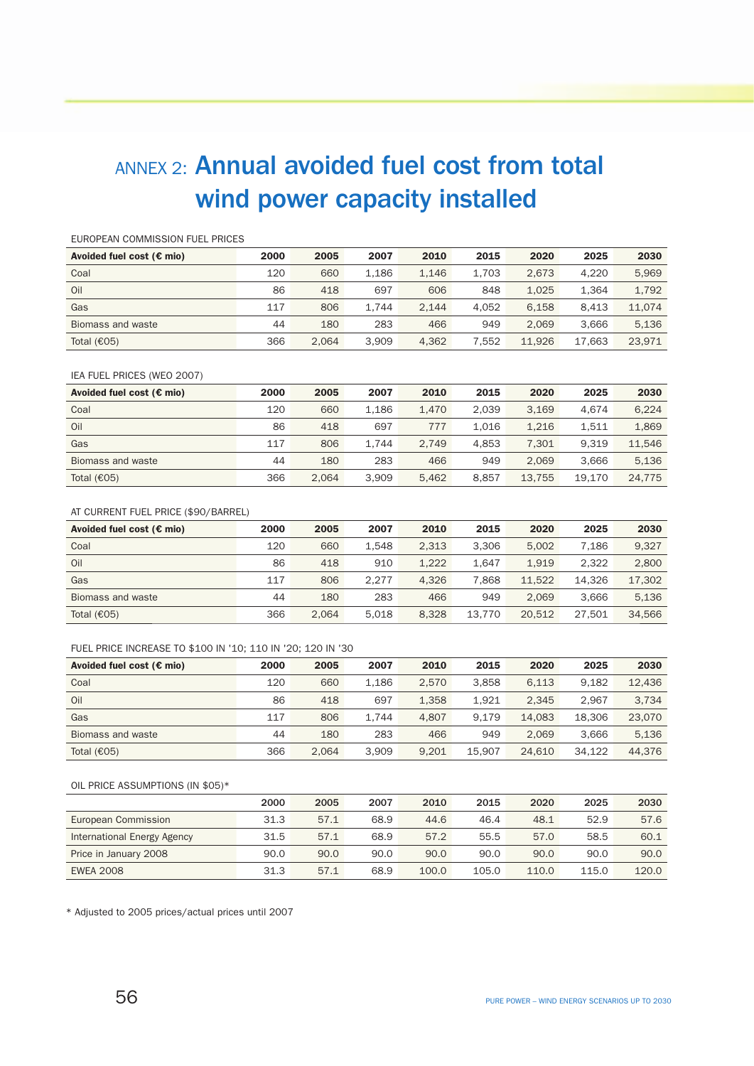# ANNEX 2: Annual avoided fuel cost from total wind power capacity installed

EUROPEAN COMMISSION FUEL PRICES

| Avoided fuel cost (€ mio) | 2000 | 2005 | 2007 | 2010 | 2015 | 2020 | 2025 | 2030 |
|---|---|---|---|---|---|---|---|---|
| Coal | 120 | 660 | 1,186 | 1,146 | 1,703 | 2,673 | 4,220 | 5,969 |
| Oil | 86 | 418 | 697 | 606 | 848 | 1,025 | 1,364 | 1,792 |
| Gas | 117 | 806 | 1,744 | 2,144 | 4,052 | 6,158 | 8,413 | 11,074 |
| Biomass and waste | 44 | 180 | 283 | 466 | 949 | 2,069 | 3,666 | 5,136 |
| Total (€05) | 366 | 2,064 | 3,909 | 4,362 | 7,552 | 11,926 | 17,663 | 23,971 |

IEA FUEL PRICES (WEO 2007)

| Avoided fuel cost (€ mio) | 2000 | 2005 | 2007 | 2010 | 2015 | 2020 | 2025 | 2030 |
|---|---|---|---|---|---|---|---|---|
| Coal | 120 | 660 | 1,186 | 1,470 | 2,039 | 3,169 | 4,674 | 6,224 |
| Oil | 86 | 418 | 697 | 777 | 1,016 | 1,216 | 1,511 | 1,869 |
| Gas | 117 | 806 | 1,744 | 2,749 | 4,853 | 7,301 | 9,319 | 11,546 |
| Biomass and waste | 44 | 180 | 283 | 466 | 949 | 2,069 | 3,666 | 5,136 |
| Total (€05) | 366 | 2,064 | 3,909 | 5,462 | 8,857 | 13,755 | 19,170 | 24,775 |

AT CURRENT FUEL PRICE ($90/BARREL)

| Avoided fuel cost (€ mio) | 2000 | 2005 | 2007 | 2010 | 2015 | 2020 | 2025 | 2030 |
|---|---|---|---|---|---|---|---|---|
| Coal | 120 | 660 | 1,548 | 2,313 | 3,306 | 5,002 | 7,186 | 9,327 |
| Oil | 86 | 418 | 910 | 1,222 | 1,647 | 1,919 | 2,322 | 2,800 |
| Gas | 117 | 806 | 2,277 | 4,326 | 7,868 | 11,522 | 14,326 | 17,302 |
| Biomass and waste | 44 | 180 | 283 | 466 | 949 | 2,069 | 3,666 | 5,136 |
| Total (€05) | 366 | 2,064 | 5,018 | 8,328 | 13,770 | 20,512 | 27,501 | 34,566 |

FUEL PRICE INCREASE TO $100 IN '10; 110 IN '20; 120 IN '30

| Avoided fuel cost (€ mio) | 2000 | 2005 | 2007 | 2010 | 2015 | 2020 | 2025 | 2030 |
|---|---|---|---|---|---|---|---|---|
| Coal | 120 | 660 | 1,186 | 2,570 | 3,858 | 6,113 | 9,182 | 12,436 |
| Oil | 86 | 418 | 697 | 1,358 | 1,921 | 2,345 | 2,967 | 3,734 |
| Gas | 117 | 806 | 1,744 | 4,807 | 9,179 | 14,083 | 18,306 | 23,070 |
| Biomass and waste | 44 | 180 | 283 | 466 | 949 | 2,069 | 3,666 | 5,136 |
| Total (€05) | 366 | 2,064 | 3,909 | 9,201 | 15,907 | 24,610 | 34,122 | 44,376 |

OIL PRICE ASSUMPTIONS (IN $05)*

| | 2000 | 2005 | 2007 | 2010 | 2015 | 2020 | 2025 | 2030 |
|---|---|---|---|---|---|---|---|---|
| European Commission | 31.3 | 57.1 | 68.9 | 44.6 | 46.4 | 48.1 | 52.9 | 57.6 |
| International Energy Agency | 31.5 | 57.1 | 68.9 | 57.2 | 55.5 | 57.0 | 58.5 | 60.1 |
| Price in January 2008 | 90.0 | 90.0 | 90.0 | 90.0 | 90.0 | 90.0 | 90.0 | 90.0 |
| EWEA 2008 | 31.3 | 57.1 | 68.9 | 100.0 | 105.0 | 110.0 | 115.0 | 120.0 |

\* Adjusted to 2005 prices/actual prices until 2007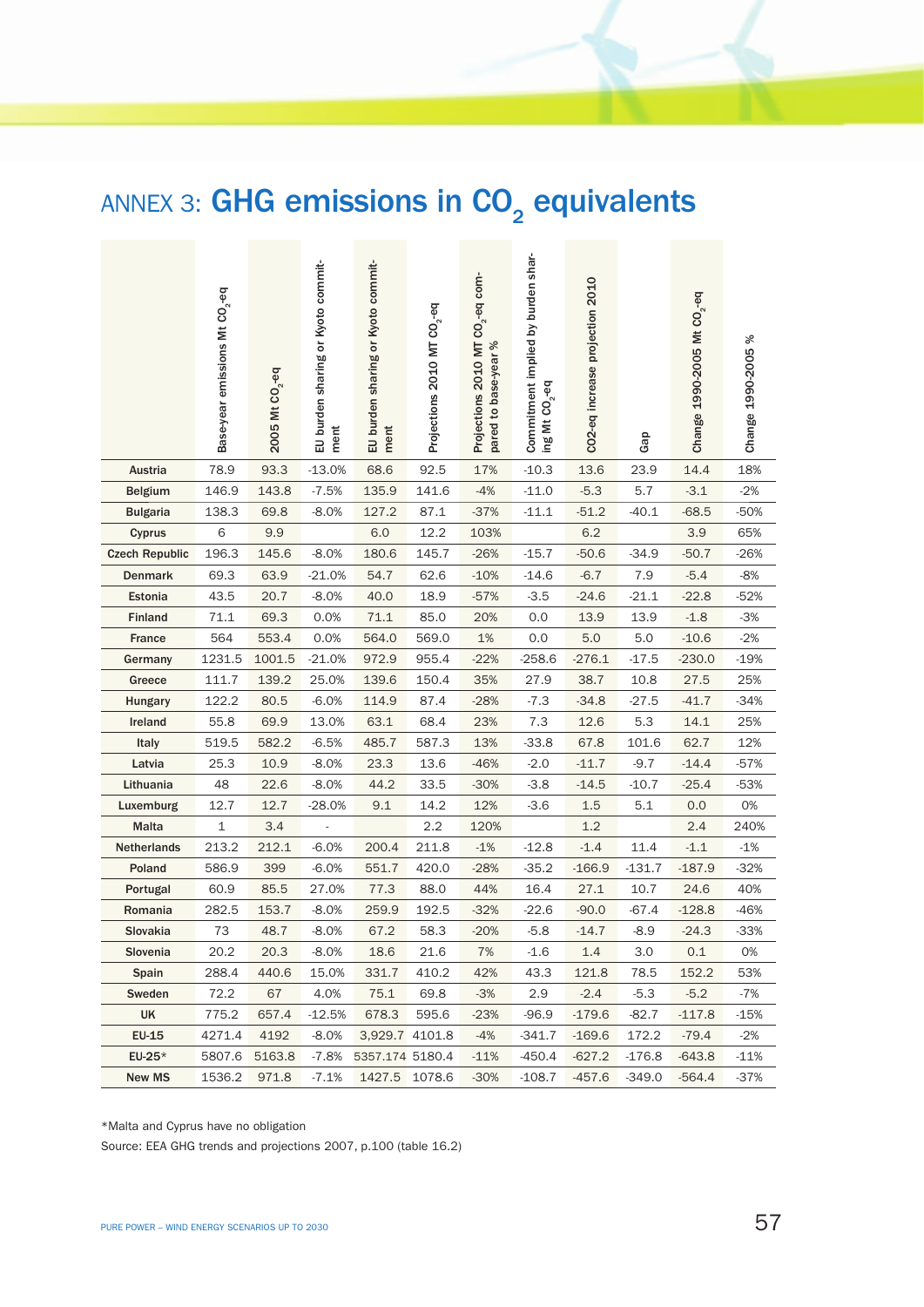# ANNEX 3: GHG emissions in $CO_2$ equivalents

| | Base-year emissions Mt $CO_2$-eq | 2005 Mt $CO_2$-eq | EU burden sharing or Kyoto commitment | EU burden sharing or Kyoto commitment | Projections 2010 MT $CO_2$-eq | Projections 2010 MT $CO_2$-eq compared to base-year % | Commitment implied by burden sharing Mt $CO_2$-eq | CO2-eq increase projection 2010 | Gap | Change 1990-2005 Mt $CO_2$-eq | Change 1990-2005 % |
|---|---|---|---|---|---|---|---|---|---|---|---|
| Austria | 78.9 | 93.3 | -13.0% | 68.6 | 92.5 | 17% | -10.3 | 13.6 | 23.9 | 14.4 | 18% |
| Belgium | 146.9 | 143.8 | -7.5% | 135.9 | 141.6 | -4% | -11.0 | -5.3 | 5.7 | -3.1 | -2% |
| Bulgaria | 138.3 | 69.8 | -8.0% | 127.2 | 87.1 | -37% | -11.1 | -51.2 | -40.1 | -68.5 | -50% |
| Cyprus | 6 | 9.9 | | 6.0 | 12.2 | 103% | | 6.2 | | 3.9 | 65% |
| Czech Republic | 196.3 | 145.6 | -8.0% | 180.6 | 145.7 | -26% | -15.7 | -50.6 | -34.9 | -50.7 | -26% |
| Denmark | 69.3 | 63.9 | -21.0% | 54.7 | 62.6 | -10% | -14.6 | -6.7 | 7.9 | -5.4 | -8% |
| Estonia | 43.5 | 20.7 | -8.0% | 40.0 | 18.9 | -57% | -3.5 | -24.6 | -21.1 | -22.8 | -52% |
| Finland | 71.1 | 69.3 | 0.0% | 71.1 | 85.0 | 20% | 0.0 | 13.9 | 13.9 | -1.8 | -3% |
| France | 564 | 553.4 | 0.0% | 564.0 | 569.0 | 1% | 0.0 | 5.0 | 5.0 | -10.6 | -2% |
| Germany | 1231.5 | 1001.5 | -21.0% | 972.9 | 955.4 | -22% | -258.6 | -276.1 | -17.5 | -230.0 | -19% |
| Greece | 111.7 | 139.2 | 25.0% | 139.6 | 150.4 | 35% | 27.9 | 38.7 | 10.8 | 27.5 | 25% |
| Hungary | 122.2 | 80.5 | -6.0% | 114.9 | 87.4 | -28% | -7.3 | -34.8 | -27.5 | -41.7 | -34% |
| Ireland | 55.8 | 69.9 | 13.0% | 63.1 | 68.4 | 23% | 7.3 | 12.6 | 5.3 | 14.1 | 25% |
| Italy | 519.5 | 582.2 | -6.5% | 485.7 | 587.3 | 13% | -33.8 | 67.8 | 101.6 | 62.7 | 12% |
| Latvia | 25.3 | 10.9 | -8.0% | 23.3 | 13.6 | -46% | -2.0 | -11.7 | -9.7 | -14.4 | -57% |
| Lithuania | 48 | 22.6 | -8.0% | 44.2 | 33.5 | -30% | -3.8 | -14.5 | -10.7 | -25.4 | -53% |
| Luxemburg | 12.7 | 12.7 | -28.0% | 9.1 | 14.2 | 12% | -3.6 | 1.5 | 5.1 | 0.0 | 0% |
| Malta | 1 | 3.4 | - | | 2.2 | 120% | | 1.2 | | 2.4 | 240% |
| Netherlands | 213.2 | 212.1 | -6.0% | 200.4 | 211.8 | -1% | -12.8 | -1.4 | 11.4 | -1.1 | -1% |
| Poland | 586.9 | 399 | -6.0% | 551.7 | 420.0 | -28% | -35.2 | -166.9 | -131.7 | -187.9 | -32% |
| Portugal | 60.9 | 85.5 | 27.0% | 77.3 | 88.0 | 44% | 16.4 | 27.1 | 10.7 | 24.6 | 40% |
| Romania | 282.5 | 153.7 | -8.0% | 259.9 | 192.5 | -32% | -22.6 | -90.0 | -67.4 | -128.8 | -46% |
| Slovakia | 73 | 48.7 | -8.0% | 67.2 | 58.3 | -20% | -5.8 | -14.7 | -8.9 | -24.3 | -33% |
| Slovenia | 20.2 | 20.3 | -8.0% | 18.6 | 21.6 | 7% | -1.6 | 1.4 | 3.0 | 0.1 | 0% |
| Spain | 288.4 | 440.6 | 15.0% | 331.7 | 410.2 | 42% | 43.3 | 121.8 | 78.5 | 152.2 | 53% |
| Sweden | 72.2 | 67 | 4.0% | 75.1 | 69.8 | -3% | 2.9 | -2.4 | -5.3 | -5.2 | -7% |
| UK | 775.2 | 657.4 | -12.5% | 678.3 | 595.6 | -23% | -96.9 | -179.6 | -82.7 | -117.8 | -15% |
| EU-15 | 4271.4 | 4192 | -8.0% | 3,929.7 | 4101.8 | -4% | -341.7 | -169.6 | 172.2 | -79.4 | -2% |
| EU-25* | 5807.6 | 5163.8 | -7.8% | 5357.174 | 5180.4 | -11% | -450.4 | -627.2 | -176.8 | -643.8 | -11% |
| New MS | 1536.2 | 971.8 | -7.1% | 1427.5 | 1078.6 | -30% | -108.7 | -457.6 | -349.0 | -564.4 | -37% |

*Malta and Cyprus have no obligation

Source: EEA GHG trends and projections 2007, p.100 (table 16.2)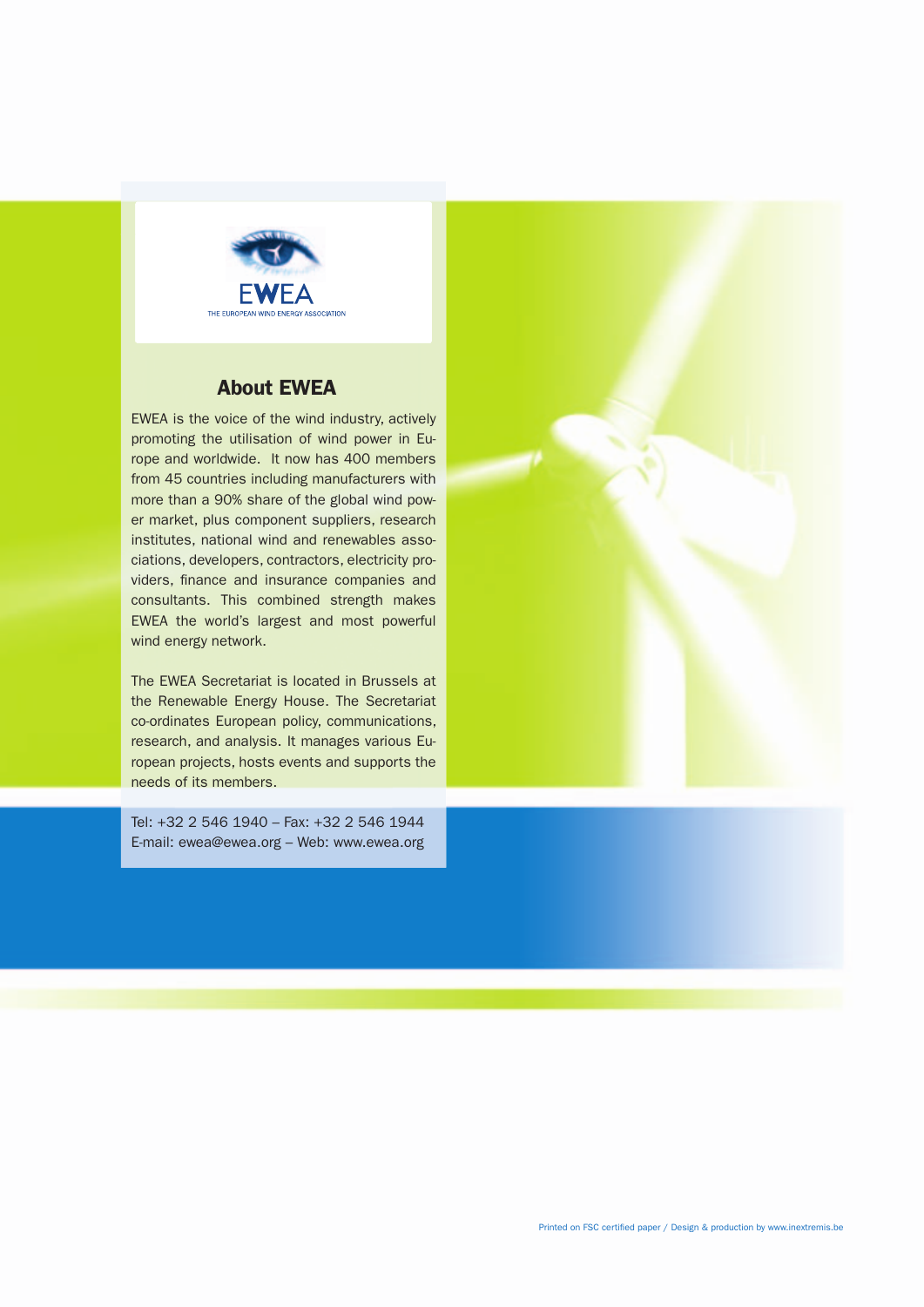EWEA

THE EUROPEAN WIND ENERGY ASSOCIATION

## About EWEA

EWEA is the voice of the wind industry, actively promoting the utilisation of wind power in Europe and worldwide. It now has 400 members from 45 countries including manufacturers with more than a 90% share of the global wind power market, plus component suppliers, research institutes, national wind and renewables associations, developers, contractors, electricity providers, finance and insurance companies and consultants. This combined strength makes EWEA the world's largest and most powerful wind energy network.

The EWEA Secretariat is located in Brussels at the Renewable Energy House. The Secretariat co-ordinates European policy, communications, research, and analysis. It manages various European projects, hosts events and supports the needs of its members.

Tel: +32 2 546 1940 – Fax: +32 2 546 1944
E-mail: ewea@ewea.org – Web: www.ewea.org

Printed on FSC certified paper / Design & production by www.inextremis.be